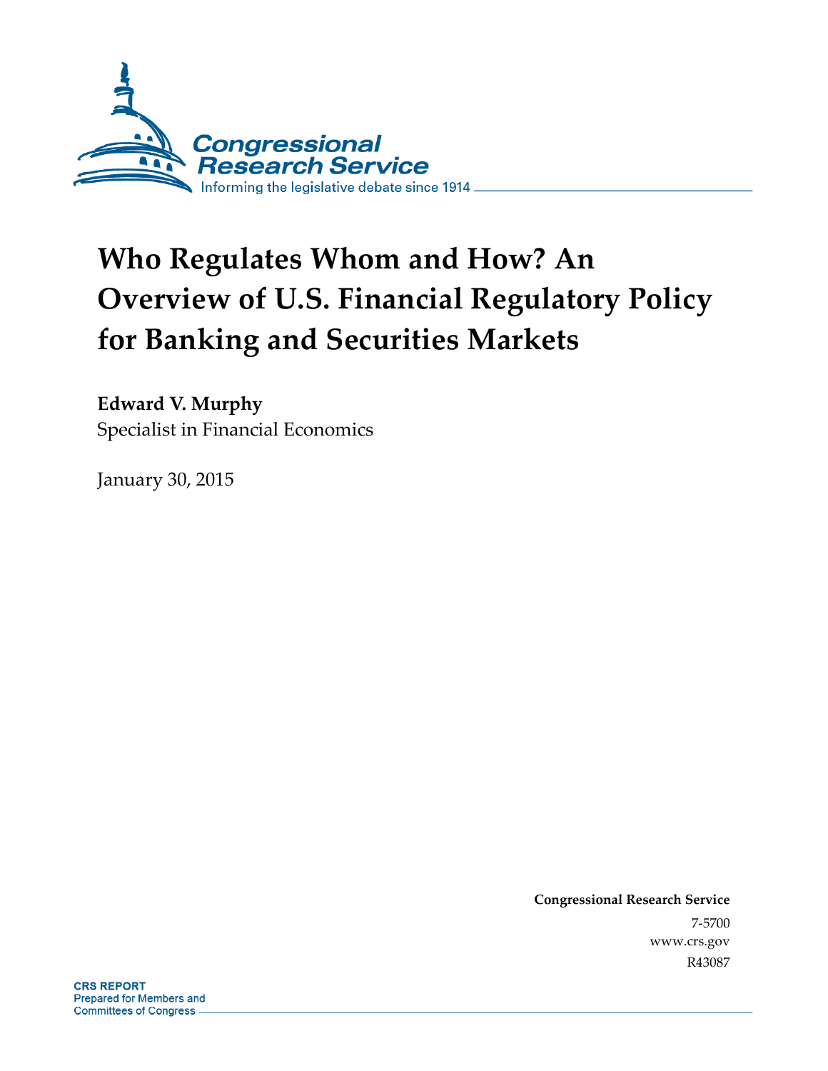Congressional Research Service

Informing the legislative debate since 1914

# Who Regulates Whom and How? An Overview of U.S. Financial Regulatory Policy for Banking and Securities Markets

**Edward V. Murphy**
Specialist in Financial Economics

January 30, 2015

**Congressional Research Service**
7-5700
www.crs.gov
R43087

**CRS REPORT**
Prepared for Members and Committees of Congress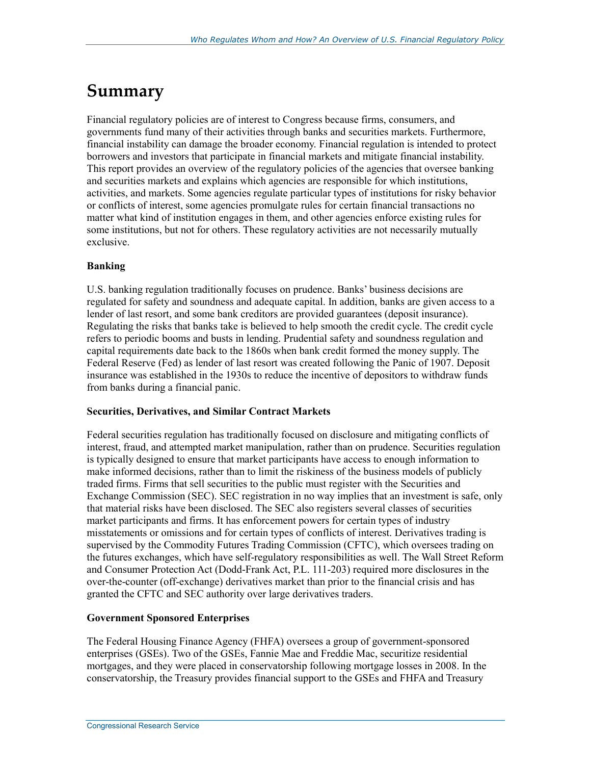# Summary

Financial regulatory policies are of interest to Congress because firms, consumers, and governments fund many of their activities through banks and securities markets. Furthermore, financial instability can damage the broader economy. Financial regulation is intended to protect borrowers and investors that participate in financial markets and mitigate financial instability. This report provides an overview of the regulatory policies of the agencies that oversee banking and securities markets and explains which agencies are responsible for which institutions, activities, and markets. Some agencies regulate particular types of institutions for risky behavior or conflicts of interest, some agencies promulgate rules for certain financial transactions no matter what kind of institution engages in them, and other agencies enforce existing rules for some institutions, but not for others. These regulatory activities are not necessarily mutually exclusive.

**Banking**

U.S. banking regulation traditionally focuses on prudence. Banks' business decisions are regulated for safety and soundness and adequate capital. In addition, banks are given access to a lender of last resort, and some bank creditors are provided guarantees (deposit insurance). Regulating the risks that banks take is believed to help smooth the credit cycle. The credit cycle refers to periodic booms and busts in lending. Prudential safety and soundness regulation and capital requirements date back to the 1860s when bank credit formed the money supply. The Federal Reserve (Fed) as lender of last resort was created following the Panic of 1907. Deposit insurance was established in the 1930s to reduce the incentive of depositors to withdraw funds from banks during a financial panic.

**Securities, Derivatives, and Similar Contract Markets**

Federal securities regulation has traditionally focused on disclosure and mitigating conflicts of interest, fraud, and attempted market manipulation, rather than on prudence. Securities regulation is typically designed to ensure that market participants have access to enough information to make informed decisions, rather than to limit the riskiness of the business models of publicly traded firms. Firms that sell securities to the public must register with the Securities and Exchange Commission (SEC). SEC registration in no way implies that an investment is safe, only that material risks have been disclosed. The SEC also registers several classes of securities market participants and firms. It has enforcement powers for certain types of industry misstatements or omissions and for certain types of conflicts of interest. Derivatives trading is supervised by the Commodity Futures Trading Commission (CFTC), which oversees trading on the futures exchanges, which have self-regulatory responsibilities as well. The Wall Street Reform and Consumer Protection Act (Dodd-Frank Act, P.L. 111-203) required more disclosures in the over-the-counter (off-exchange) derivatives market than prior to the financial crisis and has granted the CFTC and SEC authority over large derivatives traders.

**Government Sponsored Enterprises**

The Federal Housing Finance Agency (FHFA) oversees a group of government-sponsored enterprises (GSEs). Two of the GSEs, Fannie Mae and Freddie Mac, securitize residential mortgages, and they were placed in conservatorship following mortgage losses in 2008. In the conservatorship, the Treasury provides financial support to the GSEs and FHFA and Treasury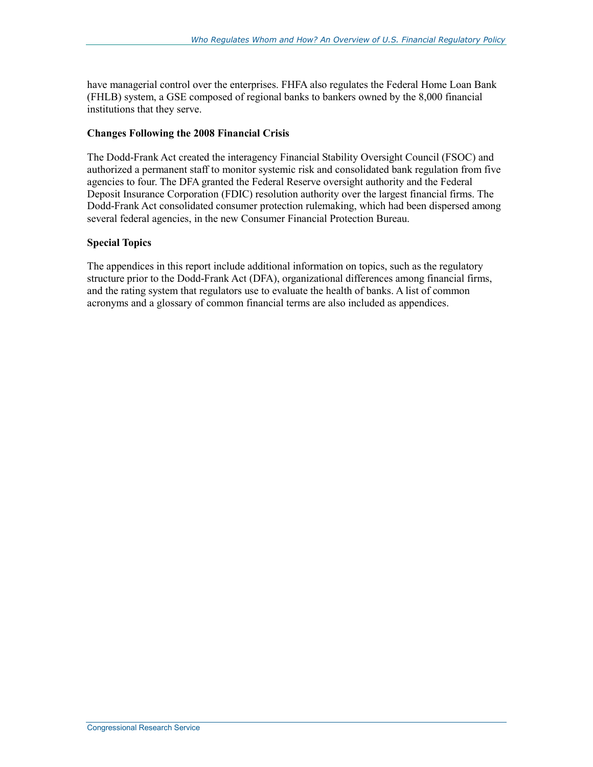have managerial control over the enterprises. FHFA also regulates the Federal Home Loan Bank (FHLB) system, a GSE composed of regional banks to bankers owned by the 8,000 financial institutions that they serve.

**Changes Following the 2008 Financial Crisis**

The Dodd-Frank Act created the interagency Financial Stability Oversight Council (FSOC) and authorized a permanent staff to monitor systemic risk and consolidated bank regulation from five agencies to four. The DFA granted the Federal Reserve oversight authority and the Federal Deposit Insurance Corporation (FDIC) resolution authority over the largest financial firms. The Dodd-Frank Act consolidated consumer protection rulemaking, which had been dispersed among several federal agencies, in the new Consumer Financial Protection Bureau.

**Special Topics**

The appendices in this report include additional information on topics, such as the regulatory structure prior to the Dodd-Frank Act (DFA), organizational differences among financial firms, and the rating system that regulators use to evaluate the health of banks. A list of common acronyms and a glossary of common financial terms are also included as appendices.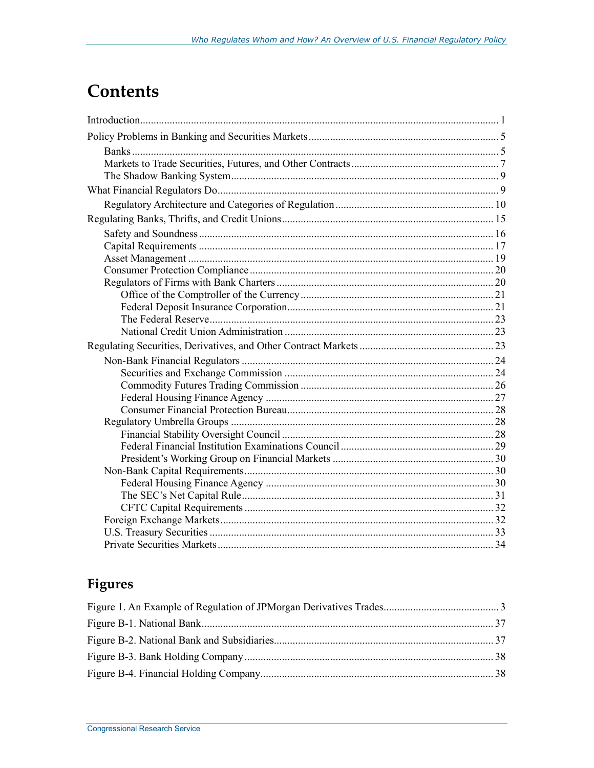# Contents

Introduction ..... 1

Policy Problems in Banking and Securities Markets ..... 5

- Banks ..... 5
- Markets to Trade Securities, Futures, and Other Contracts ..... 7
- The Shadow Banking System ..... 9

What Financial Regulators Do ..... 9

- Regulatory Architecture and Categories of Regulation ..... 10

Regulating Banks, Thrifts, and Credit Unions ..... 15

- Safety and Soundness ..... 16
- Capital Requirements ..... 17
- Asset Management ..... 19
- Consumer Protection Compliance ..... 20
- Regulators of Firms with Bank Charters ..... 20
  - Office of the Comptroller of the Currency ..... 21
  - Federal Deposit Insurance Corporation ..... 21
  - The Federal Reserve ..... 23
  - National Credit Union Administration ..... 23

Regulating Securities, Derivatives, and Other Contract Markets ..... 23

- Non-Bank Financial Regulators ..... 24
  - Securities and Exchange Commission ..... 24
  - Commodity Futures Trading Commission ..... 26
  - Federal Housing Finance Agency ..... 27
  - Consumer Financial Protection Bureau ..... 28
- Regulatory Umbrella Groups ..... 28
  - Financial Stability Oversight Council ..... 28
  - Federal Financial Institution Examinations Council ..... 29
  - President's Working Group on Financial Markets ..... 30
- Non-Bank Capital Requirements ..... 30
  - Federal Housing Finance Agency ..... 30
  - The SEC's Net Capital Rule ..... 31
  - CFTC Capital Requirements ..... 32
- Foreign Exchange Markets ..... 32
- U.S. Treasury Securities ..... 33
- Private Securities Markets ..... 34

## Figures

Figure 1. An Example of Regulation of JPMorgan Derivatives Trades ..... 3

Figure B-1. National Bank ..... 37

Figure B-2. National Bank and Subsidiaries ..... 37

Figure B-3. Bank Holding Company ..... 38

Figure B-4. Financial Holding Company ..... 38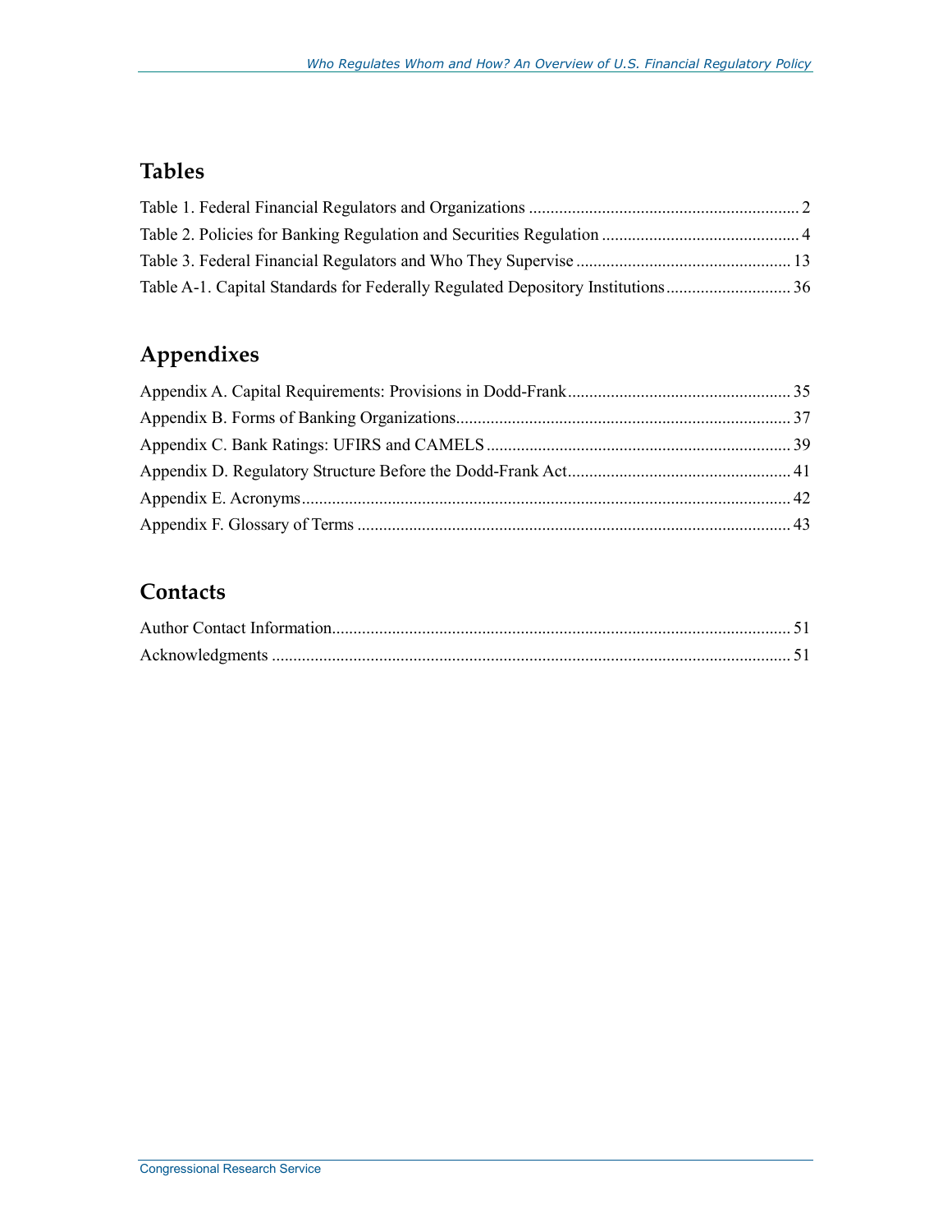## Tables

Table 1. Federal Financial Regulators and Organizations ............................................................... 2

Table 2. Policies for Banking Regulation and Securities Regulation ............................................. 4

Table 3. Federal Financial Regulators and Who They Supervise .................................................. 13

Table A-1. Capital Standards for Federally Regulated Depository Institutions ............................. 36

## Appendixes

Appendix A. Capital Requirements: Provisions in Dodd-Frank .................................................... 35

Appendix B. Forms of Banking Organizations ............................................................................. 37

Appendix C. Bank Ratings: UFIRS and CAMELS ....................................................................... 39

Appendix D. Regulatory Structure Before the Dodd-Frank Act .................................................... 41

Appendix E. Acronyms .................................................................................................................. 42

Appendix F. Glossary of Terms ..................................................................................................... 43

## Contacts

Author Contact Information ........................................................................................................... 51

Acknowledgments .......................................................................................................................... 51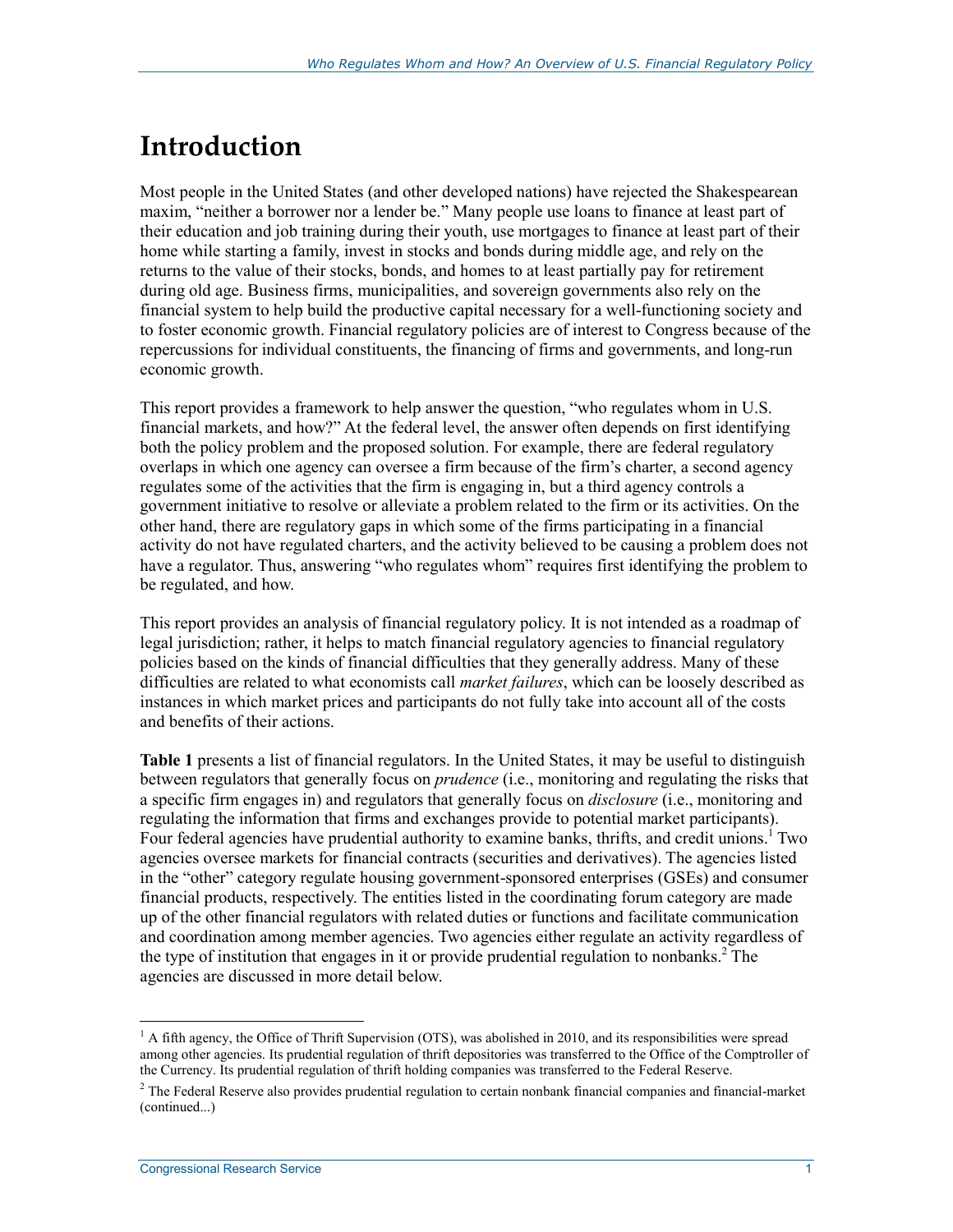# Introduction

Most people in the United States (and other developed nations) have rejected the Shakespearean maxim, "neither a borrower nor a lender be." Many people use loans to finance at least part of their education and job training during their youth, use mortgages to finance at least part of their home while starting a family, invest in stocks and bonds during middle age, and rely on the returns to the value of their stocks, bonds, and homes to at least partially pay for retirement during old age. Business firms, municipalities, and sovereign governments also rely on the financial system to help build the productive capital necessary for a well-functioning society and to foster economic growth. Financial regulatory policies are of interest to Congress because of the repercussions for individual constituents, the financing of firms and governments, and long-run economic growth.

This report provides a framework to help answer the question, "who regulates whom in U.S. financial markets, and how?" At the federal level, the answer often depends on first identifying both the policy problem and the proposed solution. For example, there are federal regulatory overlaps in which one agency can oversee a firm because of the firm's charter, a second agency regulates some of the activities that the firm is engaging in, but a third agency controls a government initiative to resolve or alleviate a problem related to the firm or its activities. On the other hand, there are regulatory gaps in which some of the firms participating in a financial activity do not have regulated charters, and the activity believed to be causing a problem does not have a regulator. Thus, answering "who regulates whom" requires first identifying the problem to be regulated, and how.

This report provides an analysis of financial regulatory policy. It is not intended as a roadmap of legal jurisdiction; rather, it helps to match financial regulatory agencies to financial regulatory policies based on the kinds of financial difficulties that they generally address. Many of these difficulties are related to what economists call *market failures*, which can be loosely described as instances in which market prices and participants do not fully take into account all of the costs and benefits of their actions.

**Table 1** presents a list of financial regulators. In the United States, it may be useful to distinguish between regulators that generally focus on *prudence* (i.e., monitoring and regulating the risks that a specific firm engages in) and regulators that generally focus on *disclosure* (i.e., monitoring and regulating the information that firms and exchanges provide to potential market participants). Four federal agencies have prudential authority to examine banks, thrifts, and credit unions.[1] Two agencies oversee markets for financial contracts (securities and derivatives). The agencies listed in the "other" category regulate housing government-sponsored enterprises (GSEs) and consumer financial products, respectively. The entities listed in the coordinating forum category are made up of the other financial regulators with related duties or functions and facilitate communication and coordination among member agencies. Two agencies either regulate an activity regardless of the type of institution that engages in it or provide prudential regulation to nonbanks.[2] The agencies are discussed in more detail below.

[1] A fifth agency, the Office of Thrift Supervision (OTS), was abolished in 2010, and its responsibilities were spread among other agencies. Its prudential regulation of thrift depositories was transferred to the Office of the Comptroller of the Currency. Its prudential regulation of thrift holding companies was transferred to the Federal Reserve.

[2] The Federal Reserve also provides prudential regulation to certain nonbank financial companies and financial-market (continued...)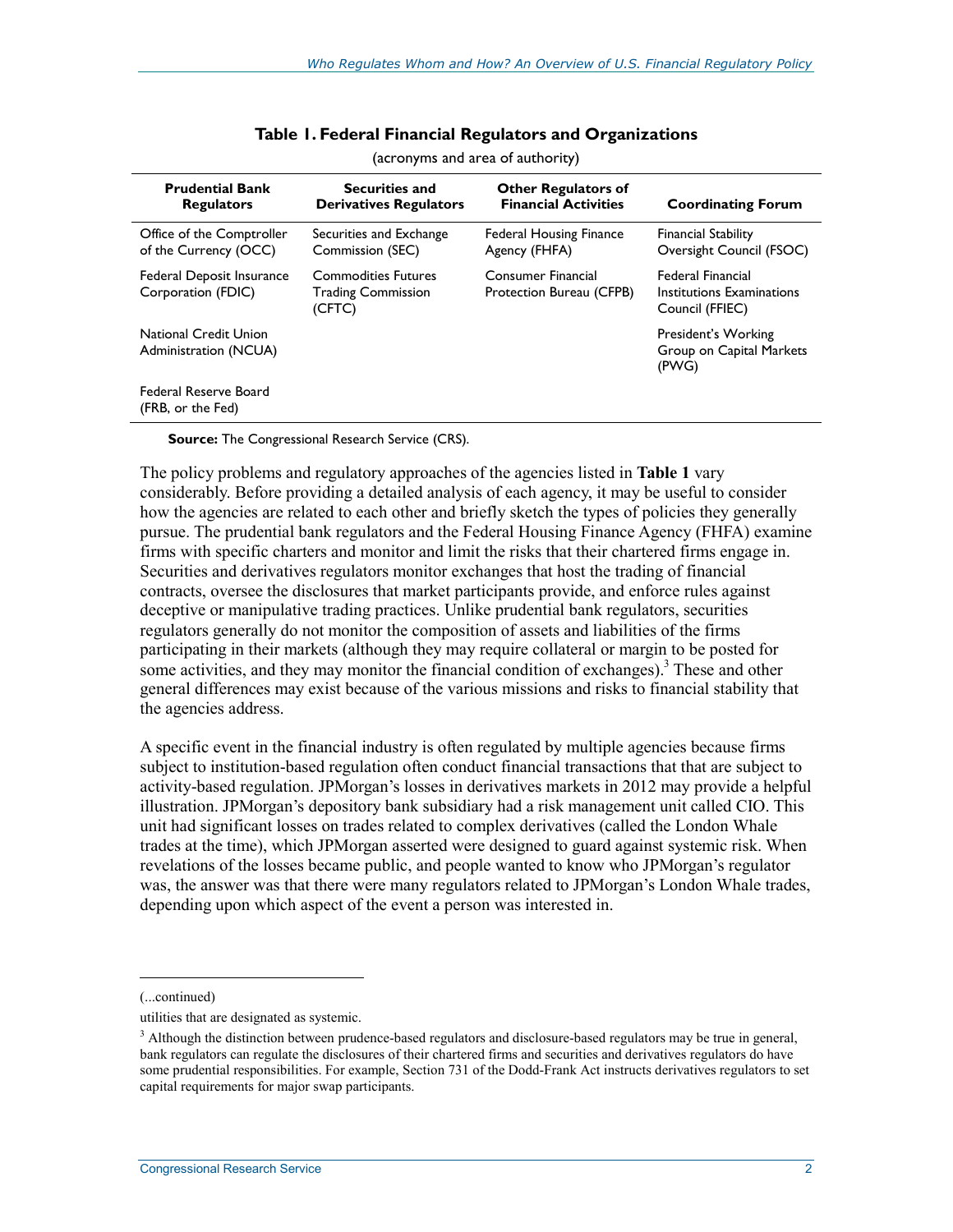**Table 1. Federal Financial Regulators and Organizations**

(acronyms and area of authority)

| Prudential Bank Regulators | Securities and Derivatives Regulators | Other Regulators of Financial Activities | Coordinating Forum |
|---|---|---|---|
| Office of the Comptroller of the Currency (OCC) | Securities and Exchange Commission (SEC) | Federal Housing Finance Agency (FHFA) | Financial Stability Oversight Council (FSOC) |
| Federal Deposit Insurance Corporation (FDIC) | Commodities Futures Trading Commission (CFTC) | Consumer Financial Protection Bureau (CFPB) | Federal Financial Institutions Examinations Council (FFIEC) |
| National Credit Union Administration (NCUA) | | | President's Working Group on Capital Markets (PWG) |
| Federal Reserve Board (FRB, or the Fed) | | | |

**Source:** The Congressional Research Service (CRS).

The policy problems and regulatory approaches of the agencies listed in **Table 1** vary considerably. Before providing a detailed analysis of each agency, it may be useful to consider how the agencies are related to each other and briefly sketch the types of policies they generally pursue. The prudential bank regulators and the Federal Housing Finance Agency (FHFA) examine firms with specific charters and monitor and limit the risks that their chartered firms engage in. Securities and derivatives regulators monitor exchanges that host the trading of financial contracts, oversee the disclosures that market participants provide, and enforce rules against deceptive or manipulative trading practices. Unlike prudential bank regulators, securities regulators generally do not monitor the composition of assets and liabilities of the firms participating in their markets (although they may require collateral or margin to be posted for some activities, and they may monitor the financial condition of exchanges).[3] These and other general differences may exist because of the various missions and risks to financial stability that the agencies address.

A specific event in the financial industry is often regulated by multiple agencies because firms subject to institution-based regulation often conduct financial transactions that that are subject to activity-based regulation. JPMorgan's losses in derivatives markets in 2012 may provide a helpful illustration. JPMorgan's depository bank subsidiary had a risk management unit called CIO. This unit had significant losses on trades related to complex derivatives (called the London Whale trades at the time), which JPMorgan asserted were designed to guard against systemic risk. When revelations of the losses became public, and people wanted to know who JPMorgan's regulator was, the answer was that there were many regulators related to JPMorgan's London Whale trades, depending upon which aspect of the event a person was interested in.

---

(...continued)

utilities that are designated as systemic.

[3] Although the distinction between prudence-based regulators and disclosure-based regulators may be true in general, bank regulators can regulate the disclosures of their chartered firms and securities and derivatives regulators do have some prudential responsibilities. For example, Section 731 of the Dodd-Frank Act instructs derivatives regulators to set capital requirements for major swap participants.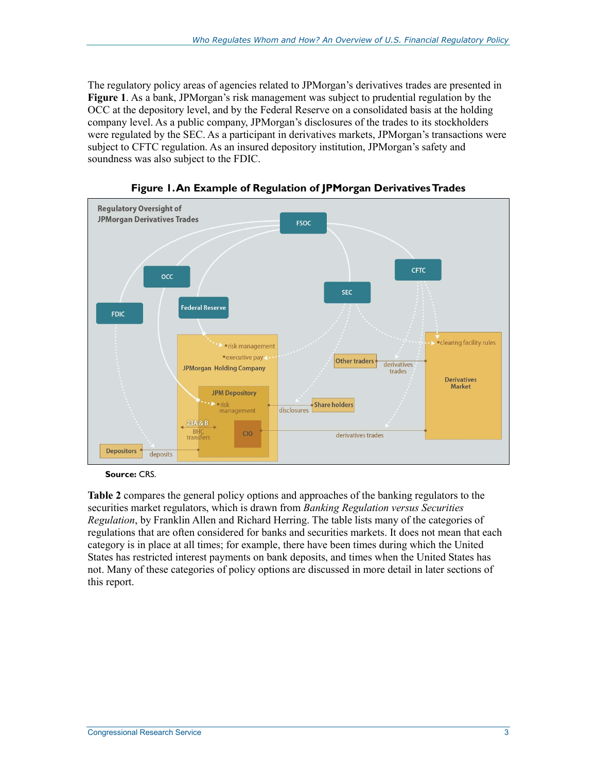The regulatory policy areas of agencies related to JPMorgan's derivatives trades are presented in **Figure 1**. As a bank, JPMorgan's risk management was subject to prudential regulation by the OCC at the depository level, and by the Federal Reserve on a consolidated basis at the holding company level. As a public company, JPMorgan's disclosures of the trades to its stockholders were regulated by the SEC. As a participant in derivatives markets, JPMorgan's transactions were subject to CFTC regulation. As an insured depository institution, JPMorgan's safety and soundness was also subject to the FDIC.

**Figure 1. An Example of Regulation of JPMorgan Derivatives Trades**

**Source:** CRS.

**Table 2** compares the general policy options and approaches of the banking regulators to the securities market regulators, which is drawn from *Banking Regulation versus Securities Regulation*, by Franklin Allen and Richard Herring. The table lists many of the categories of regulations that are often considered for banks and securities markets. It does not mean that each category is in place at all times; for example, there have been times during which the United States has restricted interest payments on bank deposits, and times when the United States has not. Many of these categories of policy options are discussed in more detail in later sections of this report.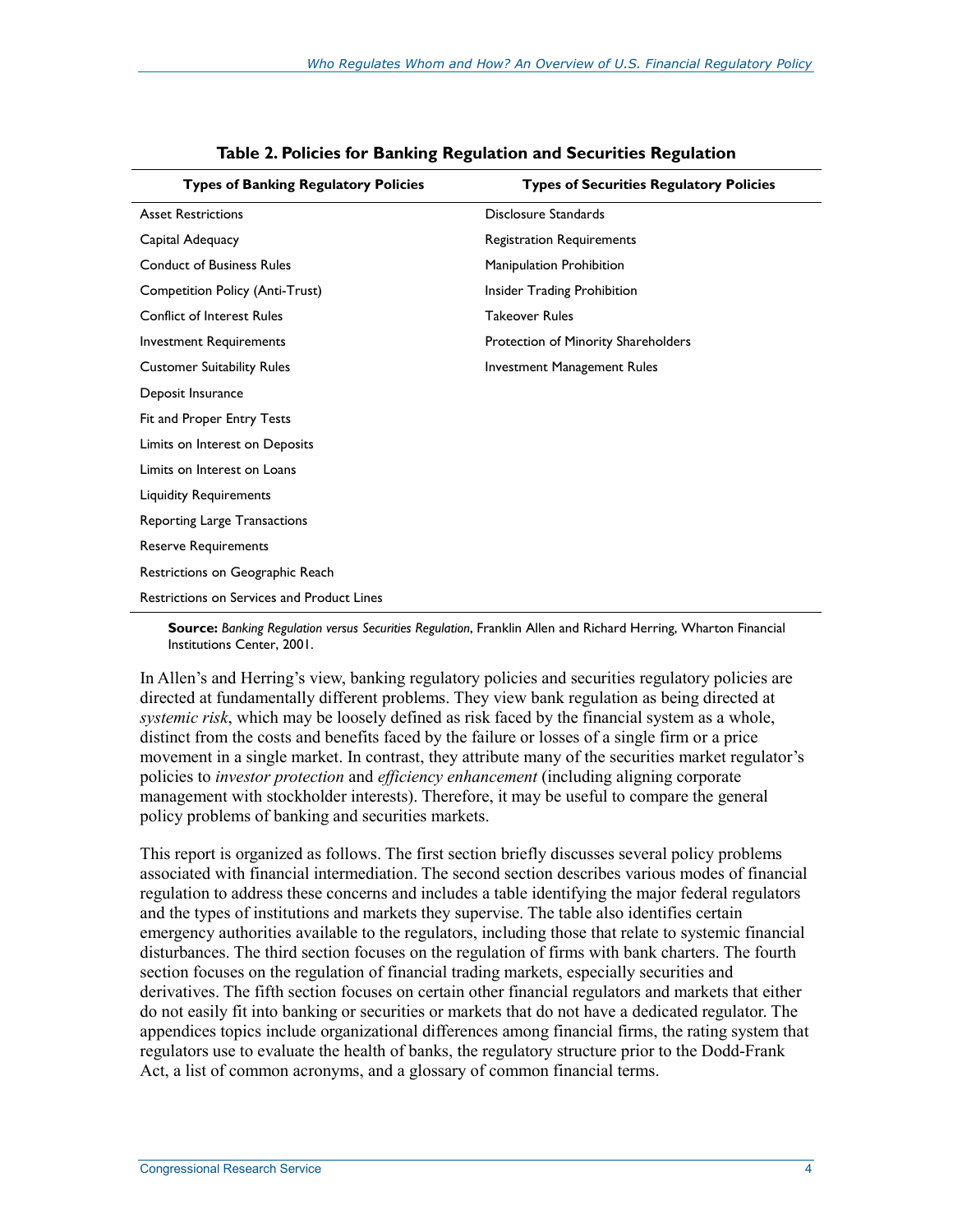**Table 2. Policies for Banking Regulation and Securities Regulation**

| Types of Banking Regulatory Policies | Types of Securities Regulatory Policies |
|---|---|
| Asset Restrictions | Disclosure Standards |
| Capital Adequacy | Registration Requirements |
| Conduct of Business Rules | Manipulation Prohibition |
| Competition Policy (Anti-Trust) | Insider Trading Prohibition |
| Conflict of Interest Rules | Takeover Rules |
| Investment Requirements | Protection of Minority Shareholders |
| Customer Suitability Rules | Investment Management Rules |
| Deposit Insurance | |
| Fit and Proper Entry Tests | |
| Limits on Interest on Deposits | |
| Limits on Interest on Loans | |
| Liquidity Requirements | |
| Reporting Large Transactions | |
| Reserve Requirements | |
| Restrictions on Geographic Reach | |
| Restrictions on Services and Product Lines | |

**Source:** *Banking Regulation versus Securities Regulation*, Franklin Allen and Richard Herring, Wharton Financial Institutions Center, 2001.

In Allen's and Herring's view, banking regulatory policies and securities regulatory policies are directed at fundamentally different problems. They view bank regulation as being directed at *systemic risk*, which may be loosely defined as risk faced by the financial system as a whole, distinct from the costs and benefits faced by the failure or losses of a single firm or a price movement in a single market. In contrast, they attribute many of the securities market regulator's policies to *investor protection* and *efficiency enhancement* (including aligning corporate management with stockholder interests). Therefore, it may be useful to compare the general policy problems of banking and securities markets.

This report is organized as follows. The first section briefly discusses several policy problems associated with financial intermediation. The second section describes various modes of financial regulation to address these concerns and includes a table identifying the major federal regulators and the types of institutions and markets they supervise. The table also identifies certain emergency authorities available to the regulators, including those that relate to systemic financial disturbances. The third section focuses on the regulation of firms with bank charters. The fourth section focuses on the regulation of financial trading markets, especially securities and derivatives. The fifth section focuses on certain other financial regulators and markets that either do not easily fit into banking or securities or markets that do not have a dedicated regulator. The appendices topics include organizational differences among financial firms, the rating system that regulators use to evaluate the health of banks, the regulatory structure prior to the Dodd-Frank Act, a list of common acronyms, and a glossary of common financial terms.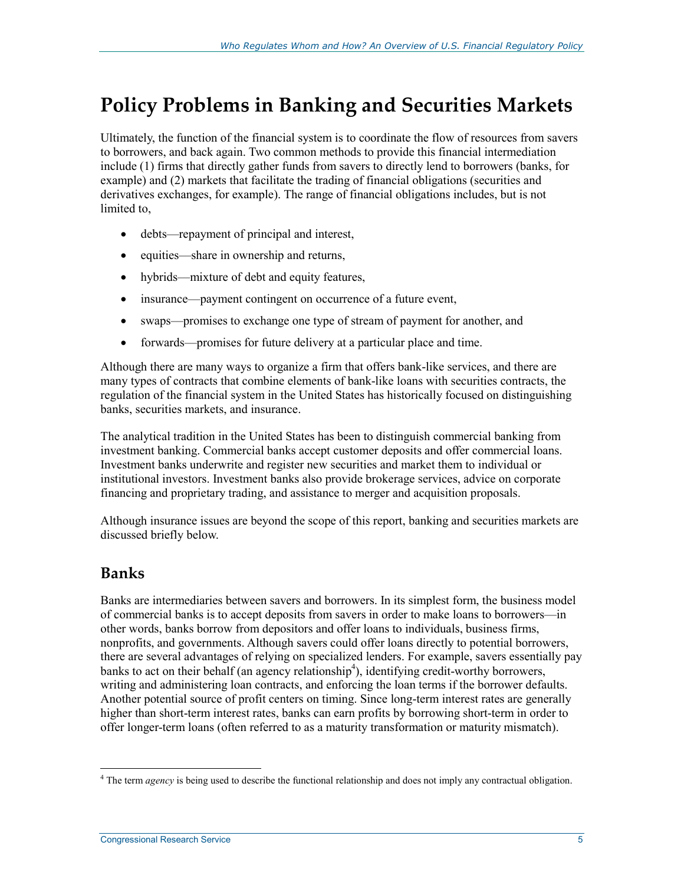# Policy Problems in Banking and Securities Markets

Ultimately, the function of the financial system is to coordinate the flow of resources from savers to borrowers, and back again. Two common methods to provide this financial intermediation include (1) firms that directly gather funds from savers to directly lend to borrowers (banks, for example) and (2) markets that facilitate the trading of financial obligations (securities and derivatives exchanges, for example). The range of financial obligations includes, but is not limited to,

- debts—repayment of principal and interest,
- equities—share in ownership and returns,
- hybrids—mixture of debt and equity features,
- insurance—payment contingent on occurrence of a future event,
- swaps—promises to exchange one type of stream of payment for another, and
- forwards—promises for future delivery at a particular place and time.

Although there are many ways to organize a firm that offers bank-like services, and there are many types of contracts that combine elements of bank-like loans with securities contracts, the regulation of the financial system in the United States has historically focused on distinguishing banks, securities markets, and insurance.

The analytical tradition in the United States has been to distinguish commercial banking from investment banking. Commercial banks accept customer deposits and offer commercial loans. Investment banks underwrite and register new securities and market them to individual or institutional investors. Investment banks also provide brokerage services, advice on corporate financing and proprietary trading, and assistance to merger and acquisition proposals.

Although insurance issues are beyond the scope of this report, banking and securities markets are discussed briefly below.

## Banks

Banks are intermediaries between savers and borrowers. In its simplest form, the business model of commercial banks is to accept deposits from savers in order to make loans to borrowers—in other words, banks borrow from depositors and offer loans to individuals, business firms, nonprofits, and governments. Although savers could offer loans directly to potential borrowers, there are several advantages of relying on specialized lenders. For example, savers essentially pay banks to act on their behalf (an agency relationship[4]), identifying credit-worthy borrowers, writing and administering loan contracts, and enforcing the loan terms if the borrower defaults. Another potential source of profit centers on timing. Since long-term interest rates are generally higher than short-term interest rates, banks can earn profits by borrowing short-term in order to offer longer-term loans (often referred to as a maturity transformation or maturity mismatch).

[4] The term *agency* is being used to describe the functional relationship and does not imply any contractual obligation.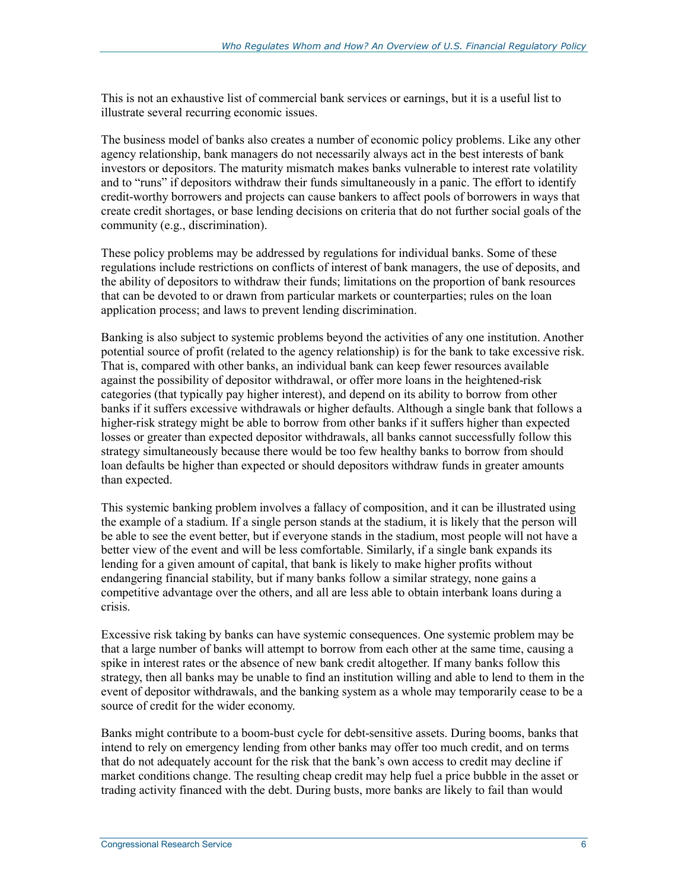This is not an exhaustive list of commercial bank services or earnings, but it is a useful list to illustrate several recurring economic issues.

The business model of banks also creates a number of economic policy problems. Like any other agency relationship, bank managers do not necessarily always act in the best interests of bank investors or depositors. The maturity mismatch makes banks vulnerable to interest rate volatility and to "runs" if depositors withdraw their funds simultaneously in a panic. The effort to identify credit-worthy borrowers and projects can cause bankers to affect pools of borrowers in ways that create credit shortages, or base lending decisions on criteria that do not further social goals of the community (e.g., discrimination).

These policy problems may be addressed by regulations for individual banks. Some of these regulations include restrictions on conflicts of interest of bank managers, the use of deposits, and the ability of depositors to withdraw their funds; limitations on the proportion of bank resources that can be devoted to or drawn from particular markets or counterparties; rules on the loan application process; and laws to prevent lending discrimination.

Banking is also subject to systemic problems beyond the activities of any one institution. Another potential source of profit (related to the agency relationship) is for the bank to take excessive risk. That is, compared with other banks, an individual bank can keep fewer resources available against the possibility of depositor withdrawal, or offer more loans in the heightened-risk categories (that typically pay higher interest), and depend on its ability to borrow from other banks if it suffers excessive withdrawals or higher defaults. Although a single bank that follows a higher-risk strategy might be able to borrow from other banks if it suffers higher than expected losses or greater than expected depositor withdrawals, all banks cannot successfully follow this strategy simultaneously because there would be too few healthy banks to borrow from should loan defaults be higher than expected or should depositors withdraw funds in greater amounts than expected.

This systemic banking problem involves a fallacy of composition, and it can be illustrated using the example of a stadium. If a single person stands at the stadium, it is likely that the person will be able to see the event better, but if everyone stands in the stadium, most people will not have a better view of the event and will be less comfortable. Similarly, if a single bank expands its lending for a given amount of capital, that bank is likely to make higher profits without endangering financial stability, but if many banks follow a similar strategy, none gains a competitive advantage over the others, and all are less able to obtain interbank loans during a crisis.

Excessive risk taking by banks can have systemic consequences. One systemic problem may be that a large number of banks will attempt to borrow from each other at the same time, causing a spike in interest rates or the absence of new bank credit altogether. If many banks follow this strategy, then all banks may be unable to find an institution willing and able to lend to them in the event of depositor withdrawals, and the banking system as a whole may temporarily cease to be a source of credit for the wider economy.

Banks might contribute to a boom-bust cycle for debt-sensitive assets. During booms, banks that intend to rely on emergency lending from other banks may offer too much credit, and on terms that do not adequately account for the risk that the bank's own access to credit may decline if market conditions change. The resulting cheap credit may help fuel a price bubble in the asset or trading activity financed with the debt. During busts, more banks are likely to fail than would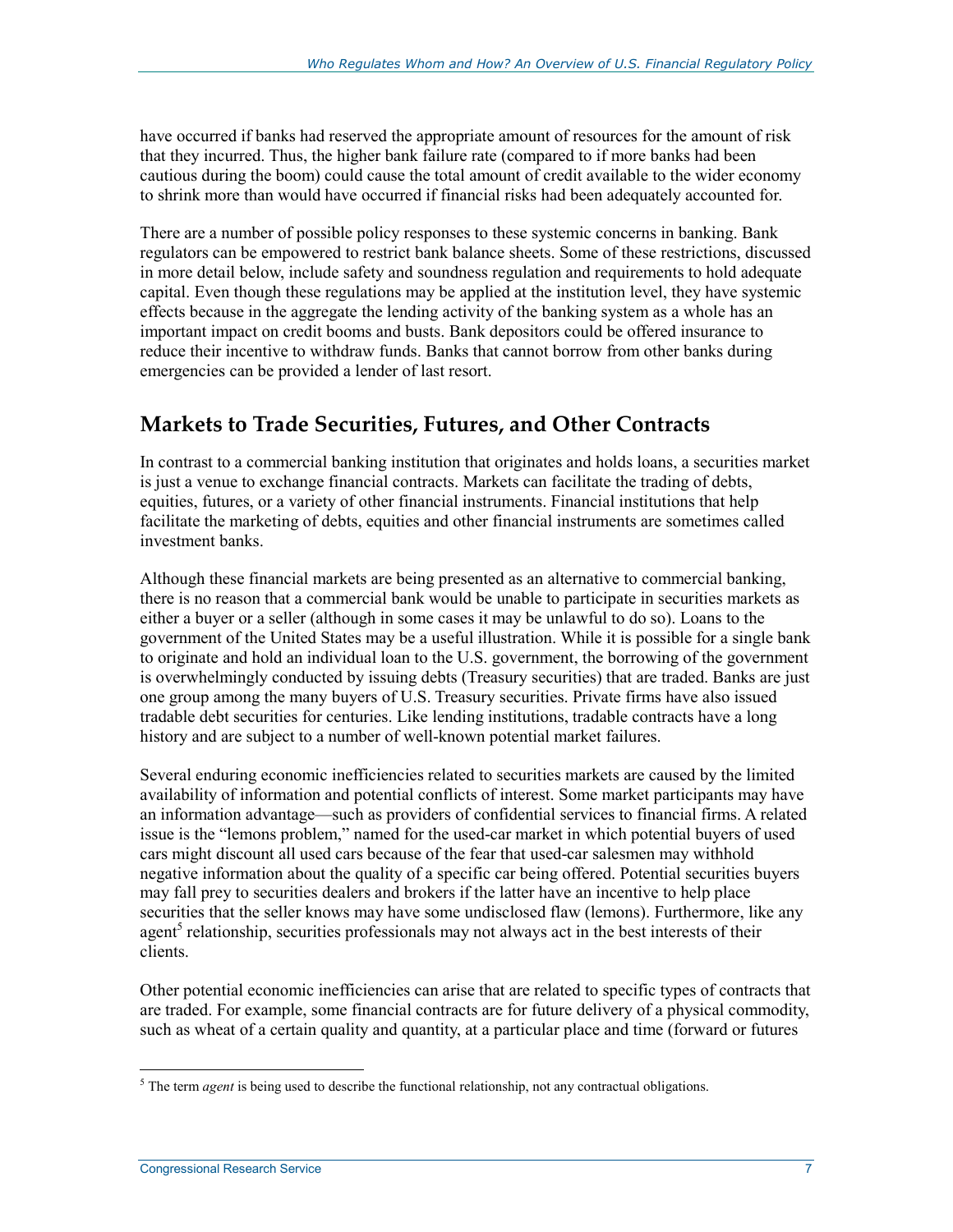have occurred if banks had reserved the appropriate amount of resources for the amount of risk that they incurred. Thus, the higher bank failure rate (compared to if more banks had been cautious during the boom) could cause the total amount of credit available to the wider economy to shrink more than would have occurred if financial risks had been adequately accounted for.

There are a number of possible policy responses to these systemic concerns in banking. Bank regulators can be empowered to restrict bank balance sheets. Some of these restrictions, discussed in more detail below, include safety and soundness regulation and requirements to hold adequate capital. Even though these regulations may be applied at the institution level, they have systemic effects because in the aggregate the lending activity of the banking system as a whole has an important impact on credit booms and busts. Bank depositors could be offered insurance to reduce their incentive to withdraw funds. Banks that cannot borrow from other banks during emergencies can be provided a lender of last resort.

## Markets to Trade Securities, Futures, and Other Contracts

In contrast to a commercial banking institution that originates and holds loans, a securities market is just a venue to exchange financial contracts. Markets can facilitate the trading of debts, equities, futures, or a variety of other financial instruments. Financial institutions that help facilitate the marketing of debts, equities and other financial instruments are sometimes called investment banks.

Although these financial markets are being presented as an alternative to commercial banking, there is no reason that a commercial bank would be unable to participate in securities markets as either a buyer or a seller (although in some cases it may be unlawful to do so). Loans to the government of the United States may be a useful illustration. While it is possible for a single bank to originate and hold an individual loan to the U.S. government, the borrowing of the government is overwhelmingly conducted by issuing debts (Treasury securities) that are traded. Banks are just one group among the many buyers of U.S. Treasury securities. Private firms have also issued tradable debt securities for centuries. Like lending institutions, tradable contracts have a long history and are subject to a number of well-known potential market failures.

Several enduring economic inefficiencies related to securities markets are caused by the limited availability of information and potential conflicts of interest. Some market participants may have an information advantage—such as providers of confidential services to financial firms. A related issue is the "lemons problem," named for the used-car market in which potential buyers of used cars might discount all used cars because of the fear that used-car salesmen may withhold negative information about the quality of a specific car being offered. Potential securities buyers may fall prey to securities dealers and brokers if the latter have an incentive to help place securities that the seller knows may have some undisclosed flaw (lemons). Furthermore, like any agent[5] relationship, securities professionals may not always act in the best interests of their clients.

Other potential economic inefficiencies can arise that are related to specific types of contracts that are traded. For example, some financial contracts are for future delivery of a physical commodity, such as wheat of a certain quality and quantity, at a particular place and time (forward or futures

[5] The term *agent* is being used to describe the functional relationship, not any contractual obligations.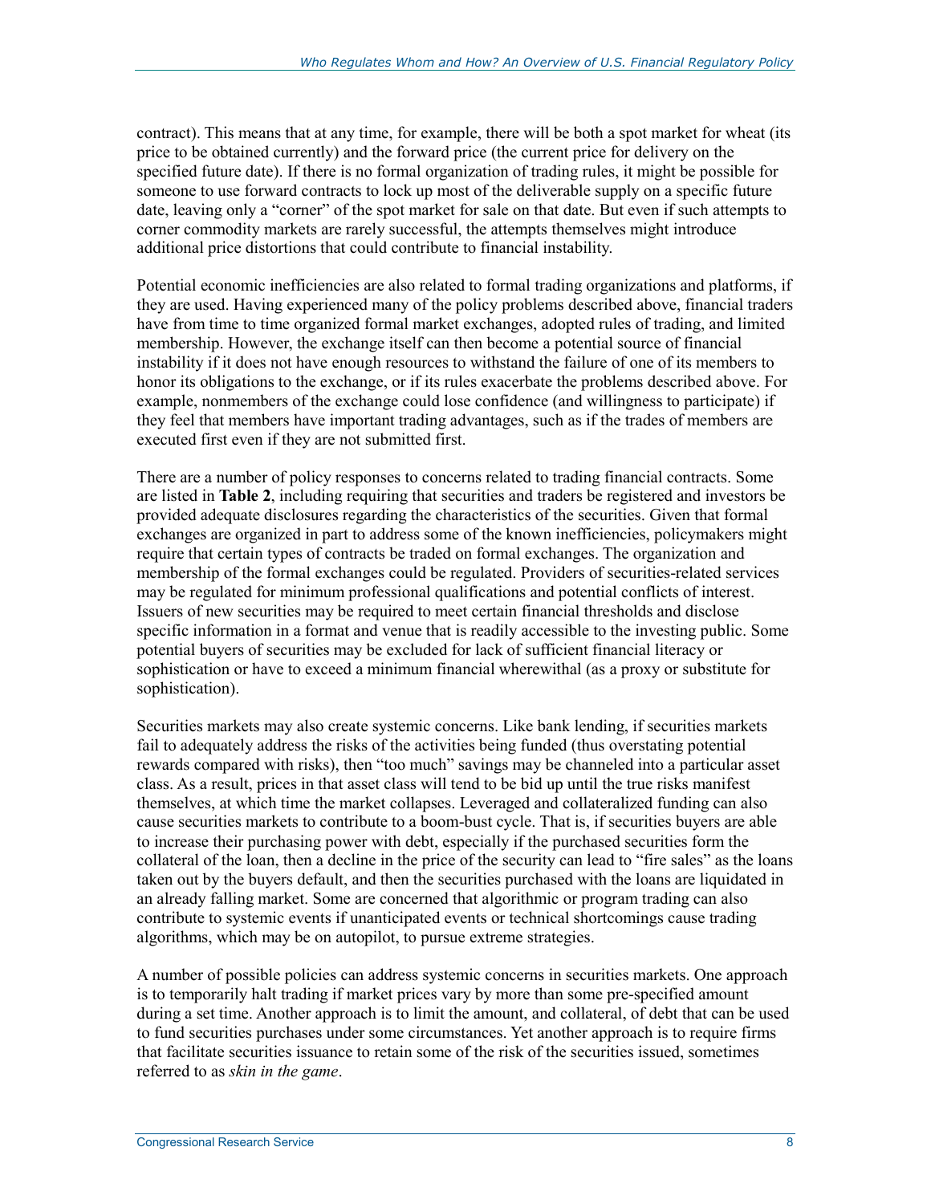contract). This means that at any time, for example, there will be both a spot market for wheat (its price to be obtained currently) and the forward price (the current price for delivery on the specified future date). If there is no formal organization of trading rules, it might be possible for someone to use forward contracts to lock up most of the deliverable supply on a specific future date, leaving only a "corner" of the spot market for sale on that date. But even if such attempts to corner commodity markets are rarely successful, the attempts themselves might introduce additional price distortions that could contribute to financial instability.

Potential economic inefficiencies are also related to formal trading organizations and platforms, if they are used. Having experienced many of the policy problems described above, financial traders have from time to time organized formal market exchanges, adopted rules of trading, and limited membership. However, the exchange itself can then become a potential source of financial instability if it does not have enough resources to withstand the failure of one of its members to honor its obligations to the exchange, or if its rules exacerbate the problems described above. For example, nonmembers of the exchange could lose confidence (and willingness to participate) if they feel that members have important trading advantages, such as if the trades of members are executed first even if they are not submitted first.

There are a number of policy responses to concerns related to trading financial contracts. Some are listed in **Table 2**, including requiring that securities and traders be registered and investors be provided adequate disclosures regarding the characteristics of the securities. Given that formal exchanges are organized in part to address some of the known inefficiencies, policymakers might require that certain types of contracts be traded on formal exchanges. The organization and membership of the formal exchanges could be regulated. Providers of securities-related services may be regulated for minimum professional qualifications and potential conflicts of interest. Issuers of new securities may be required to meet certain financial thresholds and disclose specific information in a format and venue that is readily accessible to the investing public. Some potential buyers of securities may be excluded for lack of sufficient financial literacy or sophistication or have to exceed a minimum financial wherewithal (as a proxy or substitute for sophistication).

Securities markets may also create systemic concerns. Like bank lending, if securities markets fail to adequately address the risks of the activities being funded (thus overstating potential rewards compared with risks), then "too much" savings may be channeled into a particular asset class. As a result, prices in that asset class will tend to be bid up until the true risks manifest themselves, at which time the market collapses. Leveraged and collateralized funding can also cause securities markets to contribute to a boom-bust cycle. That is, if securities buyers are able to increase their purchasing power with debt, especially if the purchased securities form the collateral of the loan, then a decline in the price of the security can lead to "fire sales" as the loans taken out by the buyers default, and then the securities purchased with the loans are liquidated in an already falling market. Some are concerned that algorithmic or program trading can also contribute to systemic events if unanticipated events or technical shortcomings cause trading algorithms, which may be on autopilot, to pursue extreme strategies.

A number of possible policies can address systemic concerns in securities markets. One approach is to temporarily halt trading if market prices vary by more than some pre-specified amount during a set time. Another approach is to limit the amount, and collateral, of debt that can be used to fund securities purchases under some circumstances. Yet another approach is to require firms that facilitate securities issuance to retain some of the risk of the securities issued, sometimes referred to as *skin in the game*.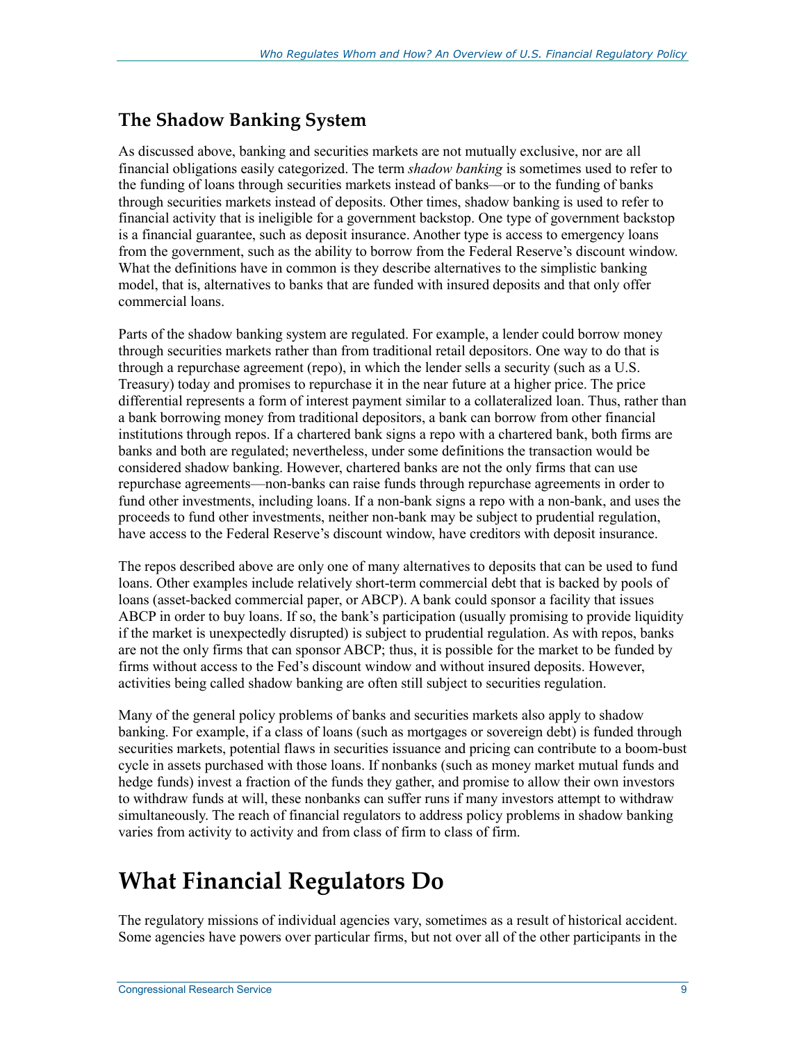## The Shadow Banking System

As discussed above, banking and securities markets are not mutually exclusive, nor are all financial obligations easily categorized. The term *shadow banking* is sometimes used to refer to the funding of loans through securities markets instead of banks—or to the funding of banks through securities markets instead of deposits. Other times, shadow banking is used to refer to financial activity that is ineligible for a government backstop. One type of government backstop is a financial guarantee, such as deposit insurance. Another type is access to emergency loans from the government, such as the ability to borrow from the Federal Reserve's discount window. What the definitions have in common is they describe alternatives to the simplistic banking model, that is, alternatives to banks that are funded with insured deposits and that only offer commercial loans.

Parts of the shadow banking system are regulated. For example, a lender could borrow money through securities markets rather than from traditional retail depositors. One way to do that is through a repurchase agreement (repo), in which the lender sells a security (such as a U.S. Treasury) today and promises to repurchase it in the near future at a higher price. The price differential represents a form of interest payment similar to a collateralized loan. Thus, rather than a bank borrowing money from traditional depositors, a bank can borrow from other financial institutions through repos. If a chartered bank signs a repo with a chartered bank, both firms are banks and both are regulated; nevertheless, under some definitions the transaction would be considered shadow banking. However, chartered banks are not the only firms that can use repurchase agreements—non-banks can raise funds through repurchase agreements in order to fund other investments, including loans. If a non-bank signs a repo with a non-bank, and uses the proceeds to fund other investments, neither non-bank may be subject to prudential regulation, have access to the Federal Reserve's discount window, have creditors with deposit insurance.

The repos described above are only one of many alternatives to deposits that can be used to fund loans. Other examples include relatively short-term commercial debt that is backed by pools of loans (asset-backed commercial paper, or ABCP). A bank could sponsor a facility that issues ABCP in order to buy loans. If so, the bank's participation (usually promising to provide liquidity if the market is unexpectedly disrupted) is subject to prudential regulation. As with repos, banks are not the only firms that can sponsor ABCP; thus, it is possible for the market to be funded by firms without access to the Fed's discount window and without insured deposits. However, activities being called shadow banking are often still subject to securities regulation.

Many of the general policy problems of banks and securities markets also apply to shadow banking. For example, if a class of loans (such as mortgages or sovereign debt) is funded through securities markets, potential flaws in securities issuance and pricing can contribute to a boom-bust cycle in assets purchased with those loans. If nonbanks (such as money market mutual funds and hedge funds) invest a fraction of the funds they gather, and promise to allow their own investors to withdraw funds at will, these nonbanks can suffer runs if many investors attempt to withdraw simultaneously. The reach of financial regulators to address policy problems in shadow banking varies from activity to activity and from class of firm to class of firm.

# What Financial Regulators Do

The regulatory missions of individual agencies vary, sometimes as a result of historical accident. Some agencies have powers over particular firms, but not over all of the other participants in the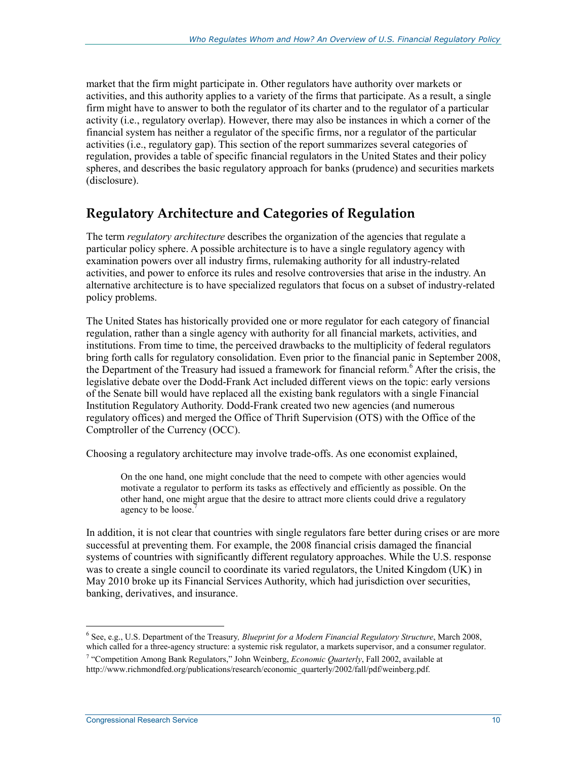market that the firm might participate in. Other regulators have authority over markets or activities, and this authority applies to a variety of the firms that participate. As a result, a single firm might have to answer to both the regulator of its charter and to the regulator of a particular activity (i.e., regulatory overlap). However, there may also be instances in which a corner of the financial system has neither a regulator of the specific firms, nor a regulator of the particular activities (i.e., regulatory gap). This section of the report summarizes several categories of regulation, provides a table of specific financial regulators in the United States and their policy spheres, and describes the basic regulatory approach for banks (prudence) and securities markets (disclosure).

## Regulatory Architecture and Categories of Regulation

The term *regulatory architecture* describes the organization of the agencies that regulate a particular policy sphere. A possible architecture is to have a single regulatory agency with examination powers over all industry firms, rulemaking authority for all industry-related activities, and power to enforce its rules and resolve controversies that arise in the industry. An alternative architecture is to have specialized regulators that focus on a subset of industry-related policy problems.

The United States has historically provided one or more regulator for each category of financial regulation, rather than a single agency with authority for all financial markets, activities, and institutions. From time to time, the perceived drawbacks to the multiplicity of federal regulators bring forth calls for regulatory consolidation. Even prior to the financial panic in September 2008, the Department of the Treasury had issued a framework for financial reform.[6] After the crisis, the legislative debate over the Dodd-Frank Act included different views on the topic: early versions of the Senate bill would have replaced all the existing bank regulators with a single Financial Institution Regulatory Authority. Dodd-Frank created two new agencies (and numerous regulatory offices) and merged the Office of Thrift Supervision (OTS) with the Office of the Comptroller of the Currency (OCC).

Choosing a regulatory architecture may involve trade-offs. As one economist explained,

> On the one hand, one might conclude that the need to compete with other agencies would motivate a regulator to perform its tasks as effectively and efficiently as possible. On the other hand, one might argue that the desire to attract more clients could drive a regulatory agency to be loose.[7]

In addition, it is not clear that countries with single regulators fare better during crises or are more successful at preventing them. For example, the 2008 financial crisis damaged the financial systems of countries with significantly different regulatory approaches. While the U.S. response was to create a single council to coordinate its varied regulators, the United Kingdom (UK) in May 2010 broke up its Financial Services Authority, which had jurisdiction over securities, banking, derivatives, and insurance.

---

[6] See, e.g., U.S. Department of the Treasury*, Blueprint for a Modern Financial Regulatory Structure*, March 2008, which called for a three-agency structure: a systemic risk regulator, a markets supervisor, and a consumer regulator.

[7] "Competition Among Bank Regulators," John Weinberg, *Economic Quarterly*, Fall 2002, available at http://www.richmondfed.org/publications/research/economic_quarterly/2002/fall/pdf/weinberg.pdf.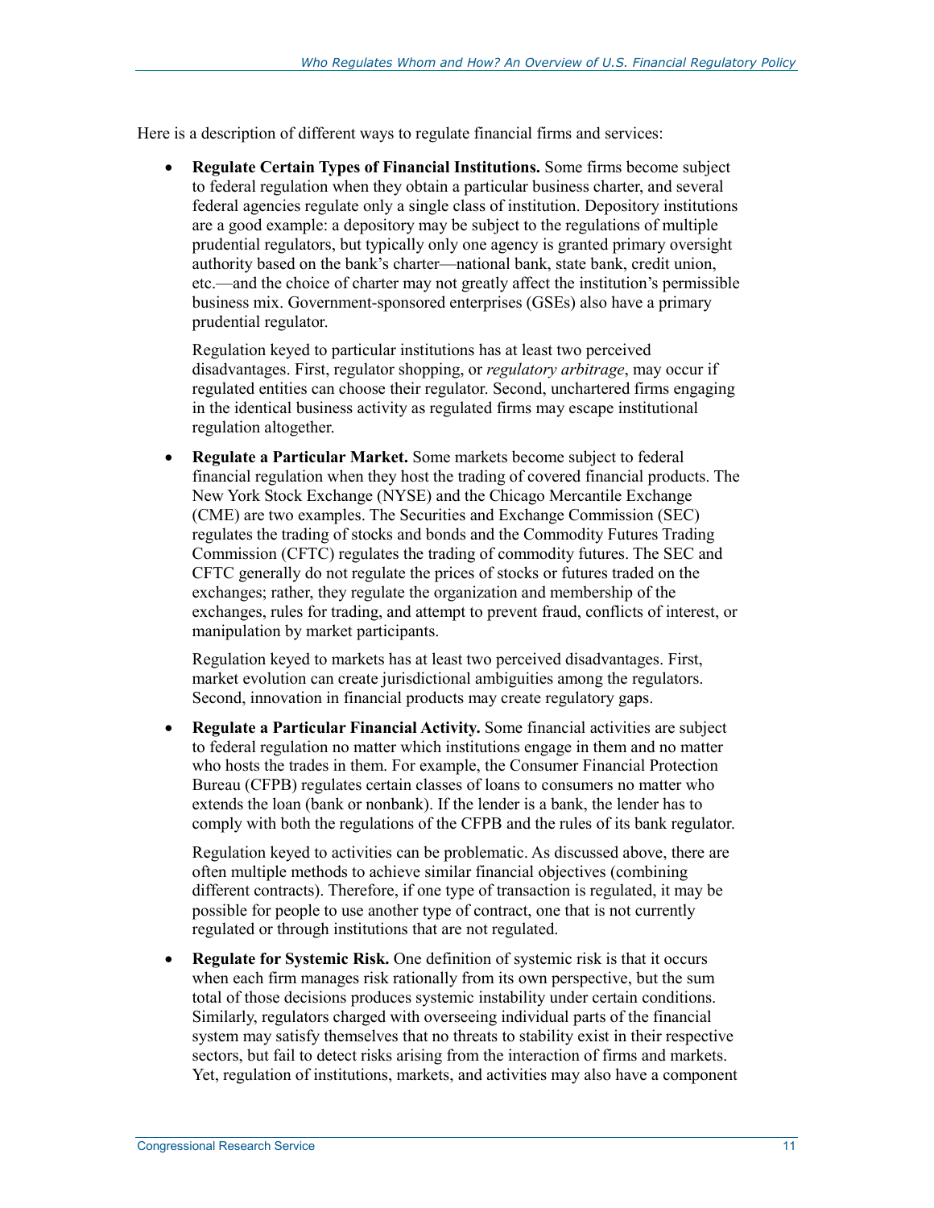Here is a description of different ways to regulate financial firms and services:

- **Regulate Certain Types of Financial Institutions.** Some firms become subject to federal regulation when they obtain a particular business charter, and several federal agencies regulate only a single class of institution. Depository institutions are a good example: a depository may be subject to the regulations of multiple prudential regulators, but typically only one agency is granted primary oversight authority based on the bank's charter—national bank, state bank, credit union, etc.—and the choice of charter may not greatly affect the institution's permissible business mix. Government-sponsored enterprises (GSEs) also have a primary prudential regulator.

  Regulation keyed to particular institutions has at least two perceived disadvantages. First, regulator shopping, or *regulatory arbitrage*, may occur if regulated entities can choose their regulator. Second, unchartered firms engaging in the identical business activity as regulated firms may escape institutional regulation altogether.

- **Regulate a Particular Market.** Some markets become subject to federal financial regulation when they host the trading of covered financial products. The New York Stock Exchange (NYSE) and the Chicago Mercantile Exchange (CME) are two examples. The Securities and Exchange Commission (SEC) regulates the trading of stocks and bonds and the Commodity Futures Trading Commission (CFTC) regulates the trading of commodity futures. The SEC and CFTC generally do not regulate the prices of stocks or futures traded on the exchanges; rather, they regulate the organization and membership of the exchanges, rules for trading, and attempt to prevent fraud, conflicts of interest, or manipulation by market participants.

  Regulation keyed to markets has at least two perceived disadvantages. First, market evolution can create jurisdictional ambiguities among the regulators. Second, innovation in financial products may create regulatory gaps.

- **Regulate a Particular Financial Activity.** Some financial activities are subject to federal regulation no matter which institutions engage in them and no matter who hosts the trades in them. For example, the Consumer Financial Protection Bureau (CFPB) regulates certain classes of loans to consumers no matter who extends the loan (bank or nonbank). If the lender is a bank, the lender has to comply with both the regulations of the CFPB and the rules of its bank regulator.

  Regulation keyed to activities can be problematic. As discussed above, there are often multiple methods to achieve similar financial objectives (combining different contracts). Therefore, if one type of transaction is regulated, it may be possible for people to use another type of contract, one that is not currently regulated or through institutions that are not regulated.

- **Regulate for Systemic Risk.** One definition of systemic risk is that it occurs when each firm manages risk rationally from its own perspective, but the sum total of those decisions produces systemic instability under certain conditions. Similarly, regulators charged with overseeing individual parts of the financial system may satisfy themselves that no threats to stability exist in their respective sectors, but fail to detect risks arising from the interaction of firms and markets. Yet, regulation of institutions, markets, and activities may also have a component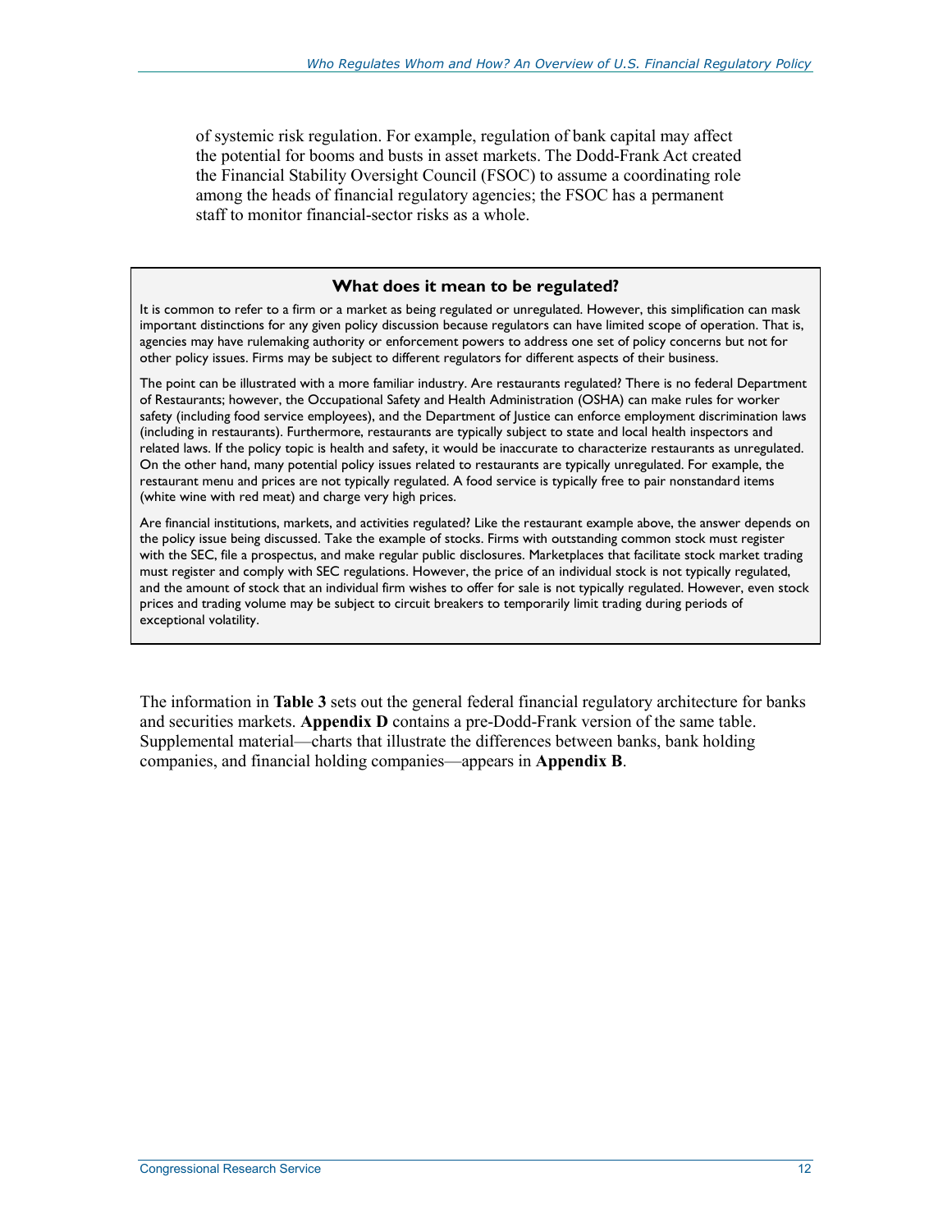of systemic risk regulation. For example, regulation of bank capital may affect the potential for booms and busts in asset markets. The Dodd-Frank Act created the Financial Stability Oversight Council (FSOC) to assume a coordinating role among the heads of financial regulatory agencies; the FSOC has a permanent staff to monitor financial-sector risks as a whole.

### What does it mean to be regulated?

It is common to refer to a firm or a market as being regulated or unregulated. However, this simplification can mask important distinctions for any given policy discussion because regulators can have limited scope of operation. That is, agencies may have rulemaking authority or enforcement powers to address one set of policy concerns but not for other policy issues. Firms may be subject to different regulators for different aspects of their business.

The point can be illustrated with a more familiar industry. Are restaurants regulated? There is no federal Department of Restaurants; however, the Occupational Safety and Health Administration (OSHA) can make rules for worker safety (including food service employees), and the Department of Justice can enforce employment discrimination laws (including in restaurants). Furthermore, restaurants are typically subject to state and local health inspectors and related laws. If the policy topic is health and safety, it would be inaccurate to characterize restaurants as unregulated. On the other hand, many potential policy issues related to restaurants are typically unregulated. For example, the restaurant menu and prices are not typically regulated. A food service is typically free to pair nonstandard items (white wine with red meat) and charge very high prices.

Are financial institutions, markets, and activities regulated? Like the restaurant example above, the answer depends on the policy issue being discussed. Take the example of stocks. Firms with outstanding common stock must register with the SEC, file a prospectus, and make regular public disclosures. Marketplaces that facilitate stock market trading must register and comply with SEC regulations. However, the price of an individual stock is not typically regulated, and the amount of stock that an individual firm wishes to offer for sale is not typically regulated. However, even stock prices and trading volume may be subject to circuit breakers to temporarily limit trading during periods of exceptional volatility.

The information in **Table 3** sets out the general federal financial regulatory architecture for banks and securities markets. **Appendix D** contains a pre-Dodd-Frank version of the same table. Supplemental material—charts that illustrate the differences between banks, bank holding companies, and financial holding companies—appears in **Appendix B**.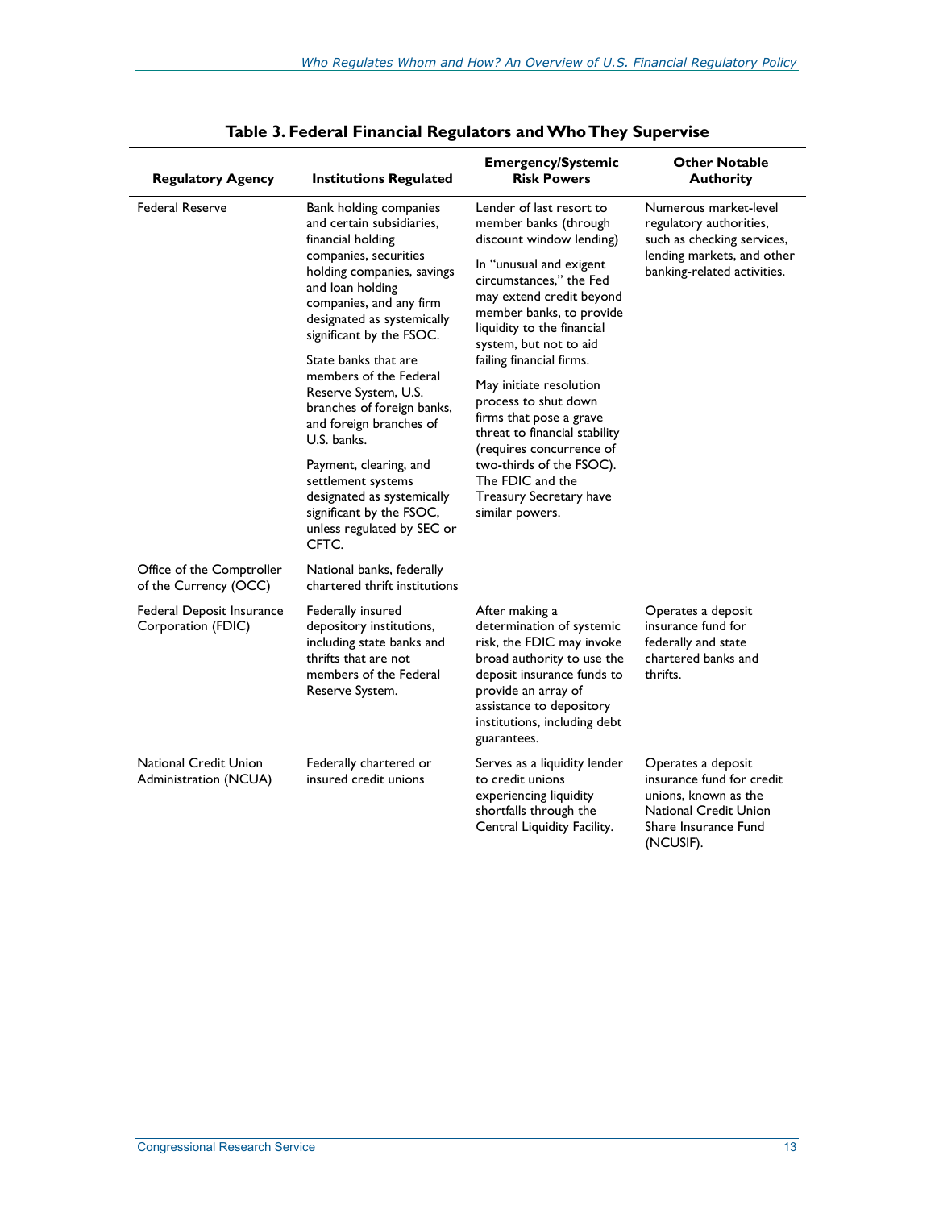**Table 3. Federal Financial Regulators and Who They Supervise**

| Regulatory Agency | Institutions Regulated | Emergency/Systemic Risk Powers | Other Notable Authority |
| --- | --- | --- | --- |
| Federal Reserve | Bank holding companies and certain subsidiaries, financial holding companies, securities holding companies, savings and loan holding companies, and any firm designated as systemically significant by the FSOC.<br><br>State banks that are members of the Federal Reserve System, U.S. branches of foreign banks, and foreign branches of U.S. banks.<br><br>Payment, clearing, and settlement systems designated as systemically significant by the FSOC, unless regulated by SEC or CFTC. | Lender of last resort to member banks (through discount window lending)<br><br>In "unusual and exigent circumstances," the Fed may extend credit beyond member banks, to provide liquidity to the financial system, but not to aid failing financial firms.<br><br>May initiate resolution process to shut down firms that pose a grave threat to financial stability (requires concurrence of two-thirds of the FSOC). The FDIC and the Treasury Secretary have similar powers. | Numerous market-level regulatory authorities, such as checking services, lending markets, and other banking-related activities. |
| Office of the Comptroller of the Currency (OCC) | National banks, federally chartered thrift institutions | | |
| Federal Deposit Insurance Corporation (FDIC) | Federally insured depository institutions, including state banks and thrifts that are not members of the Federal Reserve System. | After making a determination of systemic risk, the FDIC may invoke broad authority to use the deposit insurance funds to provide an array of assistance to depository institutions, including debt guarantees. | Operates a deposit insurance fund for federally and state chartered banks and thrifts. |
| National Credit Union Administration (NCUA) | Federally chartered or insured credit unions | Serves as a liquidity lender to credit unions experiencing liquidity shortfalls through the Central Liquidity Facility. | Operates a deposit insurance fund for credit unions, known as the National Credit Union Share Insurance Fund (NCUSIF). |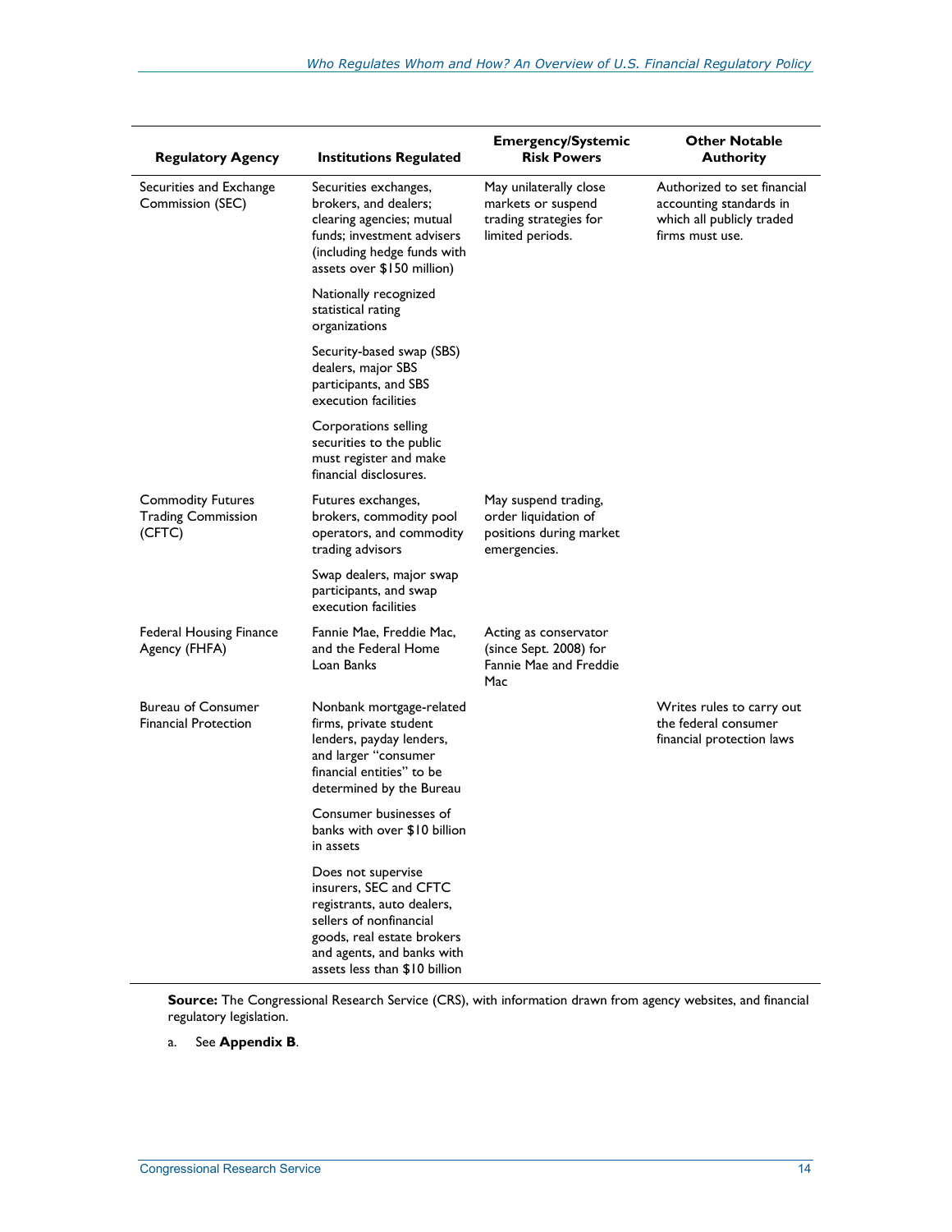| Regulatory Agency | Institutions Regulated | Emergency/Systemic Risk Powers | Other Notable Authority |
|---|---|---|---|
| Securities and Exchange Commission (SEC) | Securities exchanges, brokers, and dealers; clearing agencies; mutual funds; investment advisers (including hedge funds with assets over $150 million) | May unilaterally close markets or suspend trading strategies for limited periods. | Authorized to set financial accounting standards in which all publicly traded firms must use. |
| | Nationally recognized statistical rating organizations | | |
| | Security-based swap (SBS) dealers, major SBS participants, and SBS execution facilities | | |
| | Corporations selling securities to the public must register and make financial disclosures. | | |
| Commodity Futures Trading Commission (CFTC) | Futures exchanges, brokers, commodity pool operators, and commodity trading advisors | May suspend trading, order liquidation of positions during market emergencies. | |
| | Swap dealers, major swap participants, and swap execution facilities | | |
| Federal Housing Finance Agency (FHFA) | Fannie Mae, Freddie Mac, and the Federal Home Loan Banks | Acting as conservator (since Sept. 2008) for Fannie Mae and Freddie Mac | |
| Bureau of Consumer Financial Protection | Nonbank mortgage-related firms, private student lenders, payday lenders, and larger "consumer financial entities" to be determined by the Bureau | | Writes rules to carry out the federal consumer financial protection laws |
| | Consumer businesses of banks with over $10 billion in assets | | |
| | Does not supervise insurers, SEC and CFTC registrants, auto dealers, sellers of nonfinancial goods, real estate brokers and agents, and banks with assets less than $10 billion | | |

**Source:** The Congressional Research Service (CRS), with information drawn from agency websites, and financial regulatory legislation.

a. See **Appendix B**.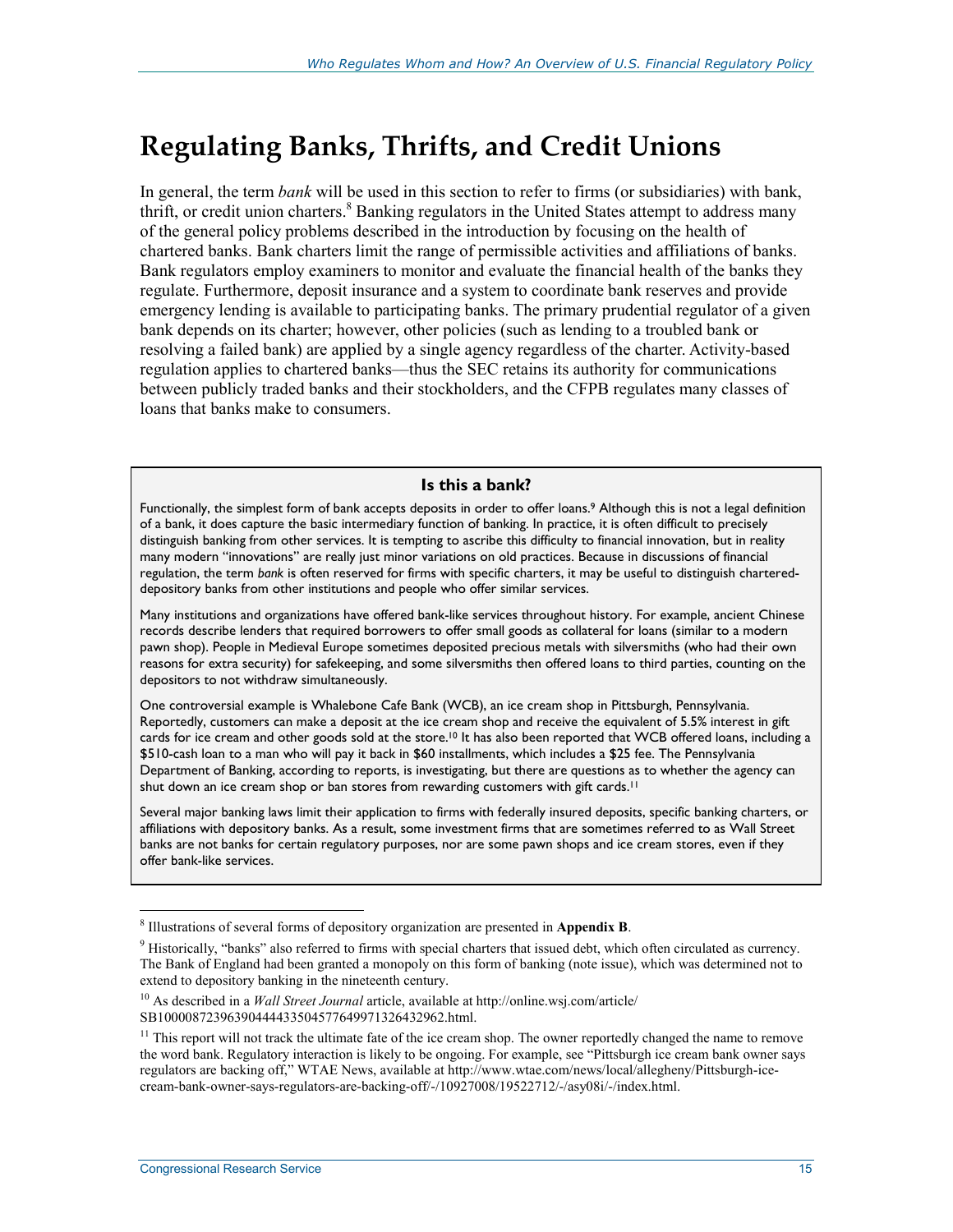# Regulating Banks, Thrifts, and Credit Unions

In general, the term *bank* will be used in this section to refer to firms (or subsidiaries) with bank, thrift, or credit union charters.[8] Banking regulators in the United States attempt to address many of the general policy problems described in the introduction by focusing on the health of chartered banks. Bank charters limit the range of permissible activities and affiliations of banks. Bank regulators employ examiners to monitor and evaluate the financial health of the banks they regulate. Furthermore, deposit insurance and a system to coordinate bank reserves and provide emergency lending is available to participating banks. The primary prudential regulator of a given bank depends on its charter; however, other policies (such as lending to a troubled bank or resolving a failed bank) are applied by a single agency regardless of the charter. Activity-based regulation applies to chartered banks—thus the SEC retains its authority for communications between publicly traded banks and their stockholders, and the CFPB regulates many classes of loans that banks make to consumers.

### Is this a bank?

Functionally, the simplest form of bank accepts deposits in order to offer loans.[9] Although this is not a legal definition of a bank, it does capture the basic intermediary function of banking. In practice, it is often difficult to precisely distinguish banking from other services. It is tempting to ascribe this difficulty to financial innovation, but in reality many modern "innovations" are really just minor variations on old practices. Because in discussions of financial regulation, the term *bank* is often reserved for firms with specific charters, it may be useful to distinguish chartered-depository banks from other institutions and people who offer similar services.

Many institutions and organizations have offered bank-like services throughout history. For example, ancient Chinese records describe lenders that required borrowers to offer small goods as collateral for loans (similar to a modern pawn shop). People in Medieval Europe sometimes deposited precious metals with silversmiths (who had their own reasons for extra security) for safekeeping, and some silversmiths then offered loans to third parties, counting on the depositors to not withdraw simultaneously.

One controversial example is Whalebone Cafe Bank (WCB), an ice cream shop in Pittsburgh, Pennsylvania. Reportedly, customers can make a deposit at the ice cream shop and receive the equivalent of 5.5% interest in gift cards for ice cream and other goods sold at the store.[10] It has also been reported that WCB offered loans, including a $510-cash loan to a man who will pay it back in $60 installments, which includes a $25 fee. The Pennsylvania Department of Banking, according to reports, is investigating, but there are questions as to whether the agency can shut down an ice cream shop or ban stores from rewarding customers with gift cards.[11]

Several major banking laws limit their application to firms with federally insured deposits, specific banking charters, or affiliations with depository banks. As a result, some investment firms that are sometimes referred to as Wall Street banks are not banks for certain regulatory purposes, nor are some pawn shops and ice cream stores, even if they offer bank-like services.

---

[8] Illustrations of several forms of depository organization are presented in **Appendix B**.

[9] Historically, "banks" also referred to firms with special charters that issued debt, which often circulated as currency. The Bank of England had been granted a monopoly on this form of banking (note issue), which was determined not to extend to depository banking in the nineteenth century.

[10] As described in a *Wall Street Journal* article, available at http://online.wsj.com/article/SB10000872396390444433504577649971326432962.html.

[11] This report will not track the ultimate fate of the ice cream shop. The owner reportedly changed the name to remove the word bank. Regulatory interaction is likely to be ongoing. For example, see "Pittsburgh ice cream bank owner says regulators are backing off," WTAE News, available at http://www.wtae.com/news/local/allegheny/Pittsburgh-ice-cream-bank-owner-says-regulators-are-backing-off/-/10927008/19522712/-/asy08i/-/index.html.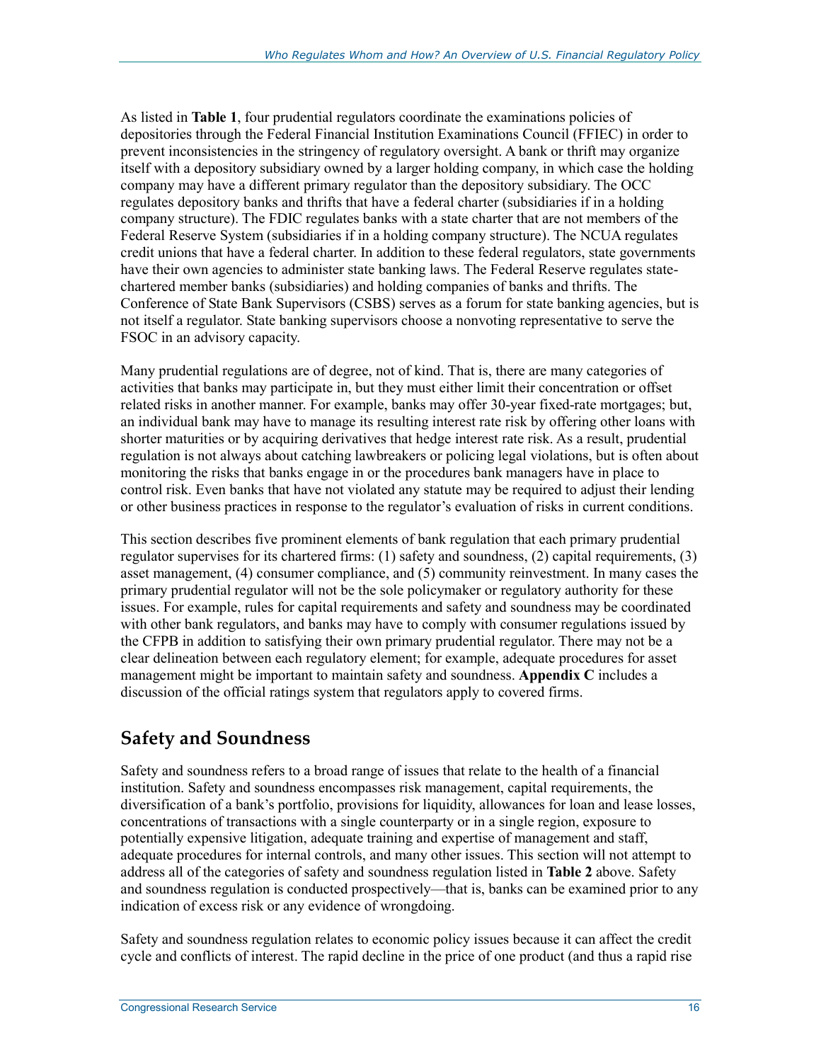As listed in **Table 1**, four prudential regulators coordinate the examinations policies of depositories through the Federal Financial Institution Examinations Council (FFIEC) in order to prevent inconsistencies in the stringency of regulatory oversight. A bank or thrift may organize itself with a depository subsidiary owned by a larger holding company, in which case the holding company may have a different primary regulator than the depository subsidiary. The OCC regulates depository banks and thrifts that have a federal charter (subsidiaries if in a holding company structure). The FDIC regulates banks with a state charter that are not members of the Federal Reserve System (subsidiaries if in a holding company structure). The NCUA regulates credit unions that have a federal charter. In addition to these federal regulators, state governments have their own agencies to administer state banking laws. The Federal Reserve regulates state-chartered member banks (subsidiaries) and holding companies of banks and thrifts. The Conference of State Bank Supervisors (CSBS) serves as a forum for state banking agencies, but is not itself a regulator. State banking supervisors choose a nonvoting representative to serve the FSOC in an advisory capacity.

Many prudential regulations are of degree, not of kind. That is, there are many categories of activities that banks may participate in, but they must either limit their concentration or offset related risks in another manner. For example, banks may offer 30-year fixed-rate mortgages; but, an individual bank may have to manage its resulting interest rate risk by offering other loans with shorter maturities or by acquiring derivatives that hedge interest rate risk. As a result, prudential regulation is not always about catching lawbreakers or policing legal violations, but is often about monitoring the risks that banks engage in or the procedures bank managers have in place to control risk. Even banks that have not violated any statute may be required to adjust their lending or other business practices in response to the regulator's evaluation of risks in current conditions.

This section describes five prominent elements of bank regulation that each primary prudential regulator supervises for its chartered firms: (1) safety and soundness, (2) capital requirements, (3) asset management, (4) consumer compliance, and (5) community reinvestment. In many cases the primary prudential regulator will not be the sole policymaker or regulatory authority for these issues. For example, rules for capital requirements and safety and soundness may be coordinated with other bank regulators, and banks may have to comply with consumer regulations issued by the CFPB in addition to satisfying their own primary prudential regulator. There may not be a clear delineation between each regulatory element; for example, adequate procedures for asset management might be important to maintain safety and soundness. **Appendix C** includes a discussion of the official ratings system that regulators apply to covered firms.

## Safety and Soundness

Safety and soundness refers to a broad range of issues that relate to the health of a financial institution. Safety and soundness encompasses risk management, capital requirements, the diversification of a bank's portfolio, provisions for liquidity, allowances for loan and lease losses, concentrations of transactions with a single counterparty or in a single region, exposure to potentially expensive litigation, adequate training and expertise of management and staff, adequate procedures for internal controls, and many other issues. This section will not attempt to address all of the categories of safety and soundness regulation listed in **Table 2** above. Safety and soundness regulation is conducted prospectively—that is, banks can be examined prior to any indication of excess risk or any evidence of wrongdoing.

Safety and soundness regulation relates to economic policy issues because it can affect the credit cycle and conflicts of interest. The rapid decline in the price of one product (and thus a rapid rise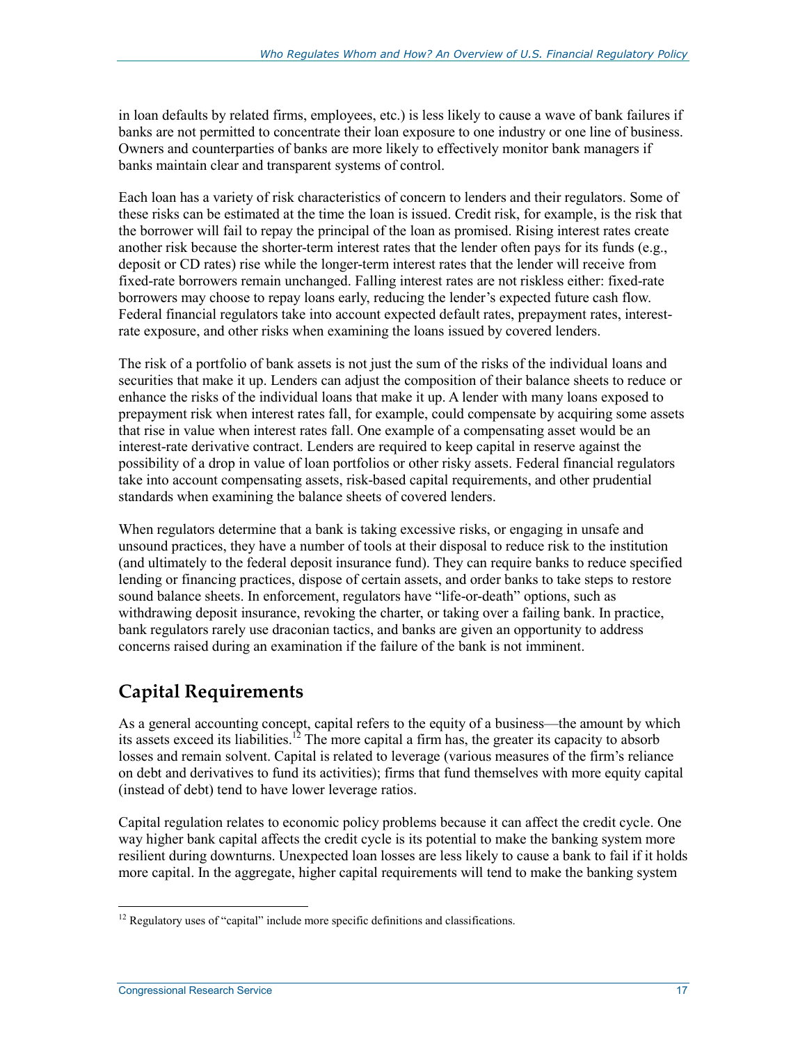in loan defaults by related firms, employees, etc.) is less likely to cause a wave of bank failures if banks are not permitted to concentrate their loan exposure to one industry or one line of business. Owners and counterparties of banks are more likely to effectively monitor bank managers if banks maintain clear and transparent systems of control.

Each loan has a variety of risk characteristics of concern to lenders and their regulators. Some of these risks can be estimated at the time the loan is issued. Credit risk, for example, is the risk that the borrower will fail to repay the principal of the loan as promised. Rising interest rates create another risk because the shorter-term interest rates that the lender often pays for its funds (e.g., deposit or CD rates) rise while the longer-term interest rates that the lender will receive from fixed-rate borrowers remain unchanged. Falling interest rates are not riskless either: fixed-rate borrowers may choose to repay loans early, reducing the lender's expected future cash flow. Federal financial regulators take into account expected default rates, prepayment rates, interest-rate exposure, and other risks when examining the loans issued by covered lenders.

The risk of a portfolio of bank assets is not just the sum of the risks of the individual loans and securities that make it up. Lenders can adjust the composition of their balance sheets to reduce or enhance the risks of the individual loans that make it up. A lender with many loans exposed to prepayment risk when interest rates fall, for example, could compensate by acquiring some assets that rise in value when interest rates fall. One example of a compensating asset would be an interest-rate derivative contract. Lenders are required to keep capital in reserve against the possibility of a drop in value of loan portfolios or other risky assets. Federal financial regulators take into account compensating assets, risk-based capital requirements, and other prudential standards when examining the balance sheets of covered lenders.

When regulators determine that a bank is taking excessive risks, or engaging in unsafe and unsound practices, they have a number of tools at their disposal to reduce risk to the institution (and ultimately to the federal deposit insurance fund). They can require banks to reduce specified lending or financing practices, dispose of certain assets, and order banks to take steps to restore sound balance sheets. In enforcement, regulators have "life-or-death" options, such as withdrawing deposit insurance, revoking the charter, or taking over a failing bank. In practice, bank regulators rarely use draconian tactics, and banks are given an opportunity to address concerns raised during an examination if the failure of the bank is not imminent.

## Capital Requirements

As a general accounting concept, capital refers to the equity of a business—the amount by which its assets exceed its liabilities.[12] The more capital a firm has, the greater its capacity to absorb losses and remain solvent. Capital is related to leverage (various measures of the firm's reliance on debt and derivatives to fund its activities); firms that fund themselves with more equity capital (instead of debt) tend to have lower leverage ratios.

Capital regulation relates to economic policy problems because it can affect the credit cycle. One way higher bank capital affects the credit cycle is its potential to make the banking system more resilient during downturns. Unexpected loan losses are less likely to cause a bank to fail if it holds more capital. In the aggregate, higher capital requirements will tend to make the banking system

[12] Regulatory uses of "capital" include more specific definitions and classifications.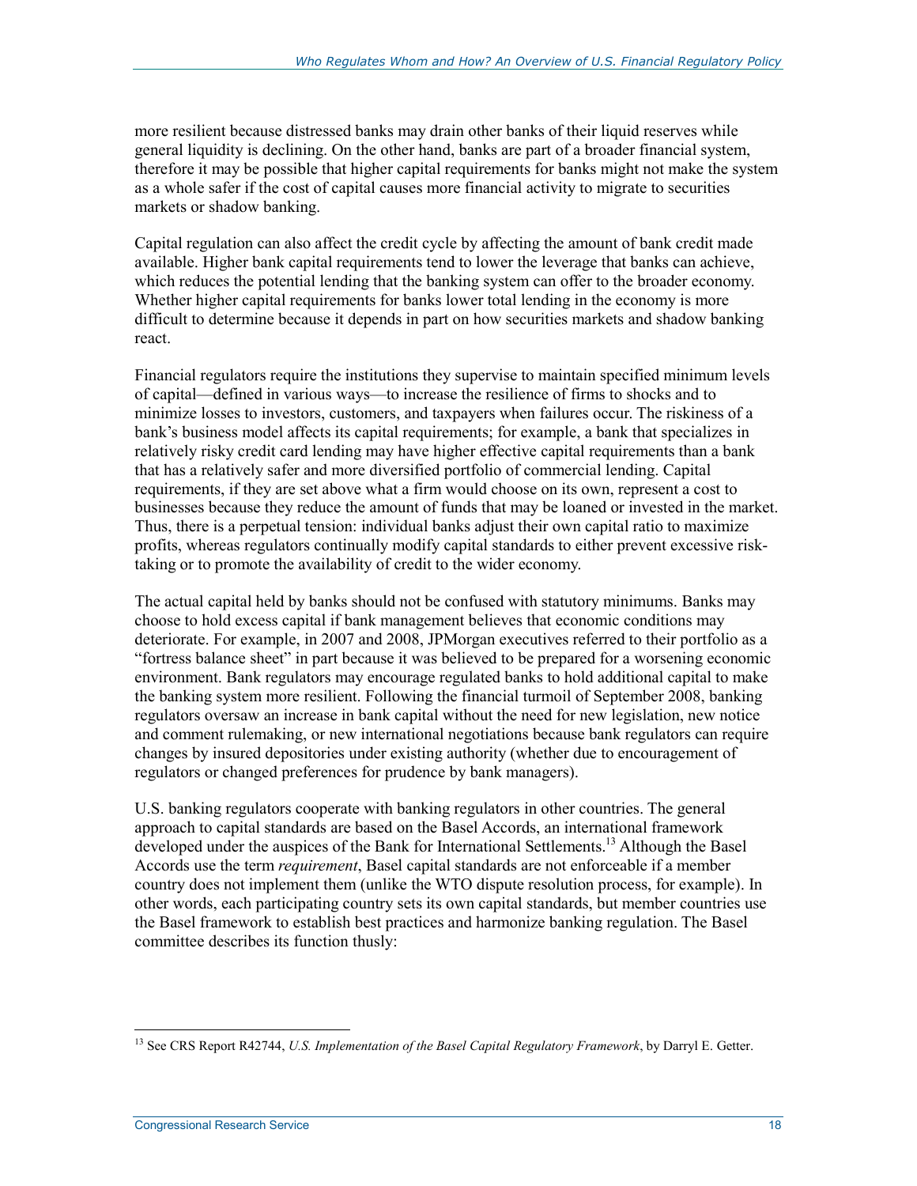more resilient because distressed banks may drain other banks of their liquid reserves while general liquidity is declining. On the other hand, banks are part of a broader financial system, therefore it may be possible that higher capital requirements for banks might not make the system as a whole safer if the cost of capital causes more financial activity to migrate to securities markets or shadow banking.

Capital regulation can also affect the credit cycle by affecting the amount of bank credit made available. Higher bank capital requirements tend to lower the leverage that banks can achieve, which reduces the potential lending that the banking system can offer to the broader economy. Whether higher capital requirements for banks lower total lending in the economy is more difficult to determine because it depends in part on how securities markets and shadow banking react.

Financial regulators require the institutions they supervise to maintain specified minimum levels of capital—defined in various ways—to increase the resilience of firms to shocks and to minimize losses to investors, customers, and taxpayers when failures occur. The riskiness of a bank's business model affects its capital requirements; for example, a bank that specializes in relatively risky credit card lending may have higher effective capital requirements than a bank that has a relatively safer and more diversified portfolio of commercial lending. Capital requirements, if they are set above what a firm would choose on its own, represent a cost to businesses because they reduce the amount of funds that may be loaned or invested in the market. Thus, there is a perpetual tension: individual banks adjust their own capital ratio to maximize profits, whereas regulators continually modify capital standards to either prevent excessive risk-taking or to promote the availability of credit to the wider economy.

The actual capital held by banks should not be confused with statutory minimums. Banks may choose to hold excess capital if bank management believes that economic conditions may deteriorate. For example, in 2007 and 2008, JPMorgan executives referred to their portfolio as a "fortress balance sheet" in part because it was believed to be prepared for a worsening economic environment. Bank regulators may encourage regulated banks to hold additional capital to make the banking system more resilient. Following the financial turmoil of September 2008, banking regulators oversaw an increase in bank capital without the need for new legislation, new notice and comment rulemaking, or new international negotiations because bank regulators can require changes by insured depositories under existing authority (whether due to encouragement of regulators or changed preferences for prudence by bank managers).

U.S. banking regulators cooperate with banking regulators in other countries. The general approach to capital standards are based on the Basel Accords, an international framework developed under the auspices of the Bank for International Settlements.[13] Although the Basel Accords use the term *requirement*, Basel capital standards are not enforceable if a member country does not implement them (unlike the WTO dispute resolution process, for example). In other words, each participating country sets its own capital standards, but member countries use the Basel framework to establish best practices and harmonize banking regulation. The Basel committee describes its function thusly:

[13] See CRS Report R42744, *U.S. Implementation of the Basel Capital Regulatory Framework*, by Darryl E. Getter.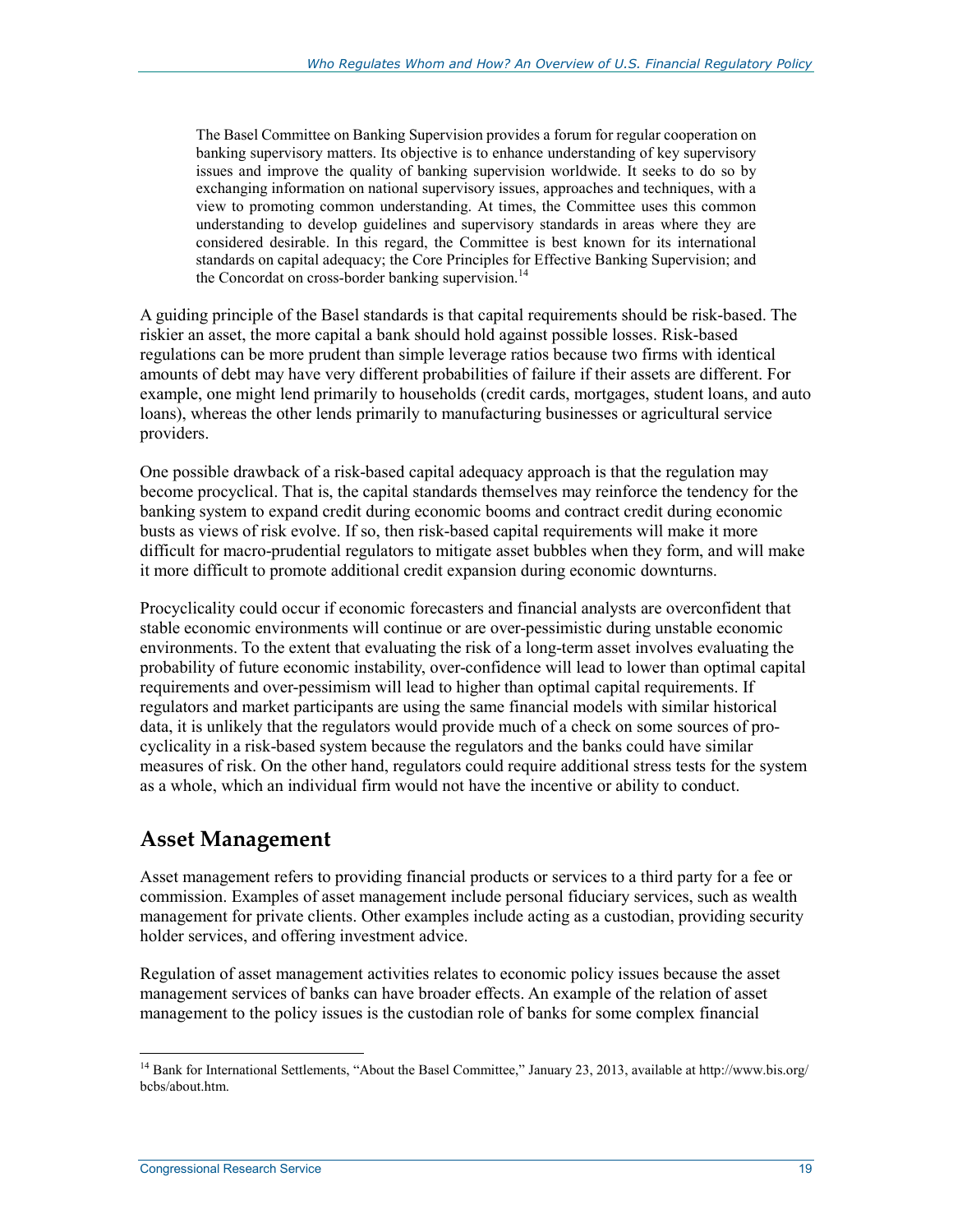> The Basel Committee on Banking Supervision provides a forum for regular cooperation on banking supervisory matters. Its objective is to enhance understanding of key supervisory issues and improve the quality of banking supervision worldwide. It seeks to do so by exchanging information on national supervisory issues, approaches and techniques, with a view to promoting common understanding. At times, the Committee uses this common understanding to develop guidelines and supervisory standards in areas where they are considered desirable. In this regard, the Committee is best known for its international standards on capital adequacy; the Core Principles for Effective Banking Supervision; and the Concordat on cross-border banking supervision.[14]

A guiding principle of the Basel standards is that capital requirements should be risk-based. The riskier an asset, the more capital a bank should hold against possible losses. Risk-based regulations can be more prudent than simple leverage ratios because two firms with identical amounts of debt may have very different probabilities of failure if their assets are different. For example, one might lend primarily to households (credit cards, mortgages, student loans, and auto loans), whereas the other lends primarily to manufacturing businesses or agricultural service providers.

One possible drawback of a risk-based capital adequacy approach is that the regulation may become procyclical. That is, the capital standards themselves may reinforce the tendency for the banking system to expand credit during economic booms and contract credit during economic busts as views of risk evolve. If so, then risk-based capital requirements will make it more difficult for macro-prudential regulators to mitigate asset bubbles when they form, and will make it more difficult to promote additional credit expansion during economic downturns.

Procyclicality could occur if economic forecasters and financial analysts are overconfident that stable economic environments will continue or are over-pessimistic during unstable economic environments. To the extent that evaluating the risk of a long-term asset involves evaluating the probability of future economic instability, over-confidence will lead to lower than optimal capital requirements and over-pessimism will lead to higher than optimal capital requirements. If regulators and market participants are using the same financial models with similar historical data, it is unlikely that the regulators would provide much of a check on some sources of pro-cyclicality in a risk-based system because the regulators and the banks could have similar measures of risk. On the other hand, regulators could require additional stress tests for the system as a whole, which an individual firm would not have the incentive or ability to conduct.

## Asset Management

Asset management refers to providing financial products or services to a third party for a fee or commission. Examples of asset management include personal fiduciary services, such as wealth management for private clients. Other examples include acting as a custodian, providing security holder services, and offering investment advice.

Regulation of asset management activities relates to economic policy issues because the asset management services of banks can have broader effects. An example of the relation of asset management to the policy issues is the custodian role of banks for some complex financial

---

[14] Bank for International Settlements, "About the Basel Committee," January 23, 2013, available at http://www.bis.org/bcbs/about.htm.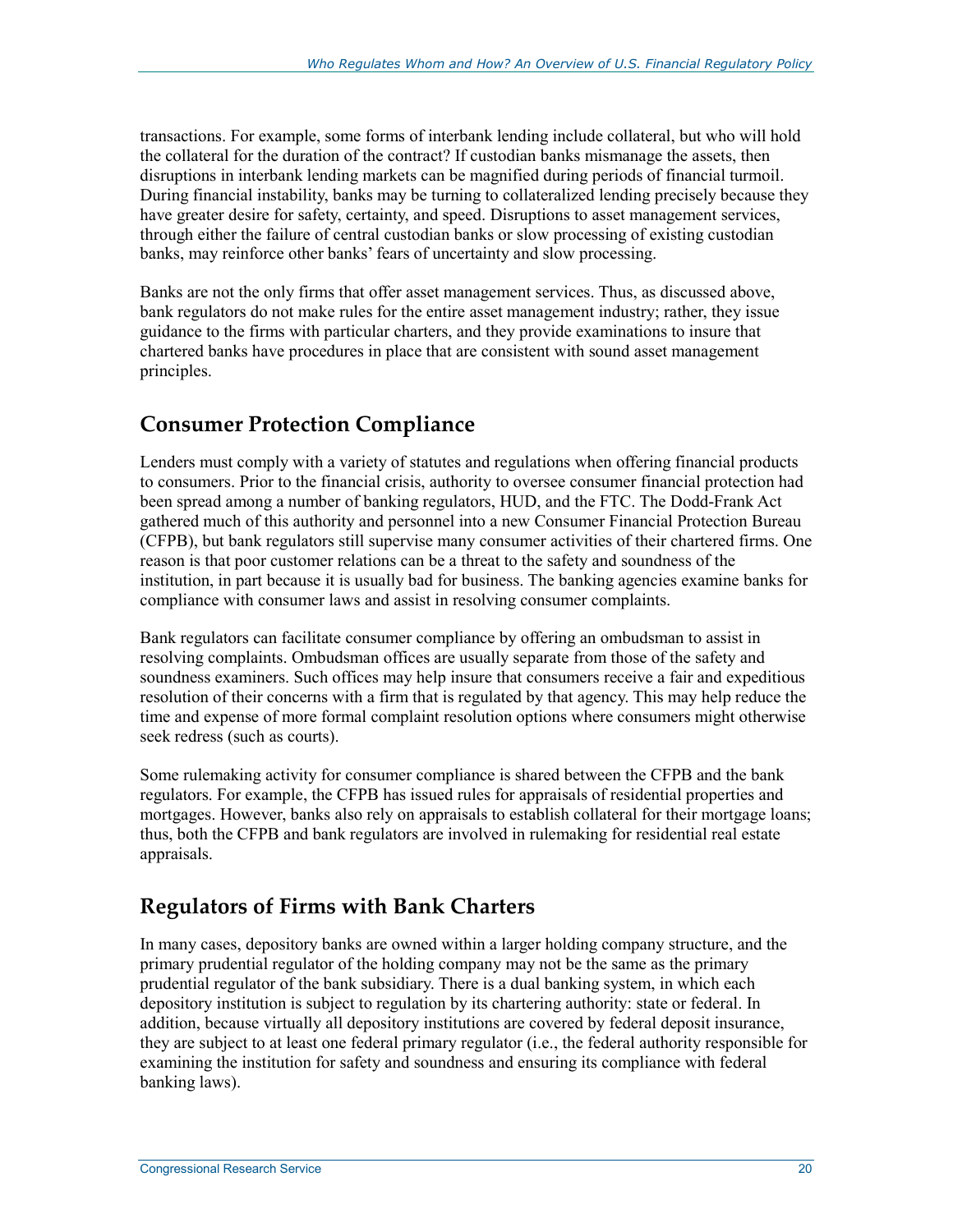transactions. For example, some forms of interbank lending include collateral, but who will hold the collateral for the duration of the contract? If custodian banks mismanage the assets, then disruptions in interbank lending markets can be magnified during periods of financial turmoil. During financial instability, banks may be turning to collateralized lending precisely because they have greater desire for safety, certainty, and speed. Disruptions to asset management services, through either the failure of central custodian banks or slow processing of existing custodian banks, may reinforce other banks' fears of uncertainty and slow processing.

Banks are not the only firms that offer asset management services. Thus, as discussed above, bank regulators do not make rules for the entire asset management industry; rather, they issue guidance to the firms with particular charters, and they provide examinations to insure that chartered banks have procedures in place that are consistent with sound asset management principles.

## Consumer Protection Compliance

Lenders must comply with a variety of statutes and regulations when offering financial products to consumers. Prior to the financial crisis, authority to oversee consumer financial protection had been spread among a number of banking regulators, HUD, and the FTC. The Dodd-Frank Act gathered much of this authority and personnel into a new Consumer Financial Protection Bureau (CFPB), but bank regulators still supervise many consumer activities of their chartered firms. One reason is that poor customer relations can be a threat to the safety and soundness of the institution, in part because it is usually bad for business. The banking agencies examine banks for compliance with consumer laws and assist in resolving consumer complaints.

Bank regulators can facilitate consumer compliance by offering an ombudsman to assist in resolving complaints. Ombudsman offices are usually separate from those of the safety and soundness examiners. Such offices may help insure that consumers receive a fair and expeditious resolution of their concerns with a firm that is regulated by that agency. This may help reduce the time and expense of more formal complaint resolution options where consumers might otherwise seek redress (such as courts).

Some rulemaking activity for consumer compliance is shared between the CFPB and the bank regulators. For example, the CFPB has issued rules for appraisals of residential properties and mortgages. However, banks also rely on appraisals to establish collateral for their mortgage loans; thus, both the CFPB and bank regulators are involved in rulemaking for residential real estate appraisals.

## Regulators of Firms with Bank Charters

In many cases, depository banks are owned within a larger holding company structure, and the primary prudential regulator of the holding company may not be the same as the primary prudential regulator of the bank subsidiary. There is a dual banking system, in which each depository institution is subject to regulation by its chartering authority: state or federal. In addition, because virtually all depository institutions are covered by federal deposit insurance, they are subject to at least one federal primary regulator (i.e., the federal authority responsible for examining the institution for safety and soundness and ensuring its compliance with federal banking laws).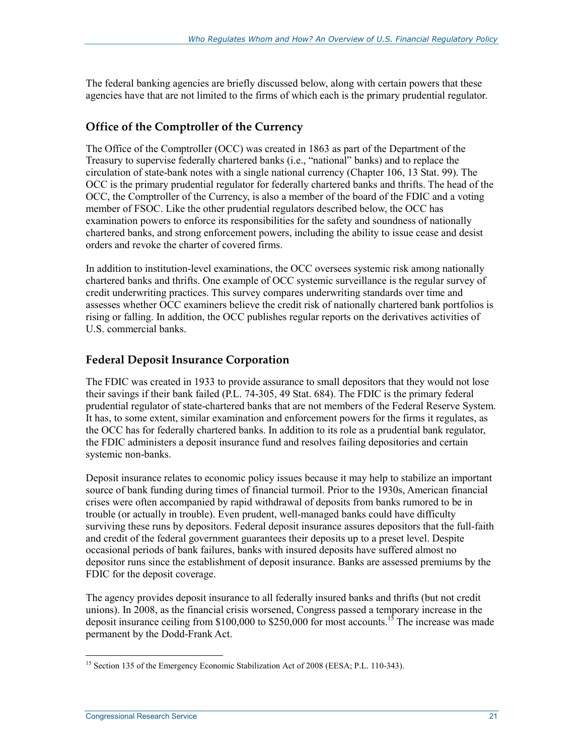The federal banking agencies are briefly discussed below, along with certain powers that these agencies have that are not limited to the firms of which each is the primary prudential regulator.

### Office of the Comptroller of the Currency

The Office of the Comptroller (OCC) was created in 1863 as part of the Department of the Treasury to supervise federally chartered banks (i.e., "national" banks) and to replace the circulation of state-bank notes with a single national currency (Chapter 106, 13 Stat. 99). The OCC is the primary prudential regulator for federally chartered banks and thrifts. The head of the OCC, the Comptroller of the Currency, is also a member of the board of the FDIC and a voting member of FSOC. Like the other prudential regulators described below, the OCC has examination powers to enforce its responsibilities for the safety and soundness of nationally chartered banks, and strong enforcement powers, including the ability to issue cease and desist orders and revoke the charter of covered firms.

In addition to institution-level examinations, the OCC oversees systemic risk among nationally chartered banks and thrifts. One example of OCC systemic surveillance is the regular survey of credit underwriting practices. This survey compares underwriting standards over time and assesses whether OCC examiners believe the credit risk of nationally chartered bank portfolios is rising or falling. In addition, the OCC publishes regular reports on the derivatives activities of U.S. commercial banks.

### Federal Deposit Insurance Corporation

The FDIC was created in 1933 to provide assurance to small depositors that they would not lose their savings if their bank failed (P.L. 74-305, 49 Stat. 684). The FDIC is the primary federal prudential regulator of state-chartered banks that are not members of the Federal Reserve System. It has, to some extent, similar examination and enforcement powers for the firms it regulates, as the OCC has for federally chartered banks. In addition to its role as a prudential bank regulator, the FDIC administers a deposit insurance fund and resolves failing depositories and certain systemic non-banks.

Deposit insurance relates to economic policy issues because it may help to stabilize an important source of bank funding during times of financial turmoil. Prior to the 1930s, American financial crises were often accompanied by rapid withdrawal of deposits from banks rumored to be in trouble (or actually in trouble). Even prudent, well-managed banks could have difficulty surviving these runs by depositors. Federal deposit insurance assures depositors that the full-faith and credit of the federal government guarantees their deposits up to a preset level. Despite occasional periods of bank failures, banks with insured deposits have suffered almost no depositor runs since the establishment of deposit insurance. Banks are assessed premiums by the FDIC for the deposit coverage.

The agency provides deposit insurance to all federally insured banks and thrifts (but not credit unions). In 2008, as the financial crisis worsened, Congress passed a temporary increase in the deposit insurance ceiling from $100,000 to $250,000 for most accounts.[15] The increase was made permanent by the Dodd-Frank Act.

[15] Section 135 of the Emergency Economic Stabilization Act of 2008 (EESA; P.L. 110-343).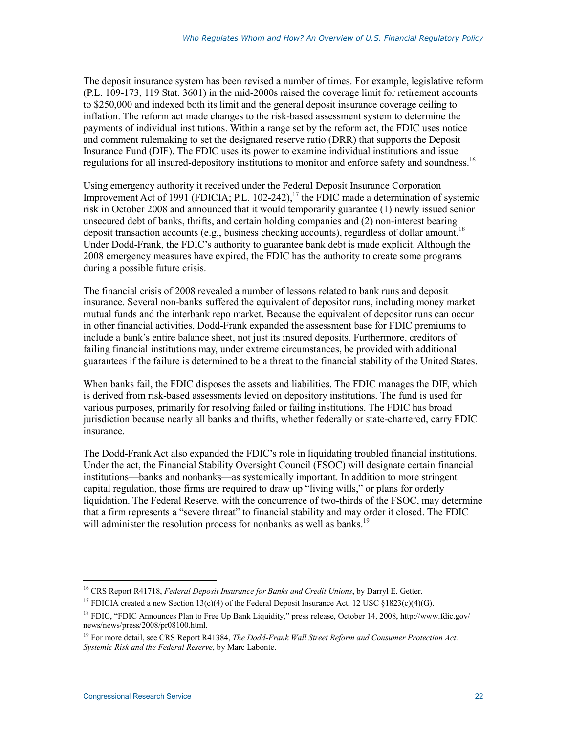The deposit insurance system has been revised a number of times. For example, legislative reform (P.L. 109-173, 119 Stat. 3601) in the mid-2000s raised the coverage limit for retirement accounts to $250,000 and indexed both its limit and the general deposit insurance coverage ceiling to inflation. The reform act made changes to the risk-based assessment system to determine the payments of individual institutions. Within a range set by the reform act, the FDIC uses notice and comment rulemaking to set the designated reserve ratio (DRR) that supports the Deposit Insurance Fund (DIF). The FDIC uses its power to examine individual institutions and issue regulations for all insured-depository institutions to monitor and enforce safety and soundness.[16]

Using emergency authority it received under the Federal Deposit Insurance Corporation Improvement Act of 1991 (FDICIA; P.L. 102-242),[17] the FDIC made a determination of systemic risk in October 2008 and announced that it would temporarily guarantee (1) newly issued senior unsecured debt of banks, thrifts, and certain holding companies and (2) non-interest bearing deposit transaction accounts (e.g., business checking accounts), regardless of dollar amount.[18] Under Dodd-Frank, the FDIC's authority to guarantee bank debt is made explicit. Although the 2008 emergency measures have expired, the FDIC has the authority to create some programs during a possible future crisis.

The financial crisis of 2008 revealed a number of lessons related to bank runs and deposit insurance. Several non-banks suffered the equivalent of depositor runs, including money market mutual funds and the interbank repo market. Because the equivalent of depositor runs can occur in other financial activities, Dodd-Frank expanded the assessment base for FDIC premiums to include a bank's entire balance sheet, not just its insured deposits. Furthermore, creditors of failing financial institutions may, under extreme circumstances, be provided with additional guarantees if the failure is determined to be a threat to the financial stability of the United States.

When banks fail, the FDIC disposes the assets and liabilities. The FDIC manages the DIF, which is derived from risk-based assessments levied on depository institutions. The fund is used for various purposes, primarily for resolving failed or failing institutions. The FDIC has broad jurisdiction because nearly all banks and thrifts, whether federally or state-chartered, carry FDIC insurance.

The Dodd-Frank Act also expanded the FDIC's role in liquidating troubled financial institutions. Under the act, the Financial Stability Oversight Council (FSOC) will designate certain financial institutions—banks and nonbanks—as systemically important. In addition to more stringent capital regulation, those firms are required to draw up "living wills," or plans for orderly liquidation. The Federal Reserve, with the concurrence of two-thirds of the FSOC, may determine that a firm represents a "severe threat" to financial stability and may order it closed. The FDIC will administer the resolution process for nonbanks as well as banks.[19]

---

[16] CRS Report R41718, *Federal Deposit Insurance for Banks and Credit Unions*, by Darryl E. Getter.

[17] FDICIA created a new Section 13(c)(4) of the Federal Deposit Insurance Act, 12 USC §1823(c)(4)(G).

[18] FDIC, "FDIC Announces Plan to Free Up Bank Liquidity," press release, October 14, 2008, http://www.fdic.gov/news/news/press/2008/pr08100.html.

[19] For more detail, see CRS Report R41384, *The Dodd-Frank Wall Street Reform and Consumer Protection Act: Systemic Risk and the Federal Reserve*, by Marc Labonte.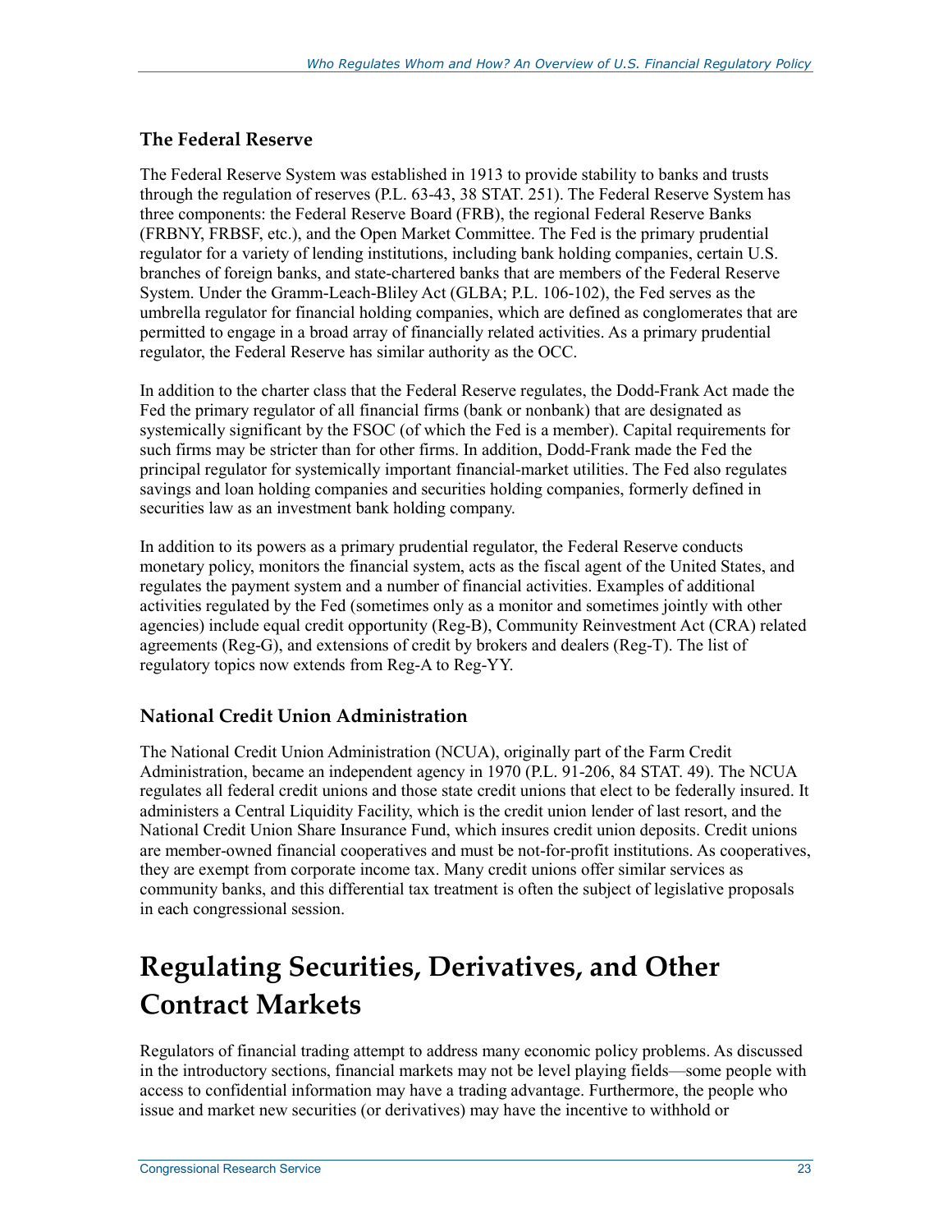### The Federal Reserve

The Federal Reserve System was established in 1913 to provide stability to banks and trusts through the regulation of reserves (P.L. 63-43, 38 STAT. 251). The Federal Reserve System has three components: the Federal Reserve Board (FRB), the regional Federal Reserve Banks (FRBNY, FRBSF, etc.), and the Open Market Committee. The Fed is the primary prudential regulator for a variety of lending institutions, including bank holding companies, certain U.S. branches of foreign banks, and state-chartered banks that are members of the Federal Reserve System. Under the Gramm-Leach-Bliley Act (GLBA; P.L. 106-102), the Fed serves as the umbrella regulator for financial holding companies, which are defined as conglomerates that are permitted to engage in a broad array of financially related activities. As a primary prudential regulator, the Federal Reserve has similar authority as the OCC.

In addition to the charter class that the Federal Reserve regulates, the Dodd-Frank Act made the Fed the primary regulator of all financial firms (bank or nonbank) that are designated as systemically significant by the FSOC (of which the Fed is a member). Capital requirements for such firms may be stricter than for other firms. In addition, Dodd-Frank made the Fed the principal regulator for systemically important financial-market utilities. The Fed also regulates savings and loan holding companies and securities holding companies, formerly defined in securities law as an investment bank holding company.

In addition to its powers as a primary prudential regulator, the Federal Reserve conducts monetary policy, monitors the financial system, acts as the fiscal agent of the United States, and regulates the payment system and a number of financial activities. Examples of additional activities regulated by the Fed (sometimes only as a monitor and sometimes jointly with other agencies) include equal credit opportunity (Reg-B), Community Reinvestment Act (CRA) related agreements (Reg-G), and extensions of credit by brokers and dealers (Reg-T). The list of regulatory topics now extends from Reg-A to Reg-YY.

### National Credit Union Administration

The National Credit Union Administration (NCUA), originally part of the Farm Credit Administration, became an independent agency in 1970 (P.L. 91-206, 84 STAT. 49). The NCUA regulates all federal credit unions and those state credit unions that elect to be federally insured. It administers a Central Liquidity Facility, which is the credit union lender of last resort, and the National Credit Union Share Insurance Fund, which insures credit union deposits. Credit unions are member-owned financial cooperatives and must be not-for-profit institutions. As cooperatives, they are exempt from corporate income tax. Many credit unions offer similar services as community banks, and this differential tax treatment is often the subject of legislative proposals in each congressional session.

# Regulating Securities, Derivatives, and Other Contract Markets

Regulators of financial trading attempt to address many economic policy problems. As discussed in the introductory sections, financial markets may not be level playing fields—some people with access to confidential information may have a trading advantage. Furthermore, the people who issue and market new securities (or derivatives) may have the incentive to withhold or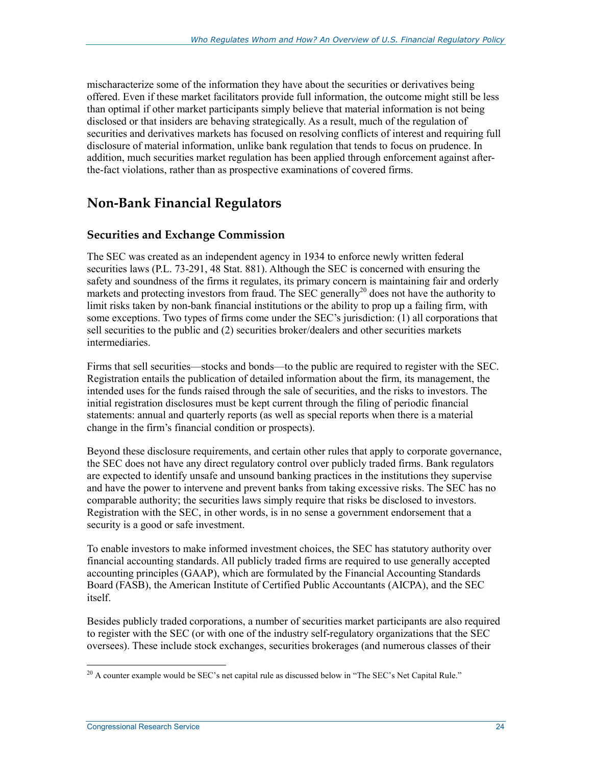mischaracterize some of the information they have about the securities or derivatives being offered. Even if these market facilitators provide full information, the outcome might still be less than optimal if other market participants simply believe that material information is not being disclosed or that insiders are behaving strategically. As a result, much of the regulation of securities and derivatives markets has focused on resolving conflicts of interest and requiring full disclosure of material information, unlike bank regulation that tends to focus on prudence. In addition, much securities market regulation has been applied through enforcement against after-the-fact violations, rather than as prospective examinations of covered firms.

## Non-Bank Financial Regulators

### Securities and Exchange Commission

The SEC was created as an independent agency in 1934 to enforce newly written federal securities laws (P.L. 73-291, 48 Stat. 881). Although the SEC is concerned with ensuring the safety and soundness of the firms it regulates, its primary concern is maintaining fair and orderly markets and protecting investors from fraud. The SEC generally[20] does not have the authority to limit risks taken by non-bank financial institutions or the ability to prop up a failing firm, with some exceptions. Two types of firms come under the SEC's jurisdiction: (1) all corporations that sell securities to the public and (2) securities broker/dealers and other securities markets intermediaries.

Firms that sell securities—stocks and bonds—to the public are required to register with the SEC. Registration entails the publication of detailed information about the firm, its management, the intended uses for the funds raised through the sale of securities, and the risks to investors. The initial registration disclosures must be kept current through the filing of periodic financial statements: annual and quarterly reports (as well as special reports when there is a material change in the firm's financial condition or prospects).

Beyond these disclosure requirements, and certain other rules that apply to corporate governance, the SEC does not have any direct regulatory control over publicly traded firms. Bank regulators are expected to identify unsafe and unsound banking practices in the institutions they supervise and have the power to intervene and prevent banks from taking excessive risks. The SEC has no comparable authority; the securities laws simply require that risks be disclosed to investors. Registration with the SEC, in other words, is in no sense a government endorsement that a security is a good or safe investment.

To enable investors to make informed investment choices, the SEC has statutory authority over financial accounting standards. All publicly traded firms are required to use generally accepted accounting principles (GAAP), which are formulated by the Financial Accounting Standards Board (FASB), the American Institute of Certified Public Accountants (AICPA), and the SEC itself.

Besides publicly traded corporations, a number of securities market participants are also required to register with the SEC (or with one of the industry self-regulatory organizations that the SEC oversees). These include stock exchanges, securities brokerages (and numerous classes of their

---

[20] A counter example would be SEC's net capital rule as discussed below in "The SEC's Net Capital Rule."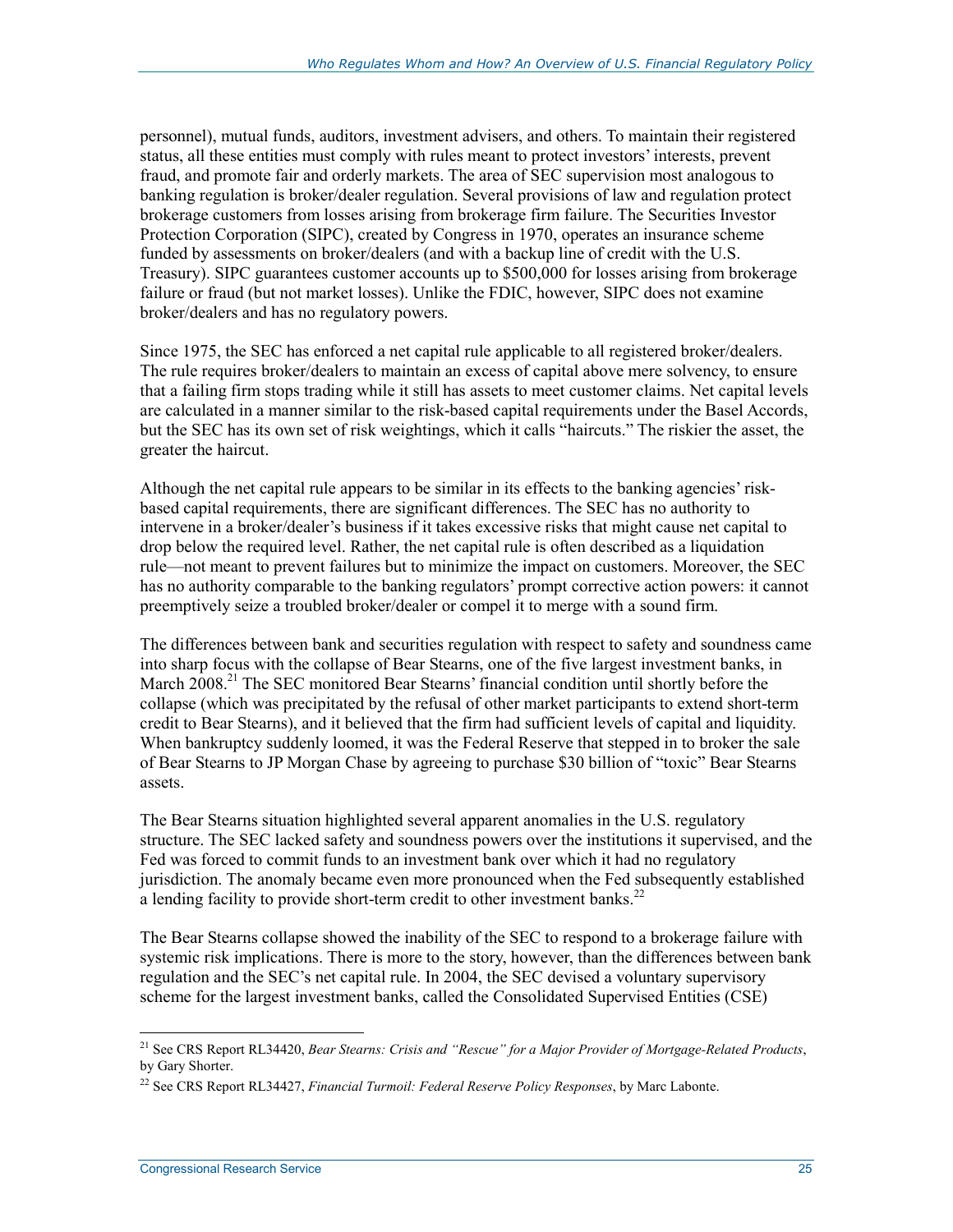personnel), mutual funds, auditors, investment advisers, and others. To maintain their registered status, all these entities must comply with rules meant to protect investors' interests, prevent fraud, and promote fair and orderly markets. The area of SEC supervision most analogous to banking regulation is broker/dealer regulation. Several provisions of law and regulation protect brokerage customers from losses arising from brokerage firm failure. The Securities Investor Protection Corporation (SIPC), created by Congress in 1970, operates an insurance scheme funded by assessments on broker/dealers (and with a backup line of credit with the U.S. Treasury). SIPC guarantees customer accounts up to $500,000 for losses arising from brokerage failure or fraud (but not market losses). Unlike the FDIC, however, SIPC does not examine broker/dealers and has no regulatory powers.

Since 1975, the SEC has enforced a net capital rule applicable to all registered broker/dealers. The rule requires broker/dealers to maintain an excess of capital above mere solvency, to ensure that a failing firm stops trading while it still has assets to meet customer claims. Net capital levels are calculated in a manner similar to the risk-based capital requirements under the Basel Accords, but the SEC has its own set of risk weightings, which it calls "haircuts." The riskier the asset, the greater the haircut.

Although the net capital rule appears to be similar in its effects to the banking agencies' risk-based capital requirements, there are significant differences. The SEC has no authority to intervene in a broker/dealer's business if it takes excessive risks that might cause net capital to drop below the required level. Rather, the net capital rule is often described as a liquidation rule—not meant to prevent failures but to minimize the impact on customers. Moreover, the SEC has no authority comparable to the banking regulators' prompt corrective action powers: it cannot preemptively seize a troubled broker/dealer or compel it to merge with a sound firm.

The differences between bank and securities regulation with respect to safety and soundness came into sharp focus with the collapse of Bear Stearns, one of the five largest investment banks, in March 2008.[21] The SEC monitored Bear Stearns' financial condition until shortly before the collapse (which was precipitated by the refusal of other market participants to extend short-term credit to Bear Stearns), and it believed that the firm had sufficient levels of capital and liquidity. When bankruptcy suddenly loomed, it was the Federal Reserve that stepped in to broker the sale of Bear Stearns to JP Morgan Chase by agreeing to purchase $30 billion of "toxic" Bear Stearns assets.

The Bear Stearns situation highlighted several apparent anomalies in the U.S. regulatory structure. The SEC lacked safety and soundness powers over the institutions it supervised, and the Fed was forced to commit funds to an investment bank over which it had no regulatory jurisdiction. The anomaly became even more pronounced when the Fed subsequently established a lending facility to provide short-term credit to other investment banks.[22]

The Bear Stearns collapse showed the inability of the SEC to respond to a brokerage failure with systemic risk implications. There is more to the story, however, than the differences between bank regulation and the SEC's net capital rule. In 2004, the SEC devised a voluntary supervisory scheme for the largest investment banks, called the Consolidated Supervised Entities (CSE)

---

[21] See CRS Report RL34420, *Bear Stearns: Crisis and "Rescue" for a Major Provider of Mortgage-Related Products*, by Gary Shorter.

[22] See CRS Report RL34427, *Financial Turmoil: Federal Reserve Policy Responses*, by Marc Labonte.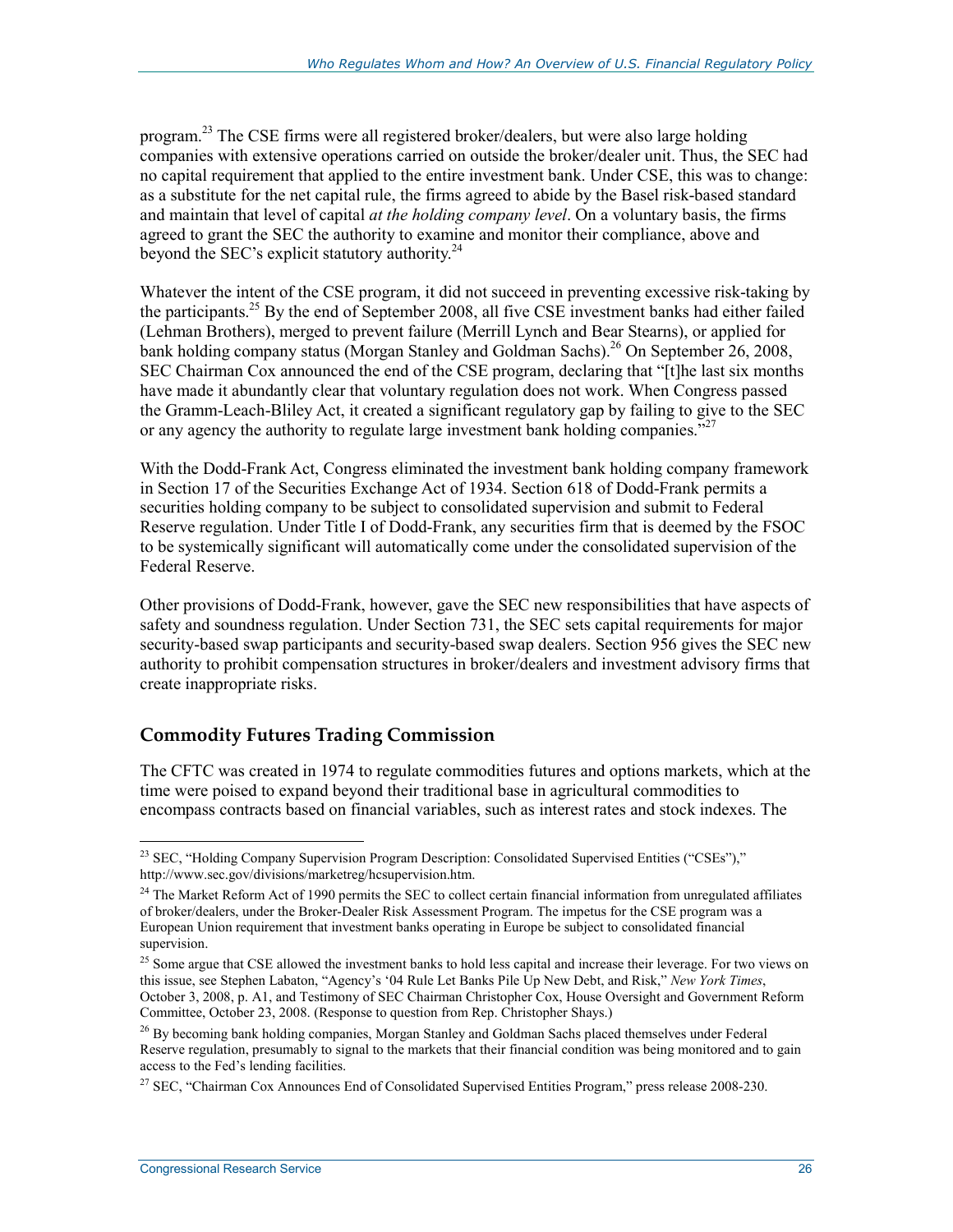program.[23] The CSE firms were all registered broker/dealers, but were also large holding companies with extensive operations carried on outside the broker/dealer unit. Thus, the SEC had no capital requirement that applied to the entire investment bank. Under CSE, this was to change: as a substitute for the net capital rule, the firms agreed to abide by the Basel risk-based standard and maintain that level of capital *at the holding company level*. On a voluntary basis, the firms agreed to grant the SEC the authority to examine and monitor their compliance, above and beyond the SEC's explicit statutory authority.[24]

Whatever the intent of the CSE program, it did not succeed in preventing excessive risk-taking by the participants.[25] By the end of September 2008, all five CSE investment banks had either failed (Lehman Brothers), merged to prevent failure (Merrill Lynch and Bear Stearns), or applied for bank holding company status (Morgan Stanley and Goldman Sachs).[26] On September 26, 2008, SEC Chairman Cox announced the end of the CSE program, declaring that "[t]he last six months have made it abundantly clear that voluntary regulation does not work. When Congress passed the Gramm-Leach-Bliley Act, it created a significant regulatory gap by failing to give to the SEC or any agency the authority to regulate large investment bank holding companies."[27]

With the Dodd-Frank Act, Congress eliminated the investment bank holding company framework in Section 17 of the Securities Exchange Act of 1934. Section 618 of Dodd-Frank permits a securities holding company to be subject to consolidated supervision and submit to Federal Reserve regulation. Under Title I of Dodd-Frank, any securities firm that is deemed by the FSOC to be systemically significant will automatically come under the consolidated supervision of the Federal Reserve.

Other provisions of Dodd-Frank, however, gave the SEC new responsibilities that have aspects of safety and soundness regulation. Under Section 731, the SEC sets capital requirements for major security-based swap participants and security-based swap dealers. Section 956 gives the SEC new authority to prohibit compensation structures in broker/dealers and investment advisory firms that create inappropriate risks.

## Commodity Futures Trading Commission

The CFTC was created in 1974 to regulate commodities futures and options markets, which at the time were poised to expand beyond their traditional base in agricultural commodities to encompass contracts based on financial variables, such as interest rates and stock indexes. The

---

[23] SEC, "Holding Company Supervision Program Description: Consolidated Supervised Entities ("CSEs")," http://www.sec.gov/divisions/marketreg/hcsupervision.htm.

[24] The Market Reform Act of 1990 permits the SEC to collect certain financial information from unregulated affiliates of broker/dealers, under the Broker-Dealer Risk Assessment Program. The impetus for the CSE program was a European Union requirement that investment banks operating in Europe be subject to consolidated financial supervision.

[25] Some argue that CSE allowed the investment banks to hold less capital and increase their leverage. For two views on this issue, see Stephen Labaton, "Agency's '04 Rule Let Banks Pile Up New Debt, and Risk," *New York Times*, October 3, 2008, p. A1, and Testimony of SEC Chairman Christopher Cox, House Oversight and Government Reform Committee, October 23, 2008. (Response to question from Rep. Christopher Shays.)

[26] By becoming bank holding companies, Morgan Stanley and Goldman Sachs placed themselves under Federal Reserve regulation, presumably to signal to the markets that their financial condition was being monitored and to gain access to the Fed's lending facilities.

[27] SEC, "Chairman Cox Announces End of Consolidated Supervised Entities Program," press release 2008-230.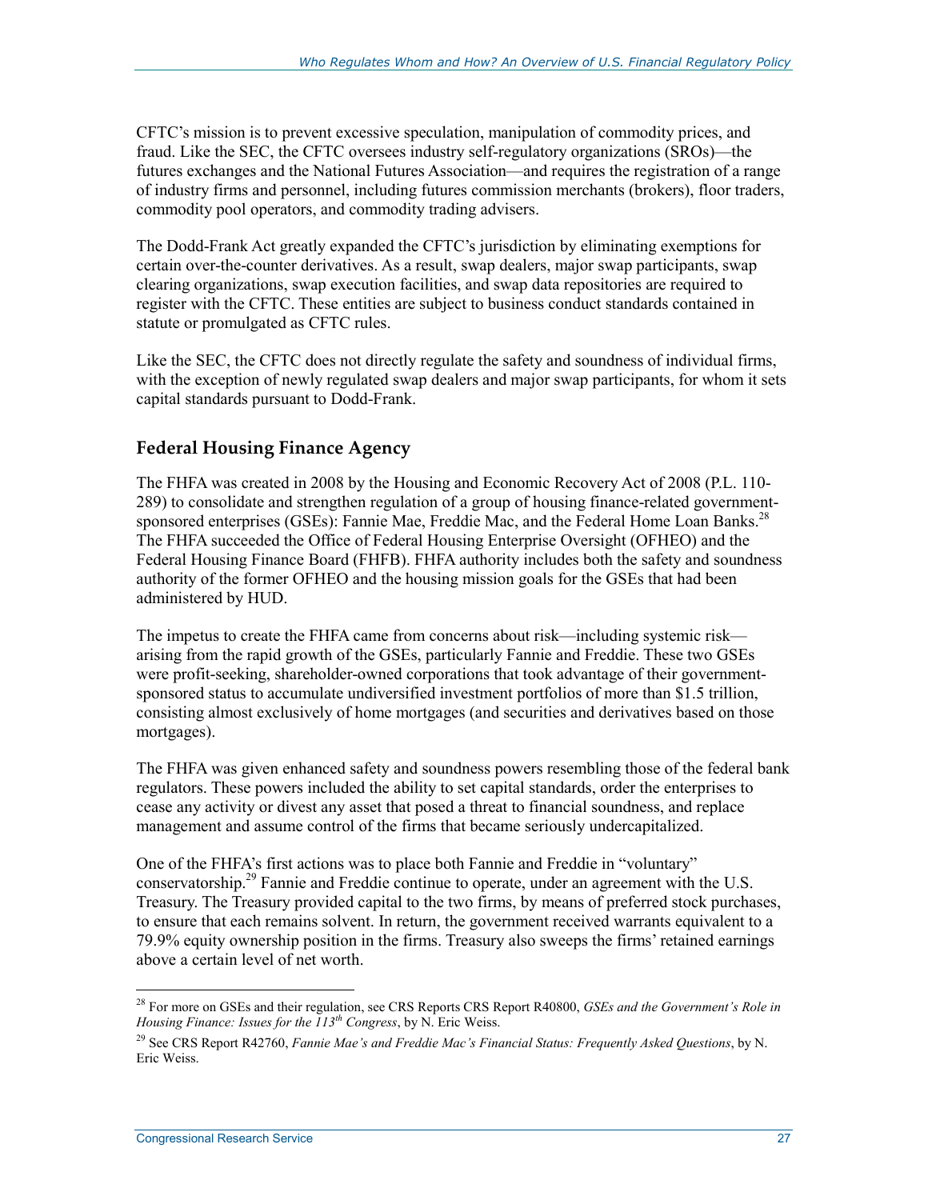CFTC's mission is to prevent excessive speculation, manipulation of commodity prices, and fraud. Like the SEC, the CFTC oversees industry self-regulatory organizations (SROs)—the futures exchanges and the National Futures Association—and requires the registration of a range of industry firms and personnel, including futures commission merchants (brokers), floor traders, commodity pool operators, and commodity trading advisers.

The Dodd-Frank Act greatly expanded the CFTC's jurisdiction by eliminating exemptions for certain over-the-counter derivatives. As a result, swap dealers, major swap participants, swap clearing organizations, swap execution facilities, and swap data repositories are required to register with the CFTC. These entities are subject to business conduct standards contained in statute or promulgated as CFTC rules.

Like the SEC, the CFTC does not directly regulate the safety and soundness of individual firms, with the exception of newly regulated swap dealers and major swap participants, for whom it sets capital standards pursuant to Dodd-Frank.

## Federal Housing Finance Agency

The FHFA was created in 2008 by the Housing and Economic Recovery Act of 2008 (P.L. 110-289) to consolidate and strengthen regulation of a group of housing finance-related government-sponsored enterprises (GSEs): Fannie Mae, Freddie Mac, and the Federal Home Loan Banks.[28] The FHFA succeeded the Office of Federal Housing Enterprise Oversight (OFHEO) and the Federal Housing Finance Board (FHFB). FHFA authority includes both the safety and soundness authority of the former OFHEO and the housing mission goals for the GSEs that had been administered by HUD.

The impetus to create the FHFA came from concerns about risk—including systemic risk—arising from the rapid growth of the GSEs, particularly Fannie and Freddie. These two GSEs were profit-seeking, shareholder-owned corporations that took advantage of their government-sponsored status to accumulate undiversified investment portfolios of more than $1.5 trillion, consisting almost exclusively of home mortgages (and securities and derivatives based on those mortgages).

The FHFA was given enhanced safety and soundness powers resembling those of the federal bank regulators. These powers included the ability to set capital standards, order the enterprises to cease any activity or divest any asset that posed a threat to financial soundness, and replace management and assume control of the firms that became seriously undercapitalized.

One of the FHFA's first actions was to place both Fannie and Freddie in "voluntary" conservatorship.[29] Fannie and Freddie continue to operate, under an agreement with the U.S. Treasury. The Treasury provided capital to the two firms, by means of preferred stock purchases, to ensure that each remains solvent. In return, the government received warrants equivalent to a 79.9% equity ownership position in the firms. Treasury also sweeps the firms' retained earnings above a certain level of net worth.

---

[28] For more on GSEs and their regulation, see CRS Reports CRS Report R40800, *GSEs and the Government's Role in Housing Finance: Issues for the 113th Congress*, by N. Eric Weiss.

[29] See CRS Report R42760, *Fannie Mae's and Freddie Mac's Financial Status: Frequently Asked Questions*, by N. Eric Weiss.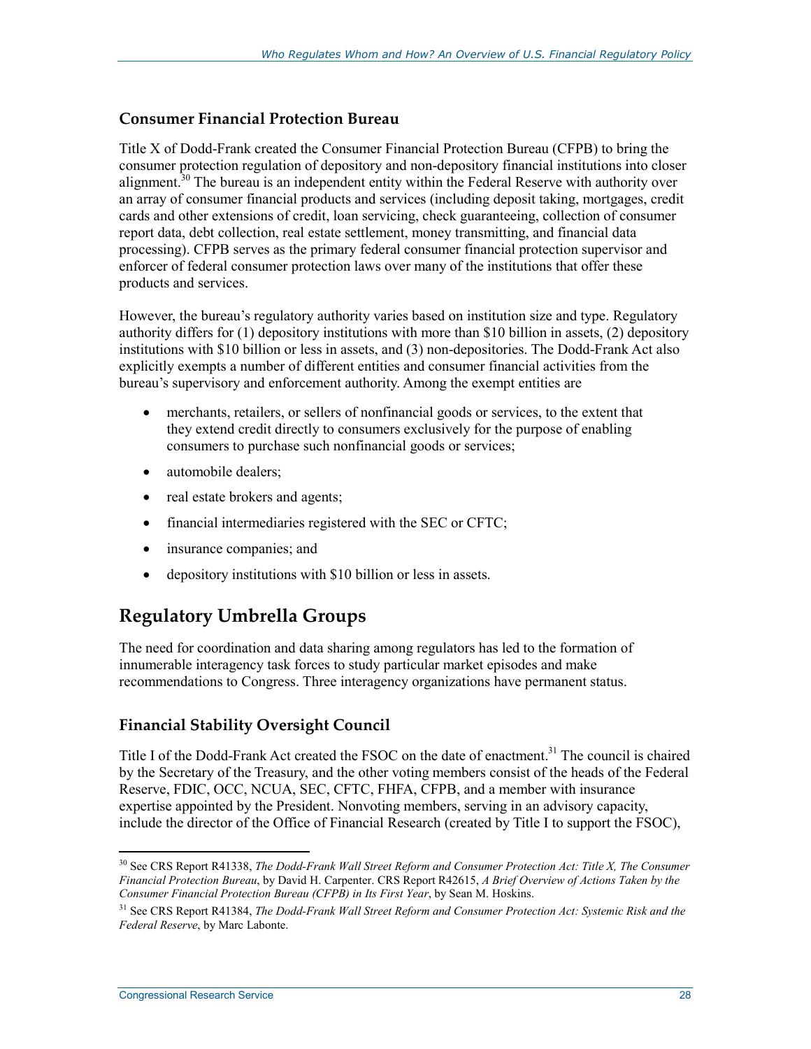### Consumer Financial Protection Bureau

Title X of Dodd-Frank created the Consumer Financial Protection Bureau (CFPB) to bring the consumer protection regulation of depository and non-depository financial institutions into closer alignment.[30] The bureau is an independent entity within the Federal Reserve with authority over an array of consumer financial products and services (including deposit taking, mortgages, credit cards and other extensions of credit, loan servicing, check guaranteeing, collection of consumer report data, debt collection, real estate settlement, money transmitting, and financial data processing). CFPB serves as the primary federal consumer financial protection supervisor and enforcer of federal consumer protection laws over many of the institutions that offer these products and services.

However, the bureau's regulatory authority varies based on institution size and type. Regulatory authority differs for (1) depository institutions with more than $10 billion in assets, (2) depository institutions with $10 billion or less in assets, and (3) non-depositories. The Dodd-Frank Act also explicitly exempts a number of different entities and consumer financial activities from the bureau's supervisory and enforcement authority. Among the exempt entities are

- merchants, retailers, or sellers of nonfinancial goods or services, to the extent that they extend credit directly to consumers exclusively for the purpose of enabling consumers to purchase such nonfinancial goods or services;
- automobile dealers;
- real estate brokers and agents;
- financial intermediaries registered with the SEC or CFTC;
- insurance companies; and
- depository institutions with $10 billion or less in assets.

## Regulatory Umbrella Groups

The need for coordination and data sharing among regulators has led to the formation of innumerable interagency task forces to study particular market episodes and make recommendations to Congress. Three interagency organizations have permanent status.

### Financial Stability Oversight Council

Title I of the Dodd-Frank Act created the FSOC on the date of enactment.[31] The council is chaired by the Secretary of the Treasury, and the other voting members consist of the heads of the Federal Reserve, FDIC, OCC, NCUA, SEC, CFTC, FHFA, CFPB, and a member with insurance expertise appointed by the President. Nonvoting members, serving in an advisory capacity, include the director of the Office of Financial Research (created by Title I to support the FSOC),

---

[30] See CRS Report R41338, *The Dodd-Frank Wall Street Reform and Consumer Protection Act: Title X, The Consumer Financial Protection Bureau*, by David H. Carpenter. CRS Report R42615, *A Brief Overview of Actions Taken by the Consumer Financial Protection Bureau (CFPB) in Its First Year*, by Sean M. Hoskins.

[31] See CRS Report R41384, *The Dodd-Frank Wall Street Reform and Consumer Protection Act: Systemic Risk and the Federal Reserve*, by Marc Labonte.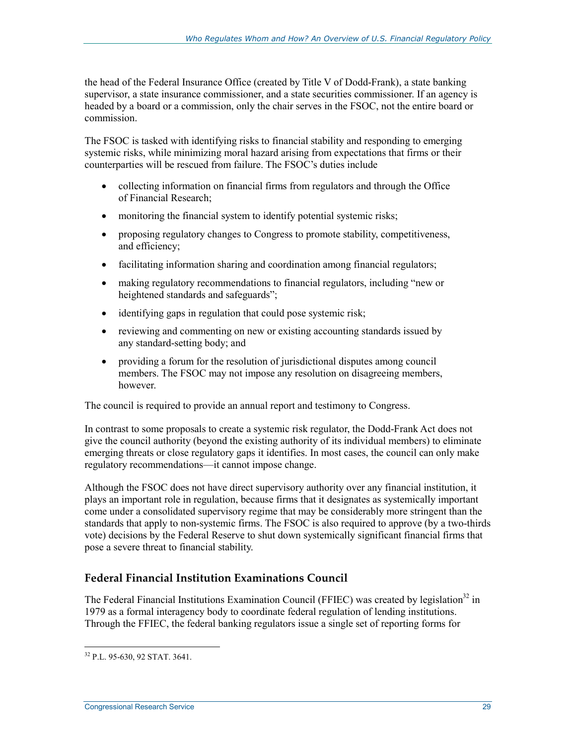the head of the Federal Insurance Office (created by Title V of Dodd-Frank), a state banking supervisor, a state insurance commissioner, and a state securities commissioner. If an agency is headed by a board or a commission, only the chair serves in the FSOC, not the entire board or commission.

The FSOC is tasked with identifying risks to financial stability and responding to emerging systemic risks, while minimizing moral hazard arising from expectations that firms or their counterparties will be rescued from failure. The FSOC's duties include

- collecting information on financial firms from regulators and through the Office of Financial Research;
- monitoring the financial system to identify potential systemic risks;
- proposing regulatory changes to Congress to promote stability, competitiveness, and efficiency;
- facilitating information sharing and coordination among financial regulators;
- making regulatory recommendations to financial regulators, including "new or heightened standards and safeguards";
- identifying gaps in regulation that could pose systemic risk;
- reviewing and commenting on new or existing accounting standards issued by any standard-setting body; and
- providing a forum for the resolution of jurisdictional disputes among council members. The FSOC may not impose any resolution on disagreeing members, however.

The council is required to provide an annual report and testimony to Congress.

In contrast to some proposals to create a systemic risk regulator, the Dodd-Frank Act does not give the council authority (beyond the existing authority of its individual members) to eliminate emerging threats or close regulatory gaps it identifies. In most cases, the council can only make regulatory recommendations—it cannot impose change.

Although the FSOC does not have direct supervisory authority over any financial institution, it plays an important role in regulation, because firms that it designates as systemically important come under a consolidated supervisory regime that may be considerably more stringent than the standards that apply to non-systemic firms. The FSOC is also required to approve (by a two-thirds vote) decisions by the Federal Reserve to shut down systemically significant financial firms that pose a severe threat to financial stability.

### Federal Financial Institution Examinations Council

The Federal Financial Institutions Examination Council (FFIEC) was created by legislation[32] in 1979 as a formal interagency body to coordinate federal regulation of lending institutions. Through the FFIEC, the federal banking regulators issue a single set of reporting forms for

[32] P.L. 95-630, 92 STAT. 3641.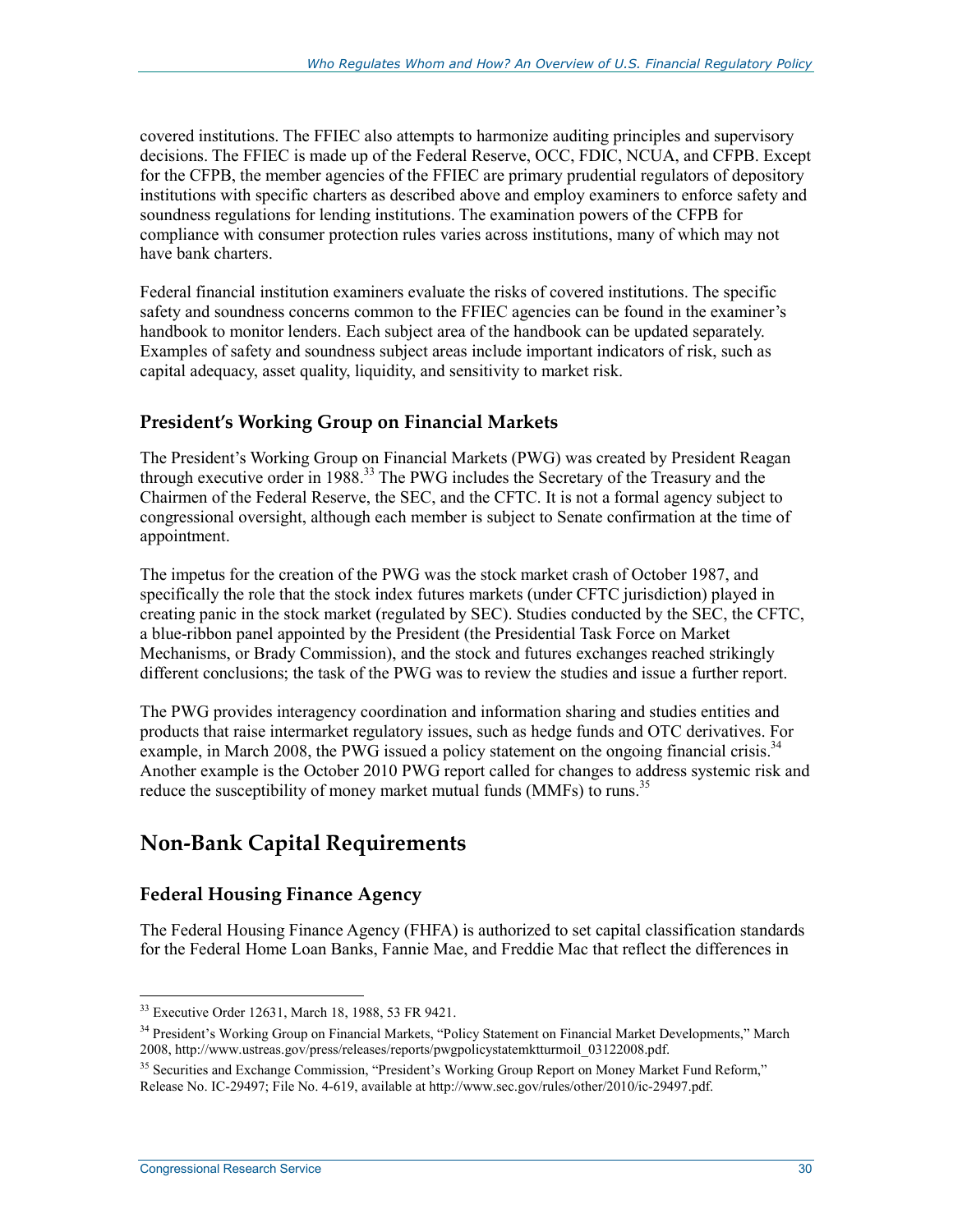covered institutions. The FFIEC also attempts to harmonize auditing principles and supervisory decisions. The FFIEC is made up of the Federal Reserve, OCC, FDIC, NCUA, and CFPB. Except for the CFPB, the member agencies of the FFIEC are primary prudential regulators of depository institutions with specific charters as described above and employ examiners to enforce safety and soundness regulations for lending institutions. The examination powers of the CFPB for compliance with consumer protection rules varies across institutions, many of which may not have bank charters.

Federal financial institution examiners evaluate the risks of covered institutions. The specific safety and soundness concerns common to the FFIEC agencies can be found in the examiner's handbook to monitor lenders. Each subject area of the handbook can be updated separately. Examples of safety and soundness subject areas include important indicators of risk, such as capital adequacy, asset quality, liquidity, and sensitivity to market risk.

### President's Working Group on Financial Markets

The President's Working Group on Financial Markets (PWG) was created by President Reagan through executive order in 1988.[33] The PWG includes the Secretary of the Treasury and the Chairmen of the Federal Reserve, the SEC, and the CFTC. It is not a formal agency subject to congressional oversight, although each member is subject to Senate confirmation at the time of appointment.

The impetus for the creation of the PWG was the stock market crash of October 1987, and specifically the role that the stock index futures markets (under CFTC jurisdiction) played in creating panic in the stock market (regulated by SEC). Studies conducted by the SEC, the CFTC, a blue-ribbon panel appointed by the President (the Presidential Task Force on Market Mechanisms, or Brady Commission), and the stock and futures exchanges reached strikingly different conclusions; the task of the PWG was to review the studies and issue a further report.

The PWG provides interagency coordination and information sharing and studies entities and products that raise intermarket regulatory issues, such as hedge funds and OTC derivatives. For example, in March 2008, the PWG issued a policy statement on the ongoing financial crisis.[34] Another example is the October 2010 PWG report called for changes to address systemic risk and reduce the susceptibility of money market mutual funds (MMFs) to runs.[35]

## Non-Bank Capital Requirements

### Federal Housing Finance Agency

The Federal Housing Finance Agency (FHFA) is authorized to set capital classification standards for the Federal Home Loan Banks, Fannie Mae, and Freddie Mac that reflect the differences in

---

[33] Executive Order 12631, March 18, 1988, 53 FR 9421.

[34] President's Working Group on Financial Markets, "Policy Statement on Financial Market Developments," March 2008, http://www.ustreas.gov/press/releases/reports/pwgpolicystatemktturmoil_03122008.pdf.

[35] Securities and Exchange Commission, "President's Working Group Report on Money Market Fund Reform," Release No. IC-29497; File No. 4-619, available at http://www.sec.gov/rules/other/2010/ic-29497.pdf.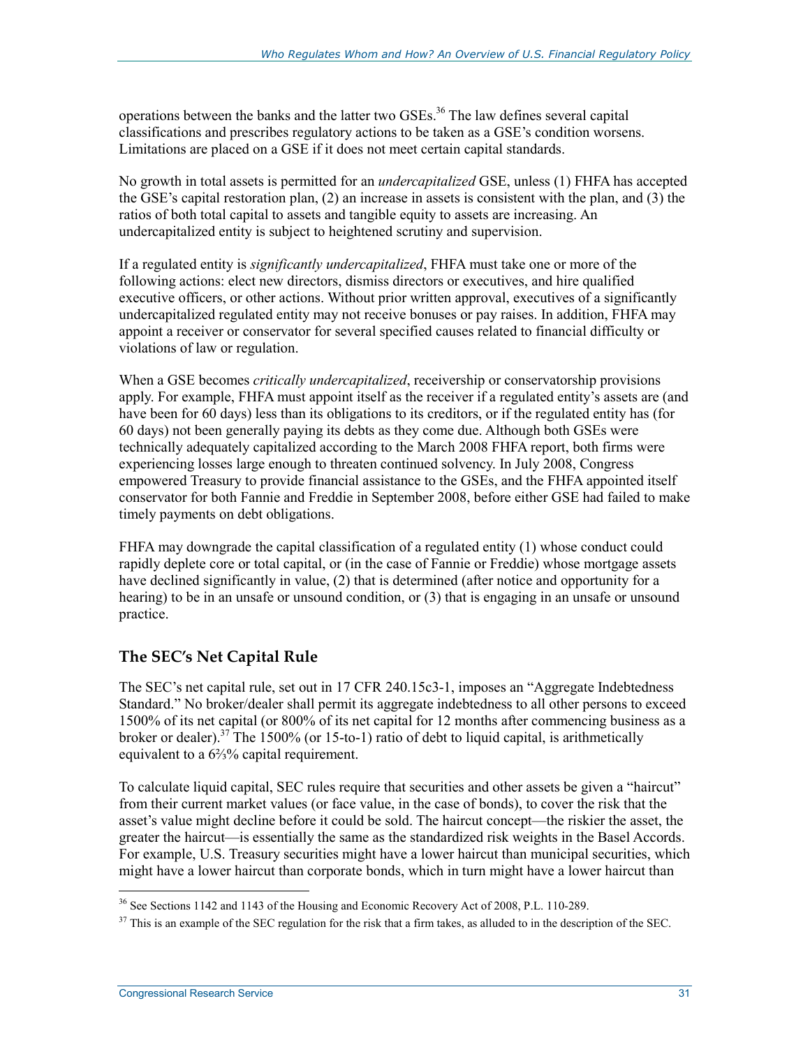operations between the banks and the latter two GSEs.[36] The law defines several capital classifications and prescribes regulatory actions to be taken as a GSE's condition worsens. Limitations are placed on a GSE if it does not meet certain capital standards.

No growth in total assets is permitted for an *undercapitalized* GSE, unless (1) FHFA has accepted the GSE's capital restoration plan, (2) an increase in assets is consistent with the plan, and (3) the ratios of both total capital to assets and tangible equity to assets are increasing. An undercapitalized entity is subject to heightened scrutiny and supervision.

If a regulated entity is *significantly undercapitalized*, FHFA must take one or more of the following actions: elect new directors, dismiss directors or executives, and hire qualified executive officers, or other actions. Without prior written approval, executives of a significantly undercapitalized regulated entity may not receive bonuses or pay raises. In addition, FHFA may appoint a receiver or conservator for several specified causes related to financial difficulty or violations of law or regulation.

When a GSE becomes *critically undercapitalized*, receivership or conservatorship provisions apply. For example, FHFA must appoint itself as the receiver if a regulated entity's assets are (and have been for 60 days) less than its obligations to its creditors, or if the regulated entity has (for 60 days) not been generally paying its debts as they come due. Although both GSEs were technically adequately capitalized according to the March 2008 FHFA report, both firms were experiencing losses large enough to threaten continued solvency. In July 2008, Congress empowered Treasury to provide financial assistance to the GSEs, and the FHFA appointed itself conservator for both Fannie and Freddie in September 2008, before either GSE had failed to make timely payments on debt obligations.

FHFA may downgrade the capital classification of a regulated entity (1) whose conduct could rapidly deplete core or total capital, or (in the case of Fannie or Freddie) whose mortgage assets have declined significantly in value, (2) that is determined (after notice and opportunity for a hearing) to be in an unsafe or unsound condition, or (3) that is engaging in an unsafe or unsound practice.

## The SEC's Net Capital Rule

The SEC's net capital rule, set out in 17 CFR 240.15c3-1, imposes an "Aggregate Indebtedness Standard." No broker/dealer shall permit its aggregate indebtedness to all other persons to exceed 1500% of its net capital (or 800% of its net capital for 12 months after commencing business as a broker or dealer).[37] The 1500% (or 15-to-1) ratio of debt to liquid capital, is arithmetically equivalent to a 6⅔% capital requirement.

To calculate liquid capital, SEC rules require that securities and other assets be given a "haircut" from their current market values (or face value, in the case of bonds), to cover the risk that the asset's value might decline before it could be sold. The haircut concept—the riskier the asset, the greater the haircut—is essentially the same as the standardized risk weights in the Basel Accords. For example, U.S. Treasury securities might have a lower haircut than municipal securities, which might have a lower haircut than corporate bonds, which in turn might have a lower haircut than

---

[36] See Sections 1142 and 1143 of the Housing and Economic Recovery Act of 2008, P.L. 110-289.

[37] This is an example of the SEC regulation for the risk that a firm takes, as alluded to in the description of the SEC.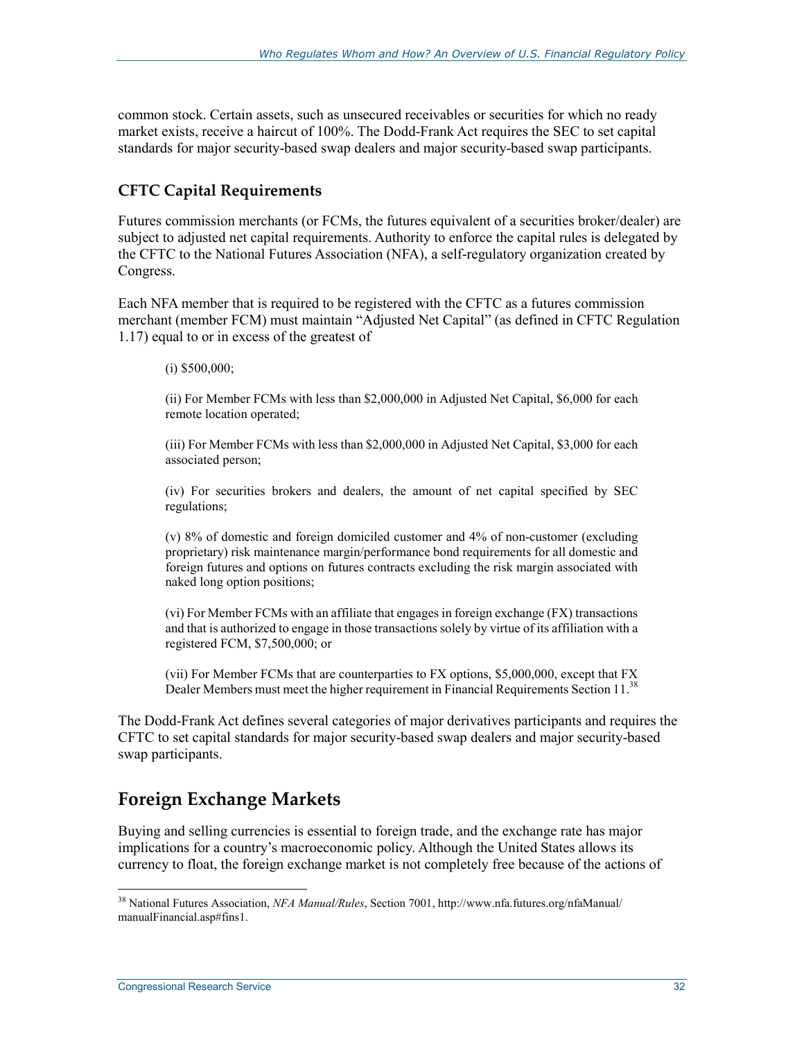common stock. Certain assets, such as unsecured receivables or securities for which no ready market exists, receive a haircut of 100%. The Dodd-Frank Act requires the SEC to set capital standards for major security-based swap dealers and major security-based swap participants.

### CFTC Capital Requirements

Futures commission merchants (or FCMs, the futures equivalent of a securities broker/dealer) are subject to adjusted net capital requirements. Authority to enforce the capital rules is delegated by the CFTC to the National Futures Association (NFA), a self-regulatory organization created by Congress.

Each NFA member that is required to be registered with the CFTC as a futures commission merchant (member FCM) must maintain "Adjusted Net Capital" (as defined in CFTC Regulation 1.17) equal to or in excess of the greatest of

> (i) $500,000;
>
> (ii) For Member FCMs with less than $2,000,000 in Adjusted Net Capital, $6,000 for each remote location operated;
>
> (iii) For Member FCMs with less than $2,000,000 in Adjusted Net Capital, $3,000 for each associated person;
>
> (iv) For securities brokers and dealers, the amount of net capital specified by SEC regulations;
>
> (v) 8% of domestic and foreign domiciled customer and 4% of non-customer (excluding proprietary) risk maintenance margin/performance bond requirements for all domestic and foreign futures and options on futures contracts excluding the risk margin associated with naked long option positions;
>
> (vi) For Member FCMs with an affiliate that engages in foreign exchange (FX) transactions and that is authorized to engage in those transactions solely by virtue of its affiliation with a registered FCM, $7,500,000; or
>
> (vii) For Member FCMs that are counterparties to FX options, $5,000,000, except that FX Dealer Members must meet the higher requirement in Financial Requirements Section 11.[38]

The Dodd-Frank Act defines several categories of major derivatives participants and requires the CFTC to set capital standards for major security-based swap dealers and major security-based swap participants.

## Foreign Exchange Markets

Buying and selling currencies is essential to foreign trade, and the exchange rate has major implications for a country's macroeconomic policy. Although the United States allows its currency to float, the foreign exchange market is not completely free because of the actions of

[38] National Futures Association, *NFA Manual/Rules*, Section 7001, http://www.nfa.futures.org/nfaManual/manualFinancial.asp#fins1.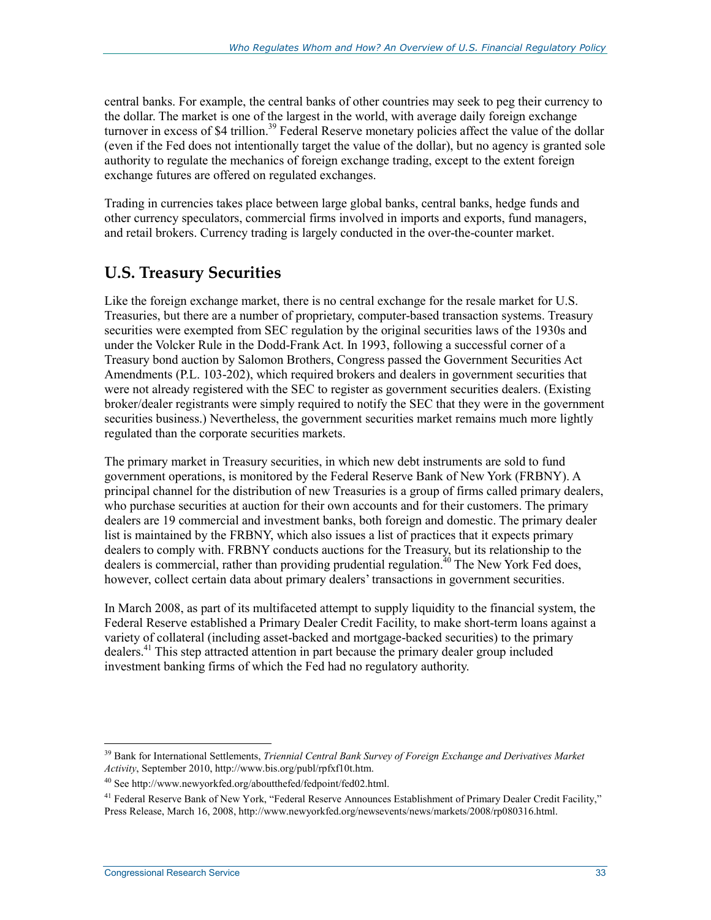central banks. For example, the central banks of other countries may seek to peg their currency to the dollar. The market is one of the largest in the world, with average daily foreign exchange turnover in excess of $4 trillion.[39] Federal Reserve monetary policies affect the value of the dollar (even if the Fed does not intentionally target the value of the dollar), but no agency is granted sole authority to regulate the mechanics of foreign exchange trading, except to the extent foreign exchange futures are offered on regulated exchanges.

Trading in currencies takes place between large global banks, central banks, hedge funds and other currency speculators, commercial firms involved in imports and exports, fund managers, and retail brokers. Currency trading is largely conducted in the over-the-counter market.

## U.S. Treasury Securities

Like the foreign exchange market, there is no central exchange for the resale market for U.S. Treasuries, but there are a number of proprietary, computer-based transaction systems. Treasury securities were exempted from SEC regulation by the original securities laws of the 1930s and under the Volcker Rule in the Dodd-Frank Act. In 1993, following a successful corner of a Treasury bond auction by Salomon Brothers, Congress passed the Government Securities Act Amendments (P.L. 103-202), which required brokers and dealers in government securities that were not already registered with the SEC to register as government securities dealers. (Existing broker/dealer registrants were simply required to notify the SEC that they were in the government securities business.) Nevertheless, the government securities market remains much more lightly regulated than the corporate securities markets.

The primary market in Treasury securities, in which new debt instruments are sold to fund government operations, is monitored by the Federal Reserve Bank of New York (FRBNY). A principal channel for the distribution of new Treasuries is a group of firms called primary dealers, who purchase securities at auction for their own accounts and for their customers. The primary dealers are 19 commercial and investment banks, both foreign and domestic. The primary dealer list is maintained by the FRBNY, which also issues a list of practices that it expects primary dealers to comply with. FRBNY conducts auctions for the Treasury, but its relationship to the dealers is commercial, rather than providing prudential regulation.[40] The New York Fed does, however, collect certain data about primary dealers' transactions in government securities.

In March 2008, as part of its multifaceted attempt to supply liquidity to the financial system, the Federal Reserve established a Primary Dealer Credit Facility, to make short-term loans against a variety of collateral (including asset-backed and mortgage-backed securities) to the primary dealers.[41] This step attracted attention in part because the primary dealer group included investment banking firms of which the Fed had no regulatory authority.

---

[39] Bank for International Settlements, *Triennial Central Bank Survey of Foreign Exchange and Derivatives Market Activity*, September 2010, http://www.bis.org/publ/rpfxf10t.htm.

[40] See http://www.newyorkfed.org/aboutthefed/fedpoint/fed02.html.

[41] Federal Reserve Bank of New York, "Federal Reserve Announces Establishment of Primary Dealer Credit Facility," Press Release, March 16, 2008, http://www.newyorkfed.org/newsevents/news/markets/2008/rp080316.html.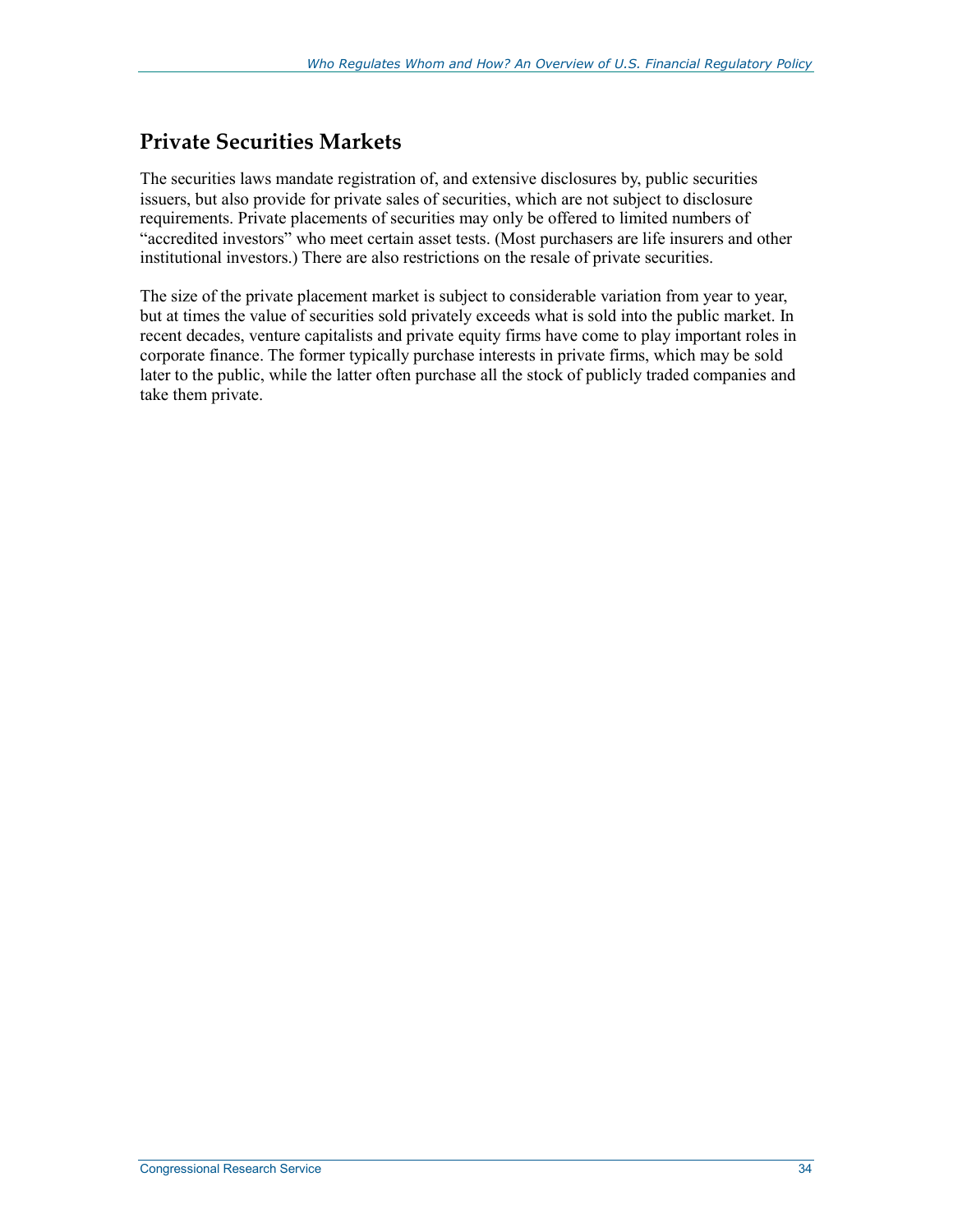## Private Securities Markets

The securities laws mandate registration of, and extensive disclosures by, public securities issuers, but also provide for private sales of securities, which are not subject to disclosure requirements. Private placements of securities may only be offered to limited numbers of "accredited investors" who meet certain asset tests. (Most purchasers are life insurers and other institutional investors.) There are also restrictions on the resale of private securities.

The size of the private placement market is subject to considerable variation from year to year, but at times the value of securities sold privately exceeds what is sold into the public market. In recent decades, venture capitalists and private equity firms have come to play important roles in corporate finance. The former typically purchase interests in private firms, which may be sold later to the public, while the latter often purchase all the stock of publicly traded companies and take them private.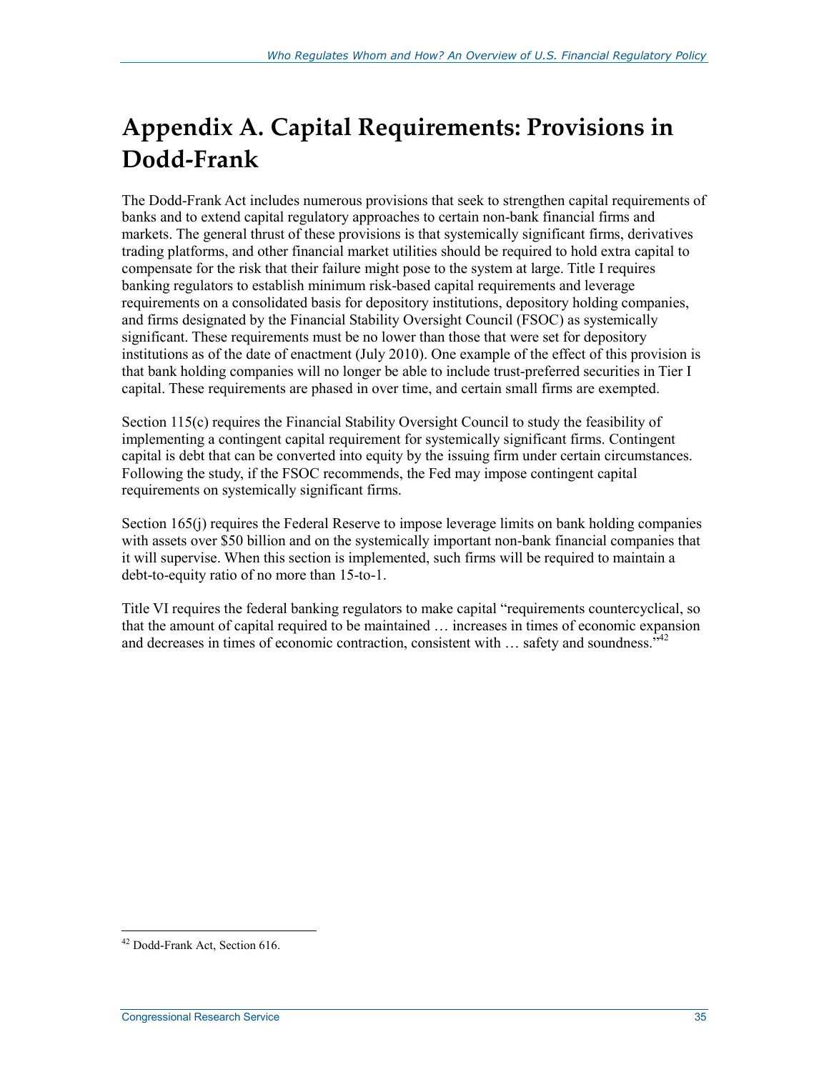# Appendix A. Capital Requirements: Provisions in Dodd-Frank

The Dodd-Frank Act includes numerous provisions that seek to strengthen capital requirements of banks and to extend capital regulatory approaches to certain non-bank financial firms and markets. The general thrust of these provisions is that systemically significant firms, derivatives trading platforms, and other financial market utilities should be required to hold extra capital to compensate for the risk that their failure might pose to the system at large. Title I requires banking regulators to establish minimum risk-based capital requirements and leverage requirements on a consolidated basis for depository institutions, depository holding companies, and firms designated by the Financial Stability Oversight Council (FSOC) as systemically significant. These requirements must be no lower than those that were set for depository institutions as of the date of enactment (July 2010). One example of the effect of this provision is that bank holding companies will no longer be able to include trust-preferred securities in Tier I capital. These requirements are phased in over time, and certain small firms are exempted.

Section 115(c) requires the Financial Stability Oversight Council to study the feasibility of implementing a contingent capital requirement for systemically significant firms. Contingent capital is debt that can be converted into equity by the issuing firm under certain circumstances. Following the study, if the FSOC recommends, the Fed may impose contingent capital requirements on systemically significant firms.

Section 165(j) requires the Federal Reserve to impose leverage limits on bank holding companies with assets over $50 billion and on the systemically important non-bank financial companies that it will supervise. When this section is implemented, such firms will be required to maintain a debt-to-equity ratio of no more than 15-to-1.

Title VI requires the federal banking regulators to make capital "requirements countercyclical, so that the amount of capital required to be maintained … increases in times of economic expansion and decreases in times of economic contraction, consistent with … safety and soundness."[42]

---

[42] Dodd-Frank Act, Section 616.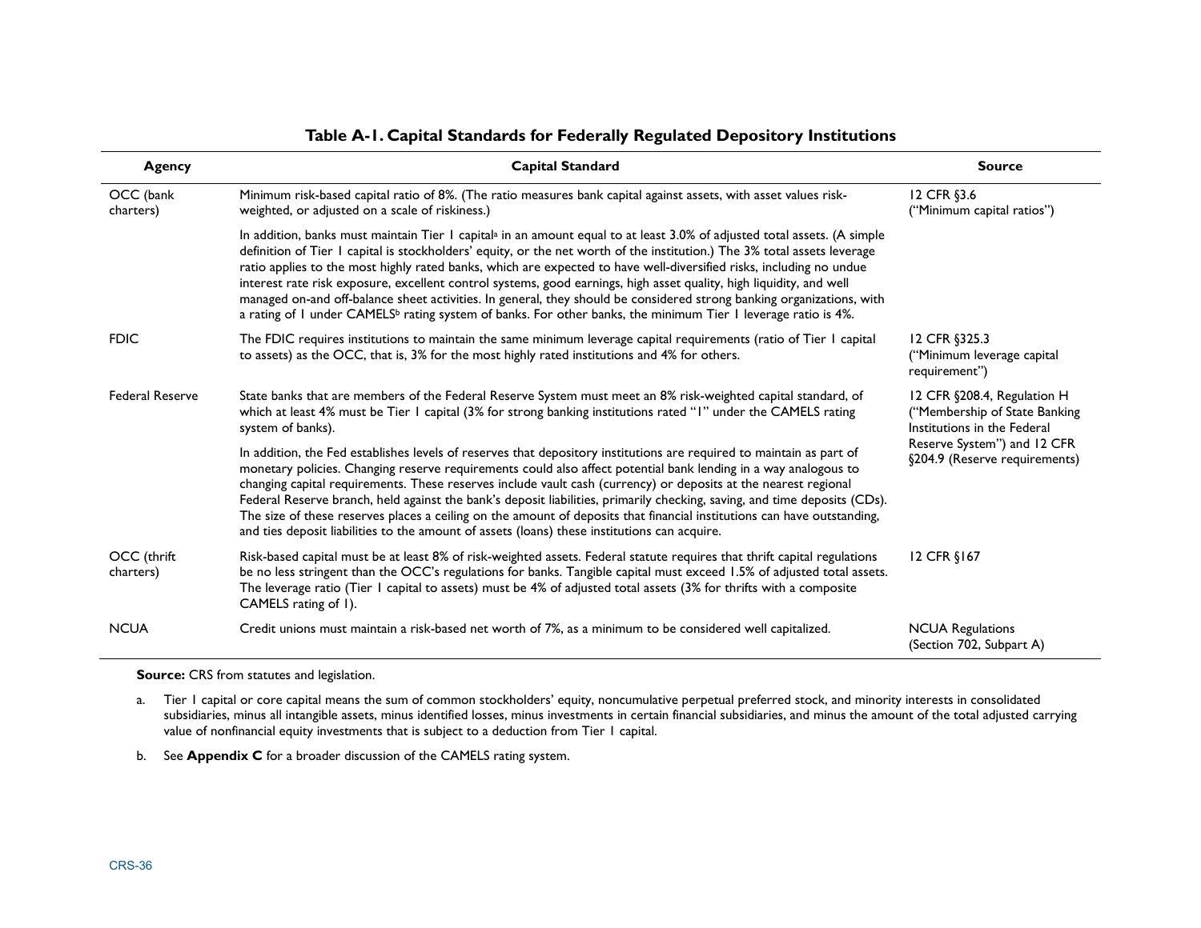**Table A-1. Capital Standards for Federally Regulated Depository Institutions**

| Agency | Capital Standard | Source |
|---|---|---|
| OCC (bank charters) | Minimum risk-based capital ratio of 8%. (The ratio measures bank capital against assets, with asset values risk-weighted, or adjusted on a scale of riskiness.)<br><br>In addition, banks must maintain Tier 1 capital[a] in an amount equal to at least 3.0% of adjusted total assets. (A simple definition of Tier 1 capital is stockholders' equity, or the net worth of the institution.) The 3% total assets leverage ratio applies to the most highly rated banks, which are expected to have well-diversified risks, including no undue interest rate risk exposure, excellent control systems, good earnings, high asset quality, high liquidity, and well managed on-and off-balance sheet activities. In general, they should be considered strong banking organizations, with a rating of 1 under CAMELS[b] rating system of banks. For other banks, the minimum Tier 1 leverage ratio is 4%. | 12 CFR §3.6 ("Minimum capital ratios") |
| FDIC | The FDIC requires institutions to maintain the same minimum leverage capital requirements (ratio of Tier 1 capital to assets) as the OCC, that is, 3% for the most highly rated institutions and 4% for others. | 12 CFR §325.3 ("Minimum leverage capital requirement") |
| Federal Reserve | State banks that are members of the Federal Reserve System must meet an 8% risk-weighted capital standard, of which at least 4% must be Tier 1 capital (3% for strong banking institutions rated "1" under the CAMELS rating system of banks).<br><br>In addition, the Fed establishes levels of reserves that depository institutions are required to maintain as part of monetary policies. Changing reserve requirements could also affect potential bank lending in a way analogous to changing capital requirements. These reserves include vault cash (currency) or deposits at the nearest regional Federal Reserve branch, held against the bank's deposit liabilities, primarily checking, saving, and time deposits (CDs). The size of these reserves places a ceiling on the amount of deposits that financial institutions can have outstanding, and ties deposit liabilities to the amount of assets (loans) these institutions can acquire. | 12 CFR §208.4, Regulation H ("Membership of State Banking Institutions in the Federal Reserve System") and 12 CFR §204.9 (Reserve requirements) |
| OCC (thrift charters) | Risk-based capital must be at least 8% of risk-weighted assets. Federal statute requires that thrift capital regulations be no less stringent than the OCC's regulations for banks. Tangible capital must exceed 1.5% of adjusted total assets. The leverage ratio (Tier 1 capital to assets) must be 4% of adjusted total assets (3% for thrifts with a composite CAMELS rating of 1). | 12 CFR §167 |
| NCUA | Credit unions must maintain a risk-based net worth of 7%, as a minimum to be considered well capitalized. | NCUA Regulations (Section 702, Subpart A) |

**Source:** CRS from statutes and legislation.

a. Tier 1 capital or core capital means the sum of common stockholders' equity, noncumulative perpetual preferred stock, and minority interests in consolidated subsidiaries, minus all intangible assets, minus identified losses, minus investments in certain financial subsidiaries, and minus the amount of the total adjusted carrying value of nonfinancial equity investments that is subject to a deduction from Tier 1 capital.

b. See **Appendix C** for a broader discussion of the CAMELS rating system.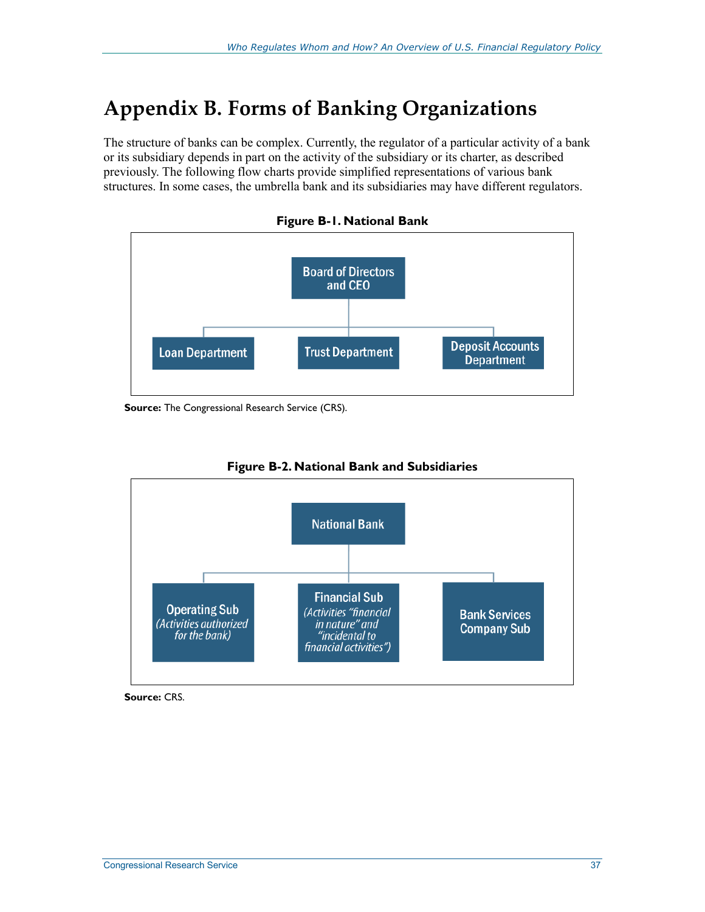# Appendix B. Forms of Banking Organizations

The structure of banks can be complex. Currently, the regulator of a particular activity of a bank or its subsidiary depends in part on the activity of the subsidiary or its charter, as described previously. The following flow charts provide simplified representations of various bank structures. In some cases, the umbrella bank and its subsidiaries may have different regulators.

**Figure B-1. National Bank**

Board of Directors and CEO

Loan Department | Trust Department | Deposit Accounts Department

**Source:** The Congressional Research Service (CRS).

**Figure B-2. National Bank and Subsidiaries**

National Bank

Operating Sub *(Activities authorized for the bank)* | Financial Sub *(Activities "financial in nature" and "incidental to financial activities")* | Bank Services Company Sub

**Source:** CRS.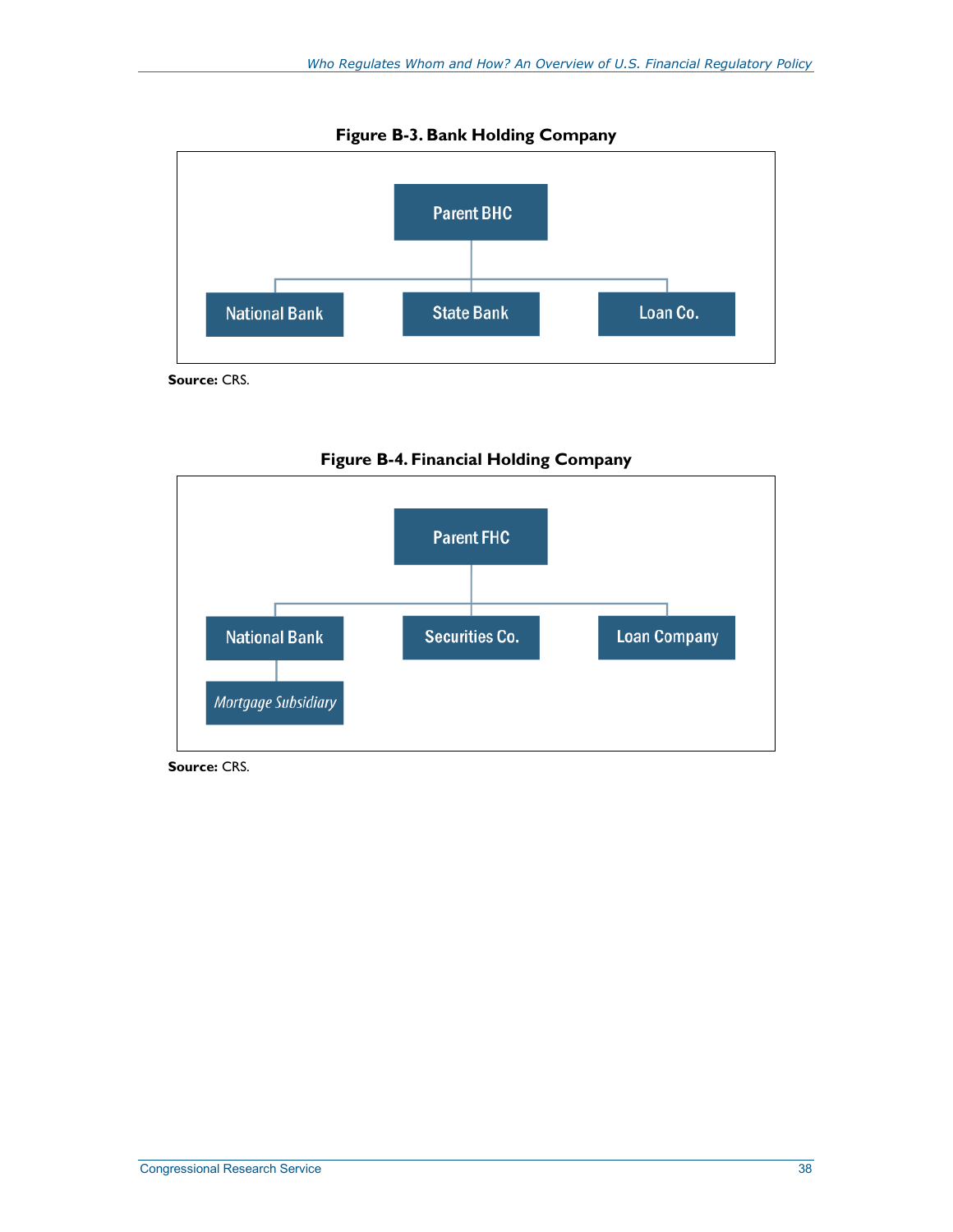**Figure B-3. Bank Holding Company**

- Parent BHC
  - National Bank
  - State Bank
  - Loan Co.

**Source:** CRS.

**Figure B-4. Financial Holding Company**

- Parent FHC
  - National Bank
    - *Mortgage Subsidiary*
  - Securities Co.
  - Loan Company

**Source:** CRS.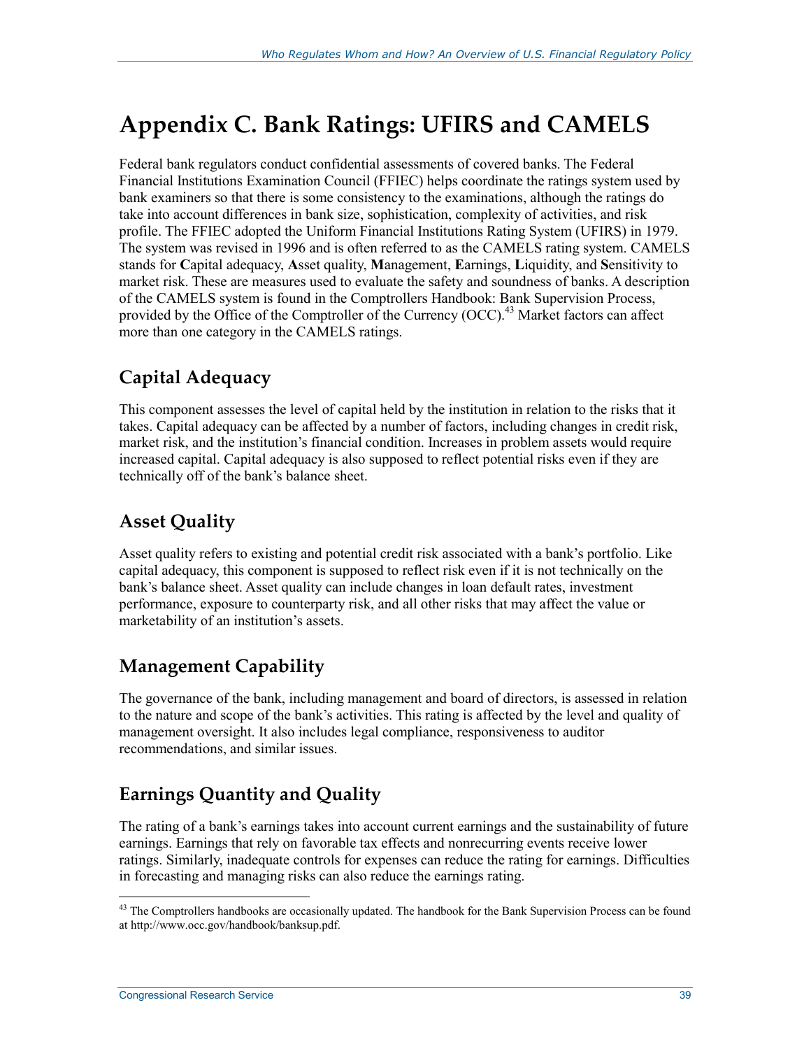# Appendix C. Bank Ratings: UFIRS and CAMELS

Federal bank regulators conduct confidential assessments of covered banks. The Federal Financial Institutions Examination Council (FFIEC) helps coordinate the ratings system used by bank examiners so that there is some consistency to the examinations, although the ratings do take into account differences in bank size, sophistication, complexity of activities, and risk profile. The FFIEC adopted the Uniform Financial Institutions Rating System (UFIRS) in 1979. The system was revised in 1996 and is often referred to as the CAMELS rating system. CAMELS stands for **C**apital adequacy, **A**sset quality, **M**anagement, **E**arnings, **L**iquidity, and **S**ensitivity to market risk. These are measures used to evaluate the safety and soundness of banks. A description of the CAMELS system is found in the Comptrollers Handbook: Bank Supervision Process, provided by the Office of the Comptroller of the Currency (OCC).[43] Market factors can affect more than one category in the CAMELS ratings.

## Capital Adequacy

This component assesses the level of capital held by the institution in relation to the risks that it takes. Capital adequacy can be affected by a number of factors, including changes in credit risk, market risk, and the institution's financial condition. Increases in problem assets would require increased capital. Capital adequacy is also supposed to reflect potential risks even if they are technically off of the bank's balance sheet.

## Asset Quality

Asset quality refers to existing and potential credit risk associated with a bank's portfolio. Like capital adequacy, this component is supposed to reflect risk even if it is not technically on the bank's balance sheet. Asset quality can include changes in loan default rates, investment performance, exposure to counterparty risk, and all other risks that may affect the value or marketability of an institution's assets.

## Management Capability

The governance of the bank, including management and board of directors, is assessed in relation to the nature and scope of the bank's activities. This rating is affected by the level and quality of management oversight. It also includes legal compliance, responsiveness to auditor recommendations, and similar issues.

## Earnings Quantity and Quality

The rating of a bank's earnings takes into account current earnings and the sustainability of future earnings. Earnings that rely on favorable tax effects and nonrecurring events receive lower ratings. Similarly, inadequate controls for expenses can reduce the rating for earnings. Difficulties in forecasting and managing risks can also reduce the earnings rating.

---

[43] The Comptrollers handbooks are occasionally updated. The handbook for the Bank Supervision Process can be found at http://www.occ.gov/handbook/banksup.pdf.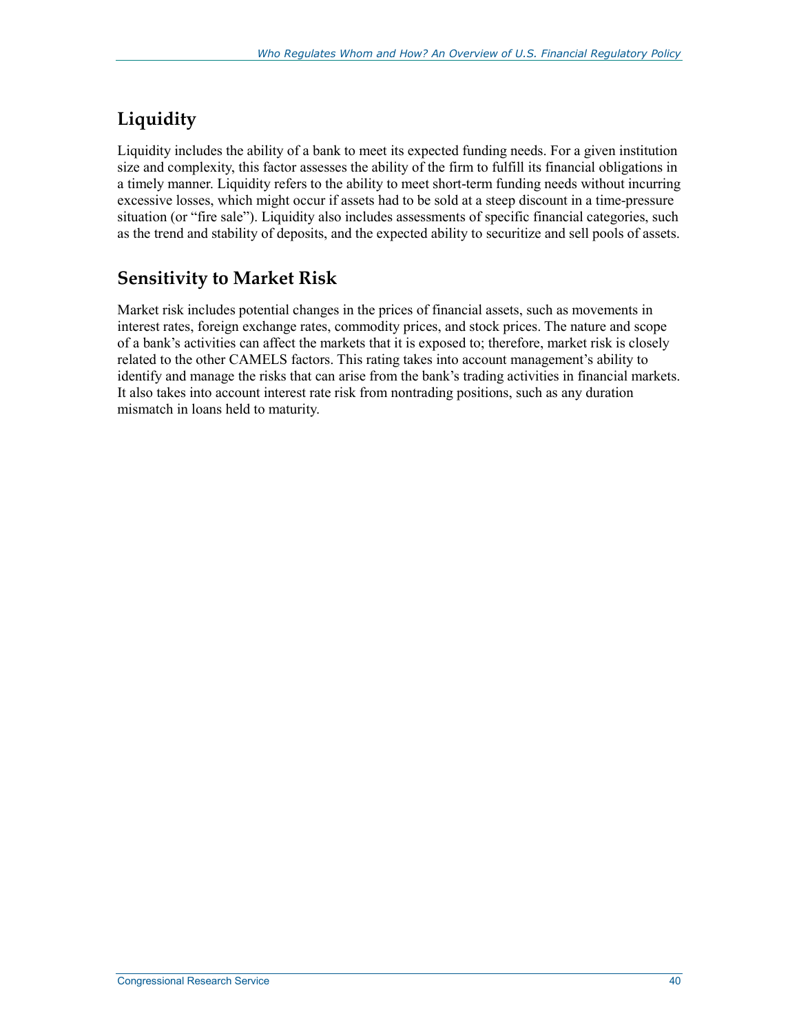## Liquidity

Liquidity includes the ability of a bank to meet its expected funding needs. For a given institution size and complexity, this factor assesses the ability of the firm to fulfill its financial obligations in a timely manner. Liquidity refers to the ability to meet short-term funding needs without incurring excessive losses, which might occur if assets had to be sold at a steep discount in a time-pressure situation (or "fire sale"). Liquidity also includes assessments of specific financial categories, such as the trend and stability of deposits, and the expected ability to securitize and sell pools of assets.

## Sensitivity to Market Risk

Market risk includes potential changes in the prices of financial assets, such as movements in interest rates, foreign exchange rates, commodity prices, and stock prices. The nature and scope of a bank's activities can affect the markets that it is exposed to; therefore, market risk is closely related to the other CAMELS factors. This rating takes into account management's ability to identify and manage the risks that can arise from the bank's trading activities in financial markets. It also takes into account interest rate risk from nontrading positions, such as any duration mismatch in loans held to maturity.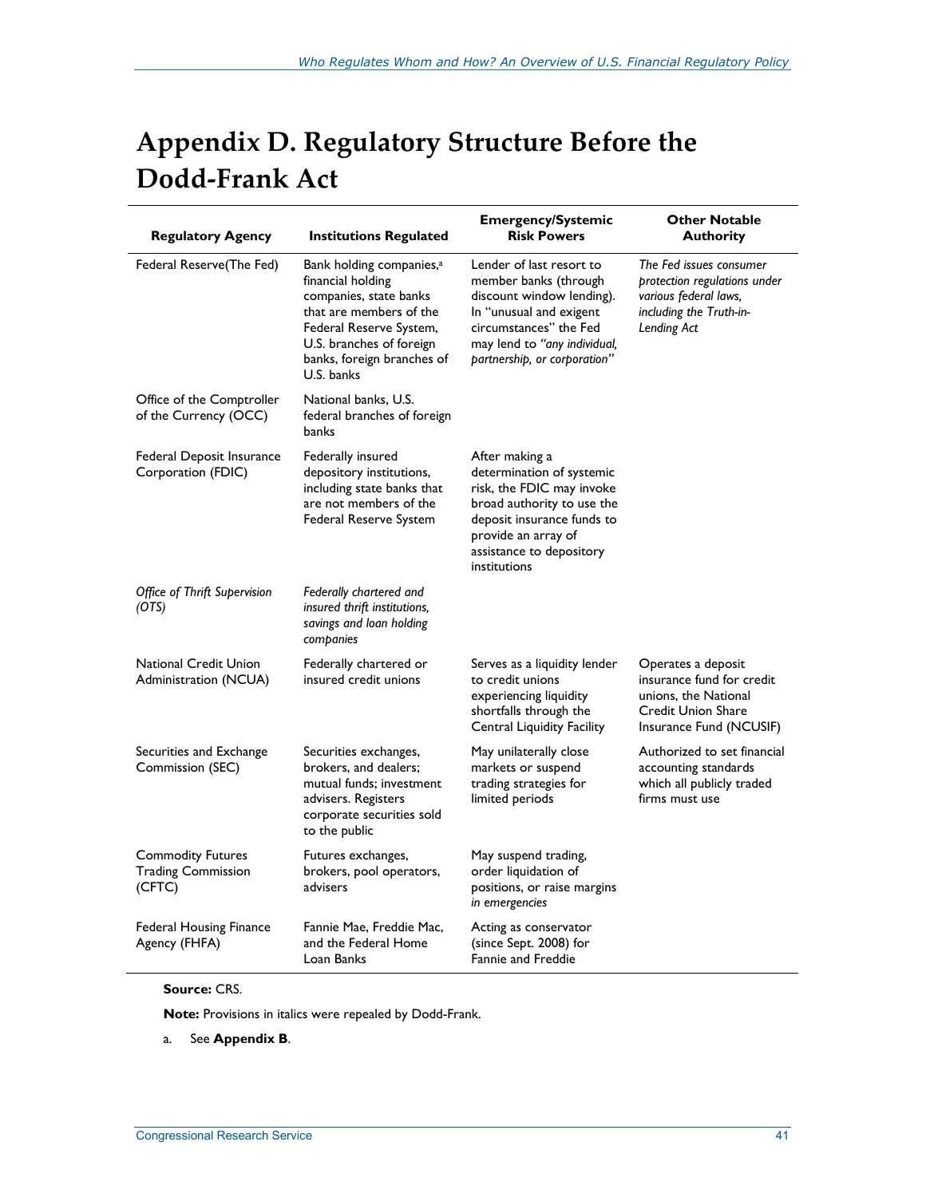# Appendix D. Regulatory Structure Before the Dodd-Frank Act

| Regulatory Agency | Institutions Regulated | Emergency/Systemic Risk Powers | Other Notable Authority |
|---|---|---|---|
| Federal Reserve(The Fed) | Bank holding companies,[a] financial holding companies, state banks that are members of the Federal Reserve System, U.S. branches of foreign banks, foreign branches of U.S. banks | Lender of last resort to member banks (through discount window lending). In "unusual and exigent circumstances" the Fed may lend to *"any individual, partnership, or corporation"* | *The Fed issues consumer protection regulations under various federal laws, including the Truth-in-Lending Act* |
| Office of the Comptroller of the Currency (OCC) | National banks, U.S. federal branches of foreign banks | | |
| Federal Deposit Insurance Corporation (FDIC) | Federally insured depository institutions, including state banks that are not members of the Federal Reserve System | After making a determination of systemic risk, the FDIC may invoke broad authority to use the deposit insurance funds to provide an array of assistance to depository institutions | |
| *Office of Thrift Supervision (OTS)* | *Federally chartered and insured thrift institutions, savings and loan holding companies* | | |
| National Credit Union Administration (NCUA) | Federally chartered or insured credit unions | Serves as a liquidity lender to credit unions experiencing liquidity shortfalls through the Central Liquidity Facility | Operates a deposit insurance fund for credit unions, the National Credit Union Share Insurance Fund (NCUSIF) |
| Securities and Exchange Commission (SEC) | Securities exchanges, brokers, and dealers; mutual funds; investment advisers. Registers corporate securities sold to the public | May unilaterally close markets or suspend trading strategies for limited periods | Authorized to set financial accounting standards which all publicly traded firms must use |
| Commodity Futures Trading Commission (CFTC) | Futures exchanges, brokers, pool operators, advisers | May suspend trading, order liquidation of positions, or raise margins *in emergencies* | |
| Federal Housing Finance Agency (FHFA) | Fannie Mae, Freddie Mac, and the Federal Home Loan Banks | Acting as conservator (since Sept. 2008) for Fannie and Freddie | |

**Source:** CRS.

**Note:** Provisions in italics were repealed by Dodd-Frank.

a. See **Appendix B**.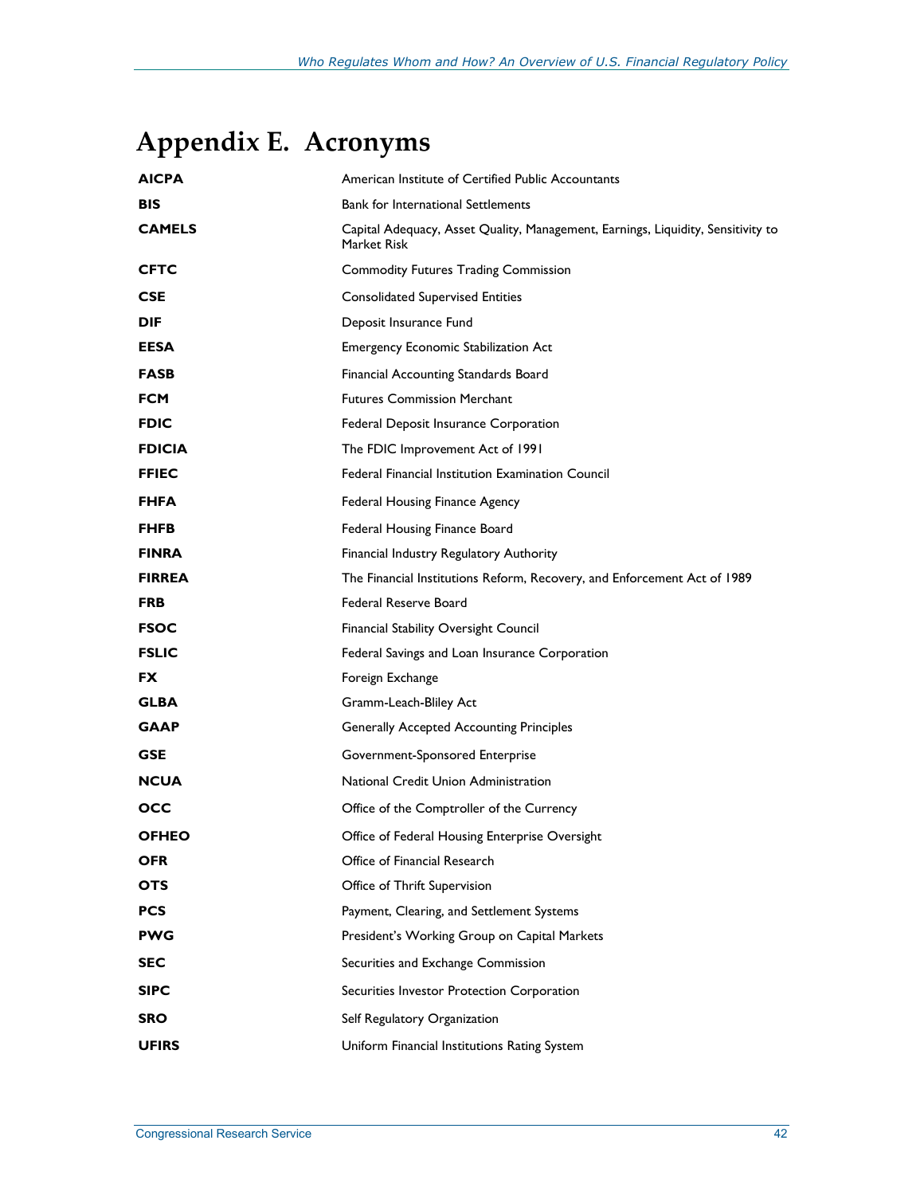# Appendix E. Acronyms

| | |
|---|---|
| **AICPA** | American Institute of Certified Public Accountants |
| **BIS** | Bank for International Settlements |
| **CAMELS** | Capital Adequacy, Asset Quality, Management, Earnings, Liquidity, Sensitivity to Market Risk |
| **CFTC** | Commodity Futures Trading Commission |
| **CSE** | Consolidated Supervised Entities |
| **DIF** | Deposit Insurance Fund |
| **EESA** | Emergency Economic Stabilization Act |
| **FASB** | Financial Accounting Standards Board |
| **FCM** | Futures Commission Merchant |
| **FDIC** | Federal Deposit Insurance Corporation |
| **FDICIA** | The FDIC Improvement Act of 1991 |
| **FFIEC** | Federal Financial Institution Examination Council |
| **FHFA** | Federal Housing Finance Agency |
| **FHFB** | Federal Housing Finance Board |
| **FINRA** | Financial Industry Regulatory Authority |
| **FIRREA** | The Financial Institutions Reform, Recovery, and Enforcement Act of 1989 |
| **FRB** | Federal Reserve Board |
| **FSOC** | Financial Stability Oversight Council |
| **FSLIC** | Federal Savings and Loan Insurance Corporation |
| **FX** | Foreign Exchange |
| **GLBA** | Gramm-Leach-Bliley Act |
| **GAAP** | Generally Accepted Accounting Principles |
| **GSE** | Government-Sponsored Enterprise |
| **NCUA** | National Credit Union Administration |
| **OCC** | Office of the Comptroller of the Currency |
| **OFHEO** | Office of Federal Housing Enterprise Oversight |
| **OFR** | Office of Financial Research |
| **OTS** | Office of Thrift Supervision |
| **PCS** | Payment, Clearing, and Settlement Systems |
| **PWG** | President's Working Group on Capital Markets |
| **SEC** | Securities and Exchange Commission |
| **SIPC** | Securities Investor Protection Corporation |
| **SRO** | Self Regulatory Organization |
| **UFIRS** | Uniform Financial Institutions Rating System |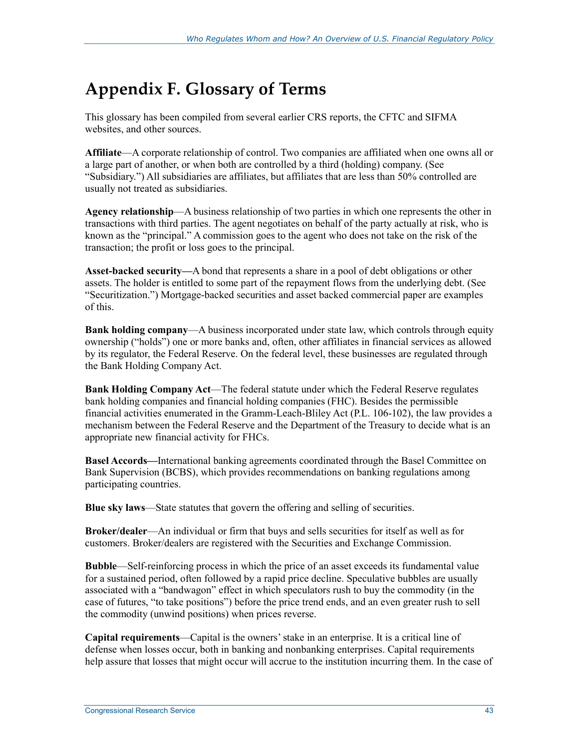# Appendix F. Glossary of Terms

This glossary has been compiled from several earlier CRS reports, the CFTC and SIFMA websites, and other sources.

**Affiliate**—A corporate relationship of control. Two companies are affiliated when one owns all or a large part of another, or when both are controlled by a third (holding) company. (See "Subsidiary.") All subsidiaries are affiliates, but affiliates that are less than 50% controlled are usually not treated as subsidiaries.

**Agency relationship**—A business relationship of two parties in which one represents the other in transactions with third parties. The agent negotiates on behalf of the party actually at risk, who is known as the "principal." A commission goes to the agent who does not take on the risk of the transaction; the profit or loss goes to the principal.

**Asset-backed security—**A bond that represents a share in a pool of debt obligations or other assets. The holder is entitled to some part of the repayment flows from the underlying debt. (See "Securitization.") Mortgage-backed securities and asset backed commercial paper are examples of this.

**Bank holding company**—A business incorporated under state law, which controls through equity ownership ("holds") one or more banks and, often, other affiliates in financial services as allowed by its regulator, the Federal Reserve. On the federal level, these businesses are regulated through the Bank Holding Company Act.

**Bank Holding Company Act**—The federal statute under which the Federal Reserve regulates bank holding companies and financial holding companies (FHC). Besides the permissible financial activities enumerated in the Gramm-Leach-Bliley Act (P.L. 106-102), the law provides a mechanism between the Federal Reserve and the Department of the Treasury to decide what is an appropriate new financial activity for FHCs.

**Basel Accords—**International banking agreements coordinated through the Basel Committee on Bank Supervision (BCBS), which provides recommendations on banking regulations among participating countries.

**Blue sky laws**—State statutes that govern the offering and selling of securities.

**Broker/dealer**—An individual or firm that buys and sells securities for itself as well as for customers. Broker/dealers are registered with the Securities and Exchange Commission.

**Bubble**—Self-reinforcing process in which the price of an asset exceeds its fundamental value for a sustained period, often followed by a rapid price decline. Speculative bubbles are usually associated with a "bandwagon" effect in which speculators rush to buy the commodity (in the case of futures, "to take positions") before the price trend ends, and an even greater rush to sell the commodity (unwind positions) when prices reverse.

**Capital requirements**—Capital is the owners' stake in an enterprise. It is a critical line of defense when losses occur, both in banking and nonbanking enterprises. Capital requirements help assure that losses that might occur will accrue to the institution incurring them. In the case of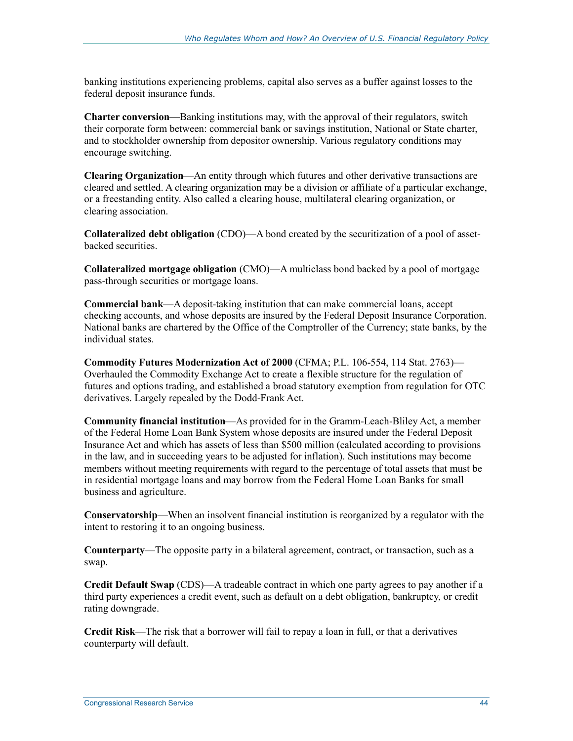banking institutions experiencing problems, capital also serves as a buffer against losses to the federal deposit insurance funds.

**Charter conversion—**Banking institutions may, with the approval of their regulators, switch their corporate form between: commercial bank or savings institution, National or State charter, and to stockholder ownership from depositor ownership. Various regulatory conditions may encourage switching.

**Clearing Organization**—An entity through which futures and other derivative transactions are cleared and settled. A clearing organization may be a division or affiliate of a particular exchange, or a freestanding entity. Also called a clearing house, multilateral clearing organization, or clearing association.

**Collateralized debt obligation** (CDO)—A bond created by the securitization of a pool of asset-backed securities.

**Collateralized mortgage obligation** (CMO)—A multiclass bond backed by a pool of mortgage pass-through securities or mortgage loans.

**Commercial bank**—A deposit-taking institution that can make commercial loans, accept checking accounts, and whose deposits are insured by the Federal Deposit Insurance Corporation. National banks are chartered by the Office of the Comptroller of the Currency; state banks, by the individual states.

**Commodity Futures Modernization Act of 2000** (CFMA; P.L. 106-554, 114 Stat. 2763)—Overhauled the Commodity Exchange Act to create a flexible structure for the regulation of futures and options trading, and established a broad statutory exemption from regulation for OTC derivatives. Largely repealed by the Dodd-Frank Act.

**Community financial institution**—As provided for in the Gramm-Leach-Bliley Act, a member of the Federal Home Loan Bank System whose deposits are insured under the Federal Deposit Insurance Act and which has assets of less than $500 million (calculated according to provisions in the law, and in succeeding years to be adjusted for inflation). Such institutions may become members without meeting requirements with regard to the percentage of total assets that must be in residential mortgage loans and may borrow from the Federal Home Loan Banks for small business and agriculture.

**Conservatorship**—When an insolvent financial institution is reorganized by a regulator with the intent to restoring it to an ongoing business.

**Counterparty**—The opposite party in a bilateral agreement, contract, or transaction, such as a swap.

**Credit Default Swap** (CDS)—A tradeable contract in which one party agrees to pay another if a third party experiences a credit event, such as default on a debt obligation, bankruptcy, or credit rating downgrade.

**Credit Risk**—The risk that a borrower will fail to repay a loan in full, or that a derivatives counterparty will default.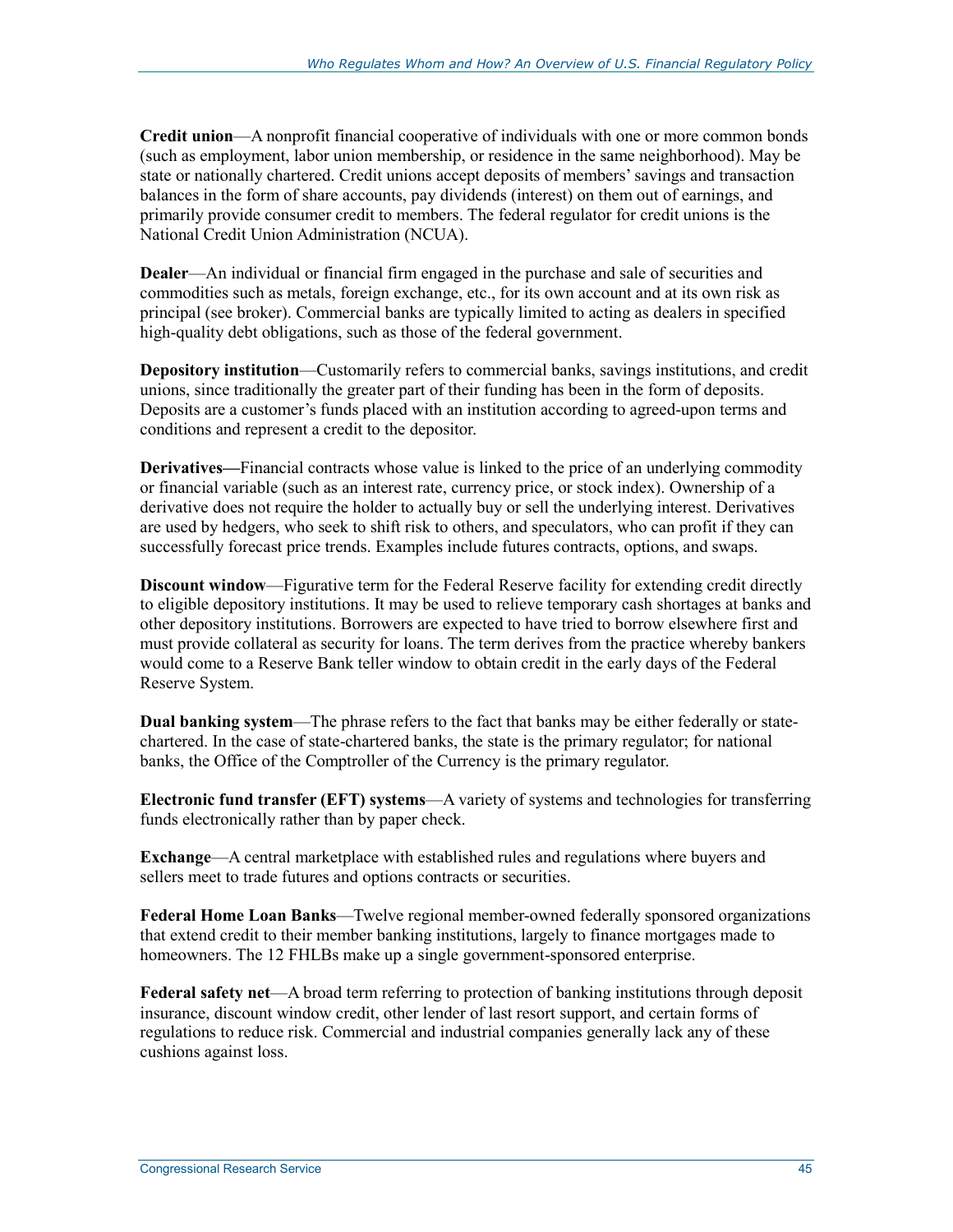**Credit union**—A nonprofit financial cooperative of individuals with one or more common bonds (such as employment, labor union membership, or residence in the same neighborhood). May be state or nationally chartered. Credit unions accept deposits of members' savings and transaction balances in the form of share accounts, pay dividends (interest) on them out of earnings, and primarily provide consumer credit to members. The federal regulator for credit unions is the National Credit Union Administration (NCUA).

**Dealer**—An individual or financial firm engaged in the purchase and sale of securities and commodities such as metals, foreign exchange, etc., for its own account and at its own risk as principal (see broker). Commercial banks are typically limited to acting as dealers in specified high-quality debt obligations, such as those of the federal government.

**Depository institution**—Customarily refers to commercial banks, savings institutions, and credit unions, since traditionally the greater part of their funding has been in the form of deposits. Deposits are a customer's funds placed with an institution according to agreed-upon terms and conditions and represent a credit to the depositor.

**Derivatives—**Financial contracts whose value is linked to the price of an underlying commodity or financial variable (such as an interest rate, currency price, or stock index). Ownership of a derivative does not require the holder to actually buy or sell the underlying interest. Derivatives are used by hedgers, who seek to shift risk to others, and speculators, who can profit if they can successfully forecast price trends. Examples include futures contracts, options, and swaps.

**Discount window**—Figurative term for the Federal Reserve facility for extending credit directly to eligible depository institutions. It may be used to relieve temporary cash shortages at banks and other depository institutions. Borrowers are expected to have tried to borrow elsewhere first and must provide collateral as security for loans. The term derives from the practice whereby bankers would come to a Reserve Bank teller window to obtain credit in the early days of the Federal Reserve System.

**Dual banking system**—The phrase refers to the fact that banks may be either federally or state-chartered. In the case of state-chartered banks, the state is the primary regulator; for national banks, the Office of the Comptroller of the Currency is the primary regulator.

**Electronic fund transfer (EFT) systems**—A variety of systems and technologies for transferring funds electronically rather than by paper check.

**Exchange**—A central marketplace with established rules and regulations where buyers and sellers meet to trade futures and options contracts or securities.

**Federal Home Loan Banks**—Twelve regional member-owned federally sponsored organizations that extend credit to their member banking institutions, largely to finance mortgages made to homeowners. The 12 FHLBs make up a single government-sponsored enterprise.

**Federal safety net**—A broad term referring to protection of banking institutions through deposit insurance, discount window credit, other lender of last resort support, and certain forms of regulations to reduce risk. Commercial and industrial companies generally lack any of these cushions against loss.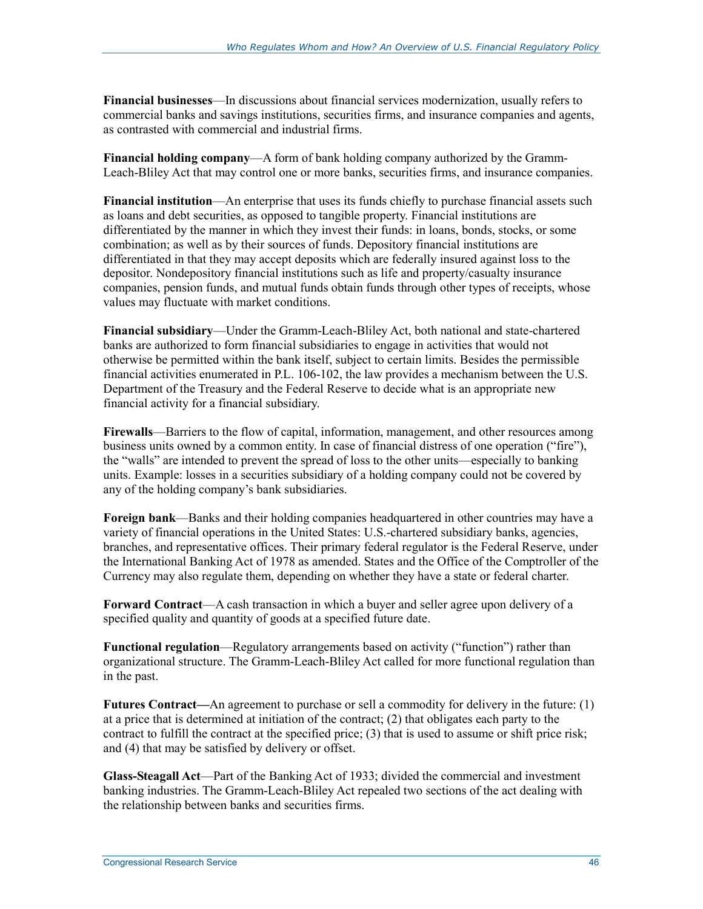**Financial businesses**—In discussions about financial services modernization, usually refers to commercial banks and savings institutions, securities firms, and insurance companies and agents, as contrasted with commercial and industrial firms.

**Financial holding company**—A form of bank holding company authorized by the Gramm-Leach-Bliley Act that may control one or more banks, securities firms, and insurance companies.

**Financial institution**—An enterprise that uses its funds chiefly to purchase financial assets such as loans and debt securities, as opposed to tangible property. Financial institutions are differentiated by the manner in which they invest their funds: in loans, bonds, stocks, or some combination; as well as by their sources of funds. Depository financial institutions are differentiated in that they may accept deposits which are federally insured against loss to the depositor. Nondepository financial institutions such as life and property/casualty insurance companies, pension funds, and mutual funds obtain funds through other types of receipts, whose values may fluctuate with market conditions.

**Financial subsidiary**—Under the Gramm-Leach-Bliley Act, both national and state-chartered banks are authorized to form financial subsidiaries to engage in activities that would not otherwise be permitted within the bank itself, subject to certain limits. Besides the permissible financial activities enumerated in P.L. 106-102, the law provides a mechanism between the U.S. Department of the Treasury and the Federal Reserve to decide what is an appropriate new financial activity for a financial subsidiary.

**Firewalls**—Barriers to the flow of capital, information, management, and other resources among business units owned by a common entity. In case of financial distress of one operation ("fire"), the "walls" are intended to prevent the spread of loss to the other units—especially to banking units. Example: losses in a securities subsidiary of a holding company could not be covered by any of the holding company's bank subsidiaries.

**Foreign bank**—Banks and their holding companies headquartered in other countries may have a variety of financial operations in the United States: U.S.-chartered subsidiary banks, agencies, branches, and representative offices. Their primary federal regulator is the Federal Reserve, under the International Banking Act of 1978 as amended. States and the Office of the Comptroller of the Currency may also regulate them, depending on whether they have a state or federal charter.

**Forward Contract**—A cash transaction in which a buyer and seller agree upon delivery of a specified quality and quantity of goods at a specified future date.

**Functional regulation**—Regulatory arrangements based on activity ("function") rather than organizational structure. The Gramm-Leach-Bliley Act called for more functional regulation than in the past.

**Futures Contract—**An agreement to purchase or sell a commodity for delivery in the future: (1) at a price that is determined at initiation of the contract; (2) that obligates each party to the contract to fulfill the contract at the specified price; (3) that is used to assume or shift price risk; and (4) that may be satisfied by delivery or offset.

**Glass-Steagall Act**—Part of the Banking Act of 1933; divided the commercial and investment banking industries. The Gramm-Leach-Bliley Act repealed two sections of the act dealing with the relationship between banks and securities firms.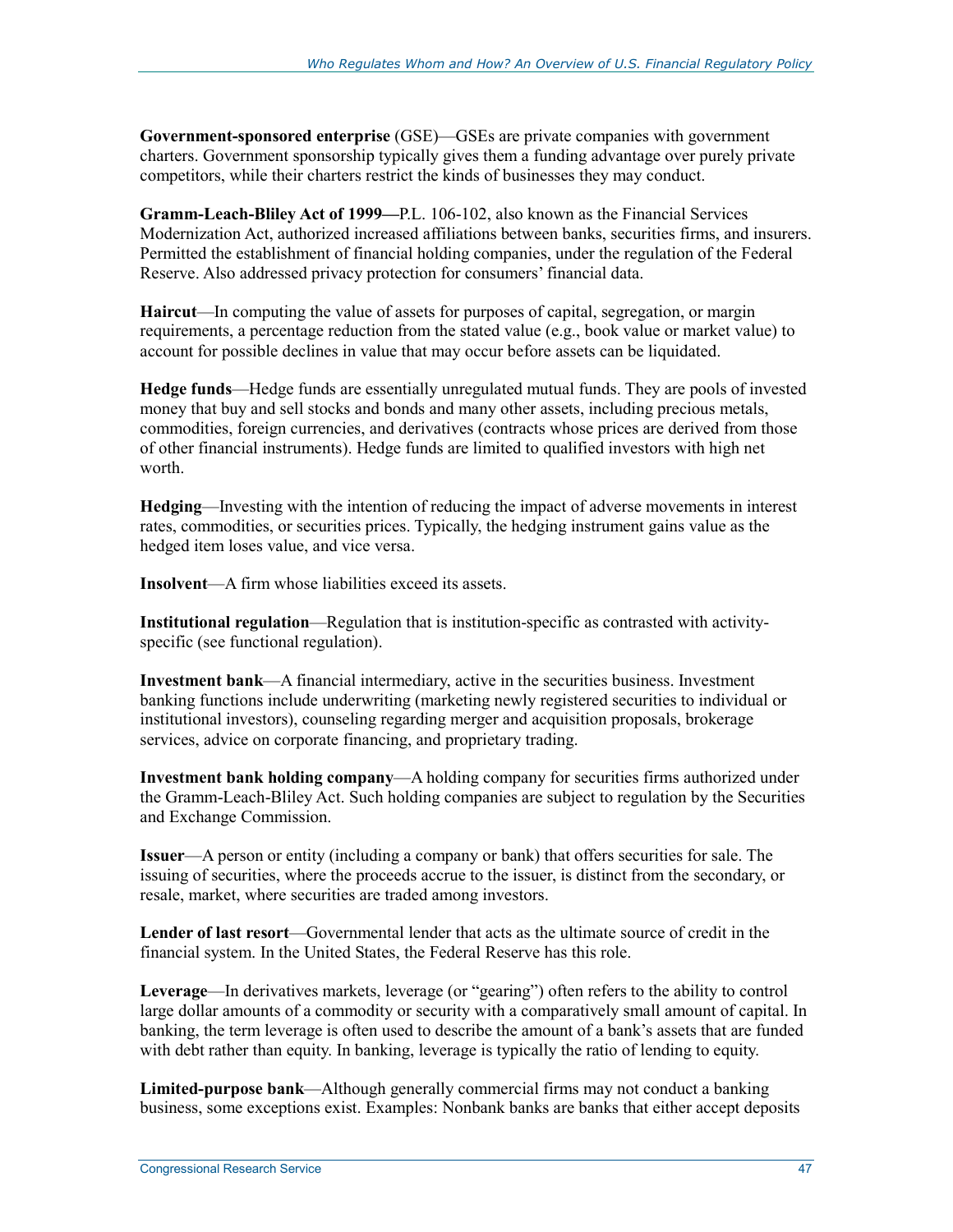**Government-sponsored enterprise** (GSE)—GSEs are private companies with government charters. Government sponsorship typically gives them a funding advantage over purely private competitors, while their charters restrict the kinds of businesses they may conduct.

**Gramm-Leach-Bliley Act of 1999—**P.L. 106-102, also known as the Financial Services Modernization Act, authorized increased affiliations between banks, securities firms, and insurers. Permitted the establishment of financial holding companies, under the regulation of the Federal Reserve. Also addressed privacy protection for consumers' financial data.

**Haircut**—In computing the value of assets for purposes of capital, segregation, or margin requirements, a percentage reduction from the stated value (e.g., book value or market value) to account for possible declines in value that may occur before assets can be liquidated.

**Hedge funds**—Hedge funds are essentially unregulated mutual funds. They are pools of invested money that buy and sell stocks and bonds and many other assets, including precious metals, commodities, foreign currencies, and derivatives (contracts whose prices are derived from those of other financial instruments). Hedge funds are limited to qualified investors with high net worth.

**Hedging**—Investing with the intention of reducing the impact of adverse movements in interest rates, commodities, or securities prices. Typically, the hedging instrument gains value as the hedged item loses value, and vice versa.

**Insolvent**—A firm whose liabilities exceed its assets.

**Institutional regulation**—Regulation that is institution-specific as contrasted with activity-specific (see functional regulation).

**Investment bank**—A financial intermediary, active in the securities business. Investment banking functions include underwriting (marketing newly registered securities to individual or institutional investors), counseling regarding merger and acquisition proposals, brokerage services, advice on corporate financing, and proprietary trading.

**Investment bank holding company**—A holding company for securities firms authorized under the Gramm-Leach-Bliley Act. Such holding companies are subject to regulation by the Securities and Exchange Commission.

**Issuer**—A person or entity (including a company or bank) that offers securities for sale. The issuing of securities, where the proceeds accrue to the issuer, is distinct from the secondary, or resale, market, where securities are traded among investors.

**Lender of last resort**—Governmental lender that acts as the ultimate source of credit in the financial system. In the United States, the Federal Reserve has this role.

**Leverage**—In derivatives markets, leverage (or "gearing") often refers to the ability to control large dollar amounts of a commodity or security with a comparatively small amount of capital. In banking, the term leverage is often used to describe the amount of a bank's assets that are funded with debt rather than equity. In banking, leverage is typically the ratio of lending to equity.

**Limited-purpose bank**—Although generally commercial firms may not conduct a banking business, some exceptions exist. Examples: Nonbank banks are banks that either accept deposits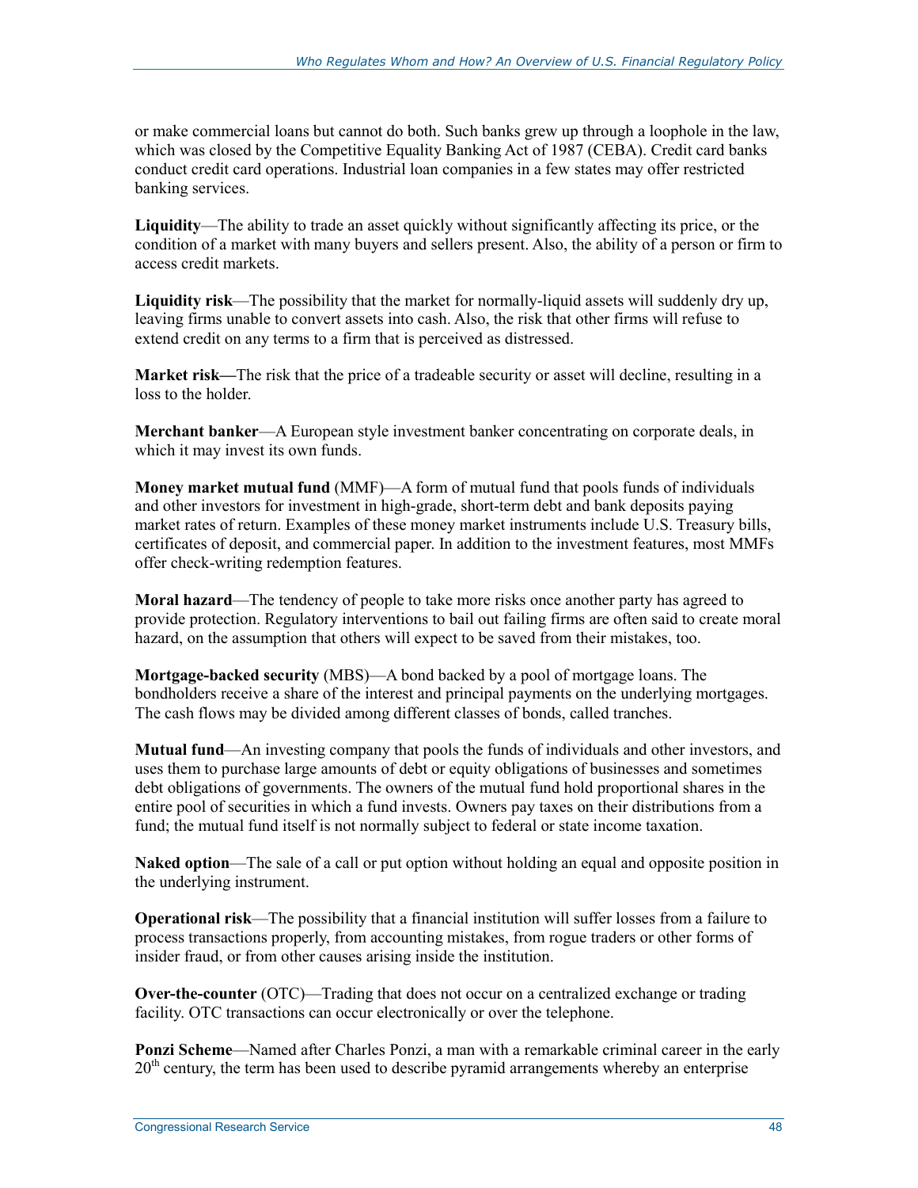or make commercial loans but cannot do both. Such banks grew up through a loophole in the law, which was closed by the Competitive Equality Banking Act of 1987 (CEBA). Credit card banks conduct credit card operations. Industrial loan companies in a few states may offer restricted banking services.

**Liquidity**—The ability to trade an asset quickly without significantly affecting its price, or the condition of a market with many buyers and sellers present. Also, the ability of a person or firm to access credit markets.

**Liquidity risk**—The possibility that the market for normally-liquid assets will suddenly dry up, leaving firms unable to convert assets into cash. Also, the risk that other firms will refuse to extend credit on any terms to a firm that is perceived as distressed.

**Market risk—**The risk that the price of a tradeable security or asset will decline, resulting in a loss to the holder.

**Merchant banker**—A European style investment banker concentrating on corporate deals, in which it may invest its own funds.

**Money market mutual fund** (MMF)—A form of mutual fund that pools funds of individuals and other investors for investment in high-grade, short-term debt and bank deposits paying market rates of return. Examples of these money market instruments include U.S. Treasury bills, certificates of deposit, and commercial paper. In addition to the investment features, most MMFs offer check-writing redemption features.

**Moral hazard**—The tendency of people to take more risks once another party has agreed to provide protection. Regulatory interventions to bail out failing firms are often said to create moral hazard, on the assumption that others will expect to be saved from their mistakes, too.

**Mortgage-backed security** (MBS)—A bond backed by a pool of mortgage loans. The bondholders receive a share of the interest and principal payments on the underlying mortgages. The cash flows may be divided among different classes of bonds, called tranches.

**Mutual fund**—An investing company that pools the funds of individuals and other investors, and uses them to purchase large amounts of debt or equity obligations of businesses and sometimes debt obligations of governments. The owners of the mutual fund hold proportional shares in the entire pool of securities in which a fund invests. Owners pay taxes on their distributions from a fund; the mutual fund itself is not normally subject to federal or state income taxation.

**Naked option**—The sale of a call or put option without holding an equal and opposite position in the underlying instrument.

**Operational risk**—The possibility that a financial institution will suffer losses from a failure to process transactions properly, from accounting mistakes, from rogue traders or other forms of insider fraud, or from other causes arising inside the institution.

**Over-the-counter** (OTC)—Trading that does not occur on a centralized exchange or trading facility. OTC transactions can occur electronically or over the telephone.

**Ponzi Scheme**—Named after Charles Ponzi, a man with a remarkable criminal career in the early 20th century, the term has been used to describe pyramid arrangements whereby an enterprise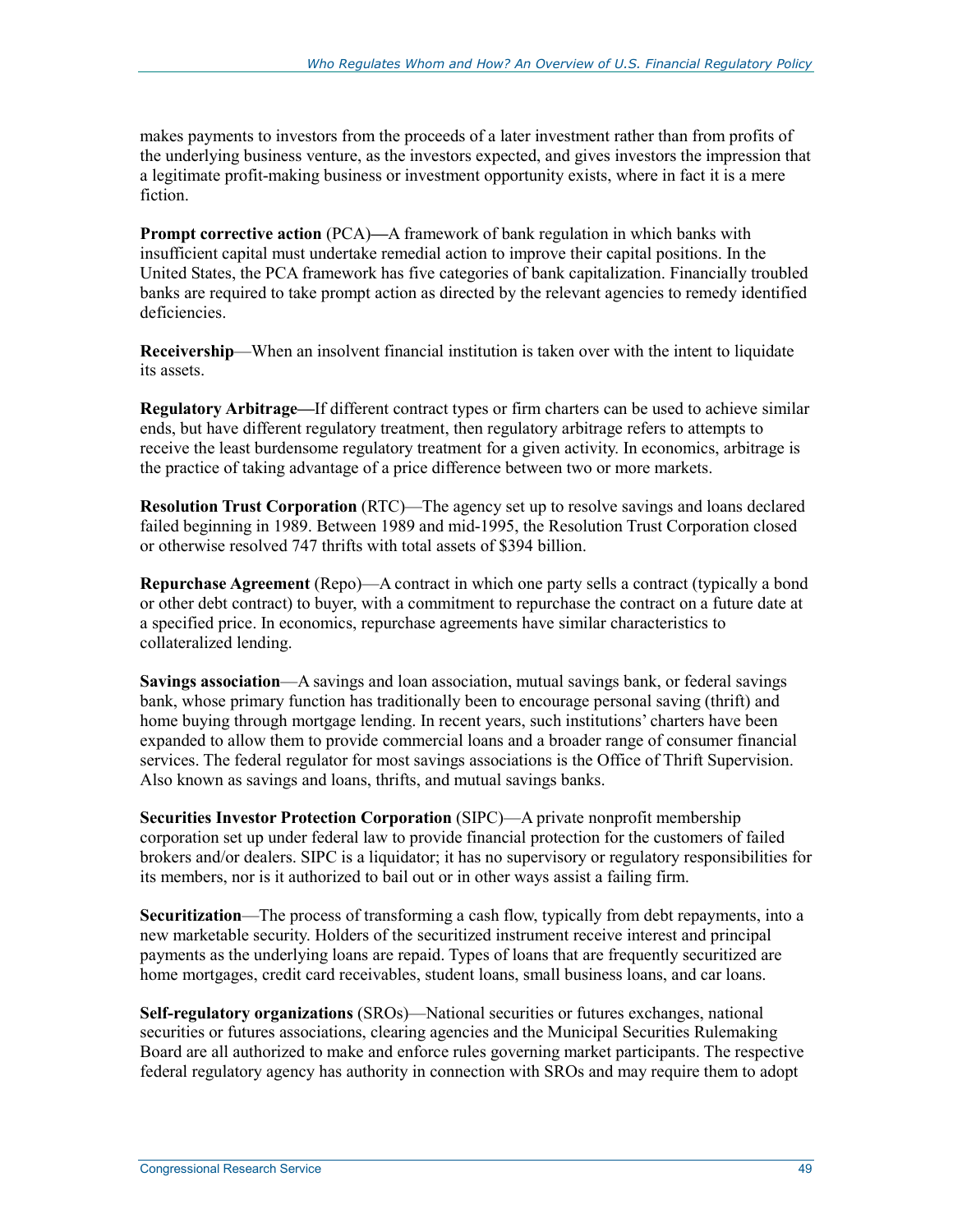makes payments to investors from the proceeds of a later investment rather than from profits of the underlying business venture, as the investors expected, and gives investors the impression that a legitimate profit-making business or investment opportunity exists, where in fact it is a mere fiction.

**Prompt corrective action** (PCA)**—**A framework of bank regulation in which banks with insufficient capital must undertake remedial action to improve their capital positions. In the United States, the PCA framework has five categories of bank capitalization. Financially troubled banks are required to take prompt action as directed by the relevant agencies to remedy identified deficiencies.

**Receivership**—When an insolvent financial institution is taken over with the intent to liquidate its assets.

**Regulatory Arbitrage—**If different contract types or firm charters can be used to achieve similar ends, but have different regulatory treatment, then regulatory arbitrage refers to attempts to receive the least burdensome regulatory treatment for a given activity. In economics, arbitrage is the practice of taking advantage of a price difference between two or more markets.

**Resolution Trust Corporation** (RTC)—The agency set up to resolve savings and loans declared failed beginning in 1989. Between 1989 and mid-1995, the Resolution Trust Corporation closed or otherwise resolved 747 thrifts with total assets of $394 billion.

**Repurchase Agreement** (Repo)—A contract in which one party sells a contract (typically a bond or other debt contract) to buyer, with a commitment to repurchase the contract on a future date at a specified price. In economics, repurchase agreements have similar characteristics to collateralized lending.

**Savings association**—A savings and loan association, mutual savings bank, or federal savings bank, whose primary function has traditionally been to encourage personal saving (thrift) and home buying through mortgage lending. In recent years, such institutions' charters have been expanded to allow them to provide commercial loans and a broader range of consumer financial services. The federal regulator for most savings associations is the Office of Thrift Supervision. Also known as savings and loans, thrifts, and mutual savings banks.

**Securities Investor Protection Corporation** (SIPC)—A private nonprofit membership corporation set up under federal law to provide financial protection for the customers of failed brokers and/or dealers. SIPC is a liquidator; it has no supervisory or regulatory responsibilities for its members, nor is it authorized to bail out or in other ways assist a failing firm.

**Securitization**—The process of transforming a cash flow, typically from debt repayments, into a new marketable security. Holders of the securitized instrument receive interest and principal payments as the underlying loans are repaid. Types of loans that are frequently securitized are home mortgages, credit card receivables, student loans, small business loans, and car loans.

**Self-regulatory organizations** (SROs)—National securities or futures exchanges, national securities or futures associations, clearing agencies and the Municipal Securities Rulemaking Board are all authorized to make and enforce rules governing market participants. The respective federal regulatory agency has authority in connection with SROs and may require them to adopt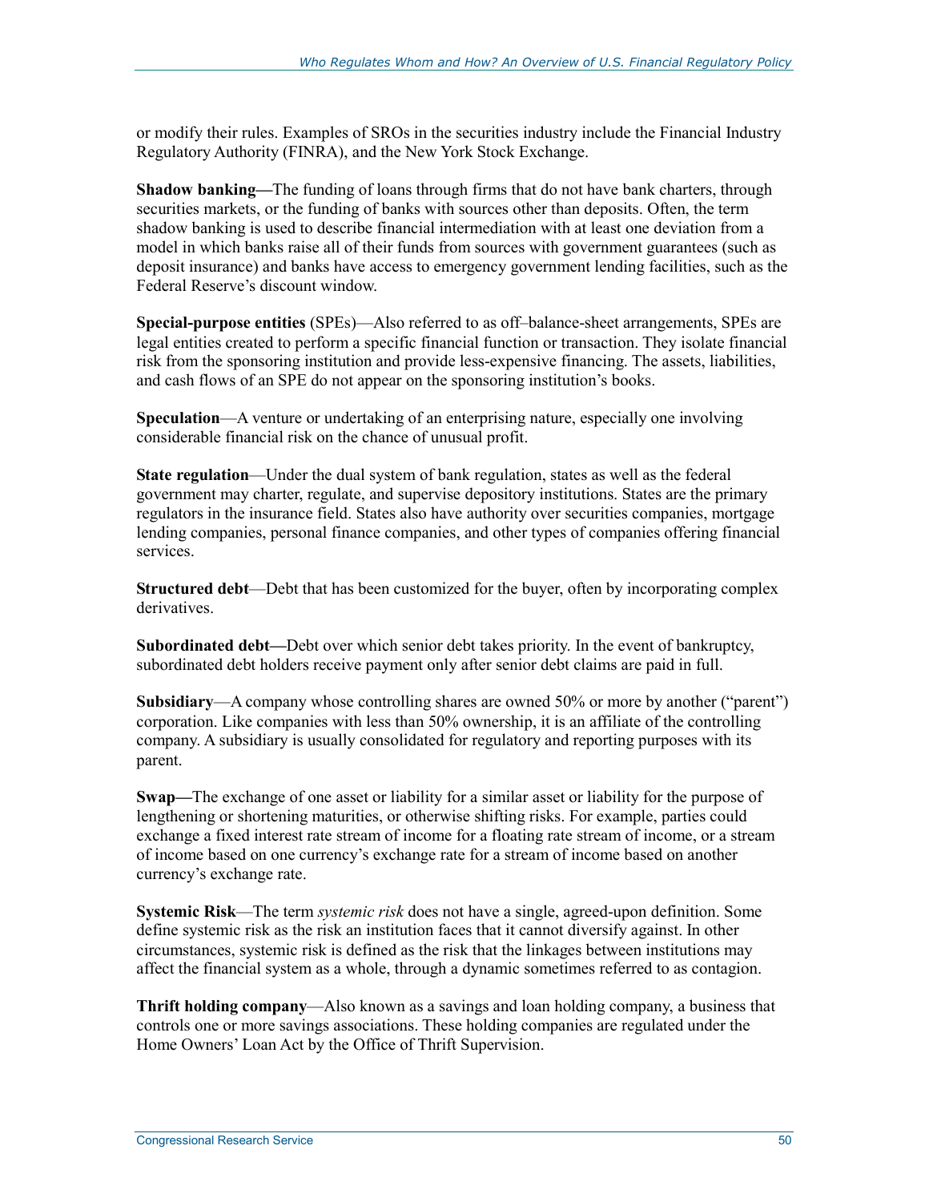or modify their rules. Examples of SROs in the securities industry include the Financial Industry Regulatory Authority (FINRA), and the New York Stock Exchange.

**Shadow banking—**The funding of loans through firms that do not have bank charters, through securities markets, or the funding of banks with sources other than deposits. Often, the term shadow banking is used to describe financial intermediation with at least one deviation from a model in which banks raise all of their funds from sources with government guarantees (such as deposit insurance) and banks have access to emergency government lending facilities, such as the Federal Reserve's discount window.

**Special-purpose entities** (SPEs)—Also referred to as off–balance-sheet arrangements, SPEs are legal entities created to perform a specific financial function or transaction. They isolate financial risk from the sponsoring institution and provide less-expensive financing. The assets, liabilities, and cash flows of an SPE do not appear on the sponsoring institution's books.

**Speculation**—A venture or undertaking of an enterprising nature, especially one involving considerable financial risk on the chance of unusual profit.

**State regulation**—Under the dual system of bank regulation, states as well as the federal government may charter, regulate, and supervise depository institutions. States are the primary regulators in the insurance field. States also have authority over securities companies, mortgage lending companies, personal finance companies, and other types of companies offering financial services.

**Structured debt**—Debt that has been customized for the buyer, often by incorporating complex derivatives.

**Subordinated debt—**Debt over which senior debt takes priority. In the event of bankruptcy, subordinated debt holders receive payment only after senior debt claims are paid in full.

**Subsidiary**—A company whose controlling shares are owned 50% or more by another ("parent") corporation. Like companies with less than 50% ownership, it is an affiliate of the controlling company. A subsidiary is usually consolidated for regulatory and reporting purposes with its parent.

**Swap—**The exchange of one asset or liability for a similar asset or liability for the purpose of lengthening or shortening maturities, or otherwise shifting risks. For example, parties could exchange a fixed interest rate stream of income for a floating rate stream of income, or a stream of income based on one currency's exchange rate for a stream of income based on another currency's exchange rate.

**Systemic Risk**—The term *systemic risk* does not have a single, agreed-upon definition. Some define systemic risk as the risk an institution faces that it cannot diversify against. In other circumstances, systemic risk is defined as the risk that the linkages between institutions may affect the financial system as a whole, through a dynamic sometimes referred to as contagion.

**Thrift holding company**—Also known as a savings and loan holding company, a business that controls one or more savings associations. These holding companies are regulated under the Home Owners' Loan Act by the Office of Thrift Supervision.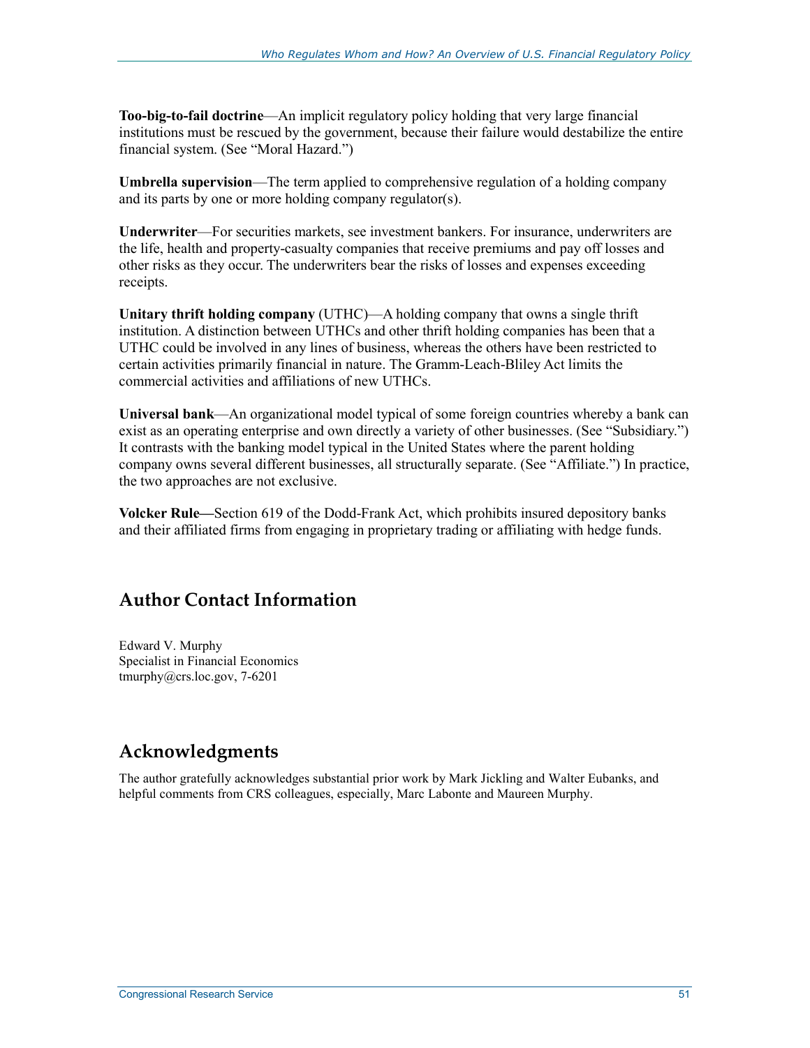**Too-big-to-fail doctrine**—An implicit regulatory policy holding that very large financial institutions must be rescued by the government, because their failure would destabilize the entire financial system. (See "Moral Hazard.")

**Umbrella supervision**—The term applied to comprehensive regulation of a holding company and its parts by one or more holding company regulator(s).

**Underwriter**—For securities markets, see investment bankers. For insurance, underwriters are the life, health and property-casualty companies that receive premiums and pay off losses and other risks as they occur. The underwriters bear the risks of losses and expenses exceeding receipts.

**Unitary thrift holding company** (UTHC)—A holding company that owns a single thrift institution. A distinction between UTHCs and other thrift holding companies has been that a UTHC could be involved in any lines of business, whereas the others have been restricted to certain activities primarily financial in nature. The Gramm-Leach-Bliley Act limits the commercial activities and affiliations of new UTHCs.

**Universal bank**—An organizational model typical of some foreign countries whereby a bank can exist as an operating enterprise and own directly a variety of other businesses. (See "Subsidiary.") It contrasts with the banking model typical in the United States where the parent holding company owns several different businesses, all structurally separate. (See "Affiliate.") In practice, the two approaches are not exclusive.

**Volcker Rule—**Section 619 of the Dodd-Frank Act, which prohibits insured depository banks and their affiliated firms from engaging in proprietary trading or affiliating with hedge funds.

## Author Contact Information

Edward V. Murphy
Specialist in Financial Economics
tmurphy@crs.loc.gov, 7-6201

## Acknowledgments

The author gratefully acknowledges substantial prior work by Mark Jickling and Walter Eubanks, and helpful comments from CRS colleagues, especially, Marc Labonte and Maureen Murphy.